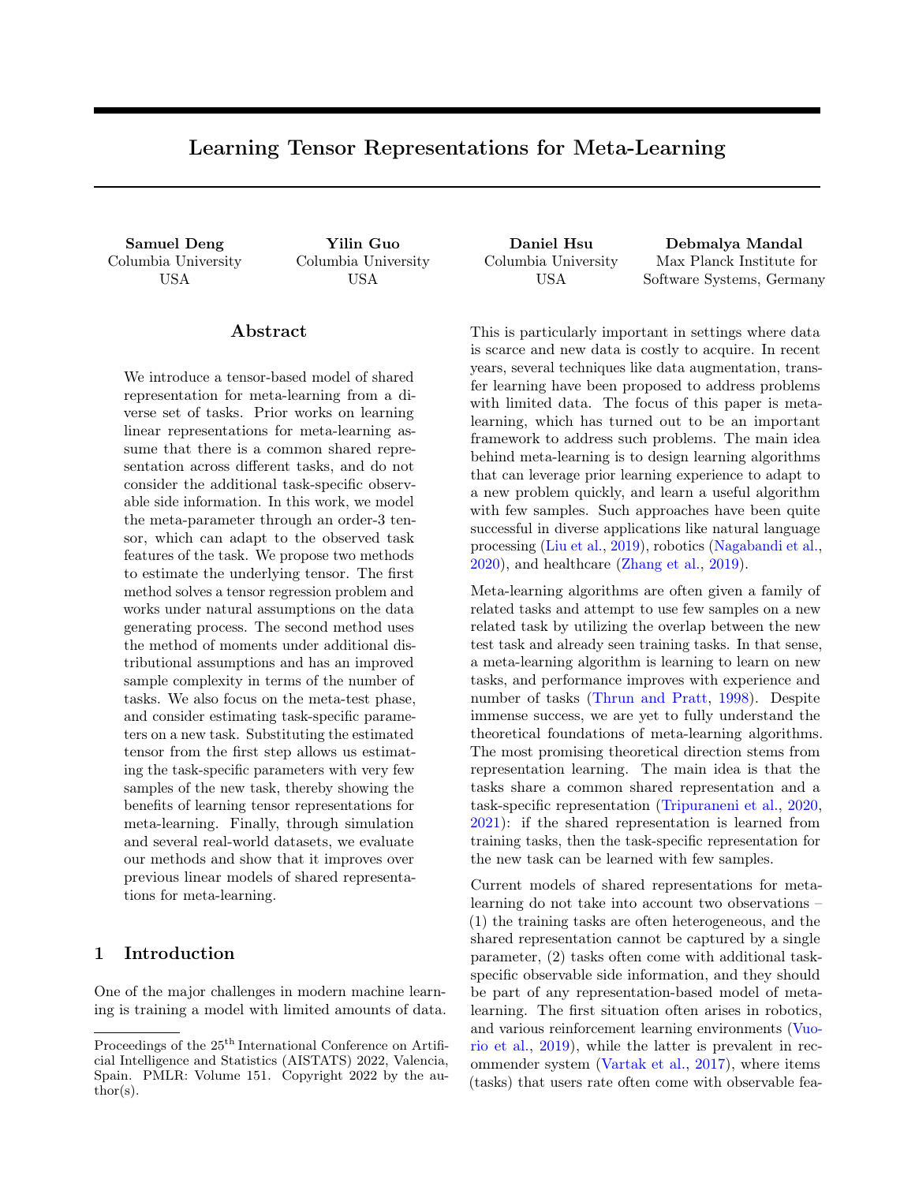# Learning Tensor Representations for Meta-Learning

**Samuel Deng**
Columbia University
USA

**Yilin Guo**
Columbia University
USA

**Daniel Hsu**
Columbia University
USA

**Debmalya Mandal**
Max Planck Institute for
Software Systems, Germany

## Abstract

We introduce a tensor-based model of shared representation for meta-learning from a diverse set of tasks. Prior works on learning linear representations for meta-learning assume that there is a common shared representation across different tasks, and do not consider the additional task-specific observable side information. In this work, we model the meta-parameter through an order-3 tensor, which can adapt to the observed task features of the task. We propose two methods to estimate the underlying tensor. The first method solves a tensor regression problem and works under natural assumptions on the data generating process. The second method uses the method of moments under additional distributional assumptions and has an improved sample complexity in terms of the number of tasks. We also focus on the meta-test phase, and consider estimating task-specific parameters on a new task. Substituting the estimated tensor from the first step allows us estimating the task-specific parameters with very few samples of the new task, thereby showing the benefits of learning tensor representations for meta-learning. Finally, through simulation and several real-world datasets, we evaluate our methods and show that it improves over previous linear models of shared representations for meta-learning.

## 1 Introduction

One of the major challenges in modern machine learning is training a model with limited amounts of data. This is particularly important in settings where data is scarce and new data is costly to acquire. In recent years, several techniques like data augmentation, transfer learning have been proposed to address problems with limited data. The focus of this paper is meta-learning, which has turned out to be an important framework to address such problems. The main idea behind meta-learning is to design learning algorithms that can leverage prior learning experience to adapt to a new problem quickly, and learn a useful algorithm with few samples. Such approaches have been quite successful in diverse applications like natural language processing (Liu et al., 2019), robotics (Nagabandi et al., 2020), and healthcare (Zhang et al., 2019).

Meta-learning algorithms are often given a family of related tasks and attempt to use few samples on a new related task by utilizing the overlap between the new test task and already seen training tasks. In that sense, a meta-learning algorithm is learning to learn on new tasks, and performance improves with experience and number of tasks (Thrun and Pratt, 1998). Despite immense success, we are yet to fully understand the theoretical foundations of meta-learning algorithms. The most promising theoretical direction stems from representation learning. The main idea is that the tasks share a common shared representation and a task-specific representation (Tripuraneni et al., 2020, 2021): if the shared representation is learned from training tasks, then the task-specific representation for the new task can be learned with few samples.

Current models of shared representations for meta-learning do not take into account two observations – (1) the training tasks are often heterogeneous, and the shared representation cannot be captured by a single parameter, (2) tasks often come with additional task-specific observable side information, and they should be part of any representation-based model of meta-learning. The first situation often arises in robotics, and various reinforcement learning environments (Vuorio et al., 2019), while the latter is prevalent in recommender system (Vartak et al., 2017), where items (tasks) that users rate often come with observable fea-

Proceedings of the 25[th] International Conference on Artificial Intelligence and Statistics (AISTATS) 2022, Valencia, Spain. PMLR: Volume 151. Copyright 2022 by the author(s).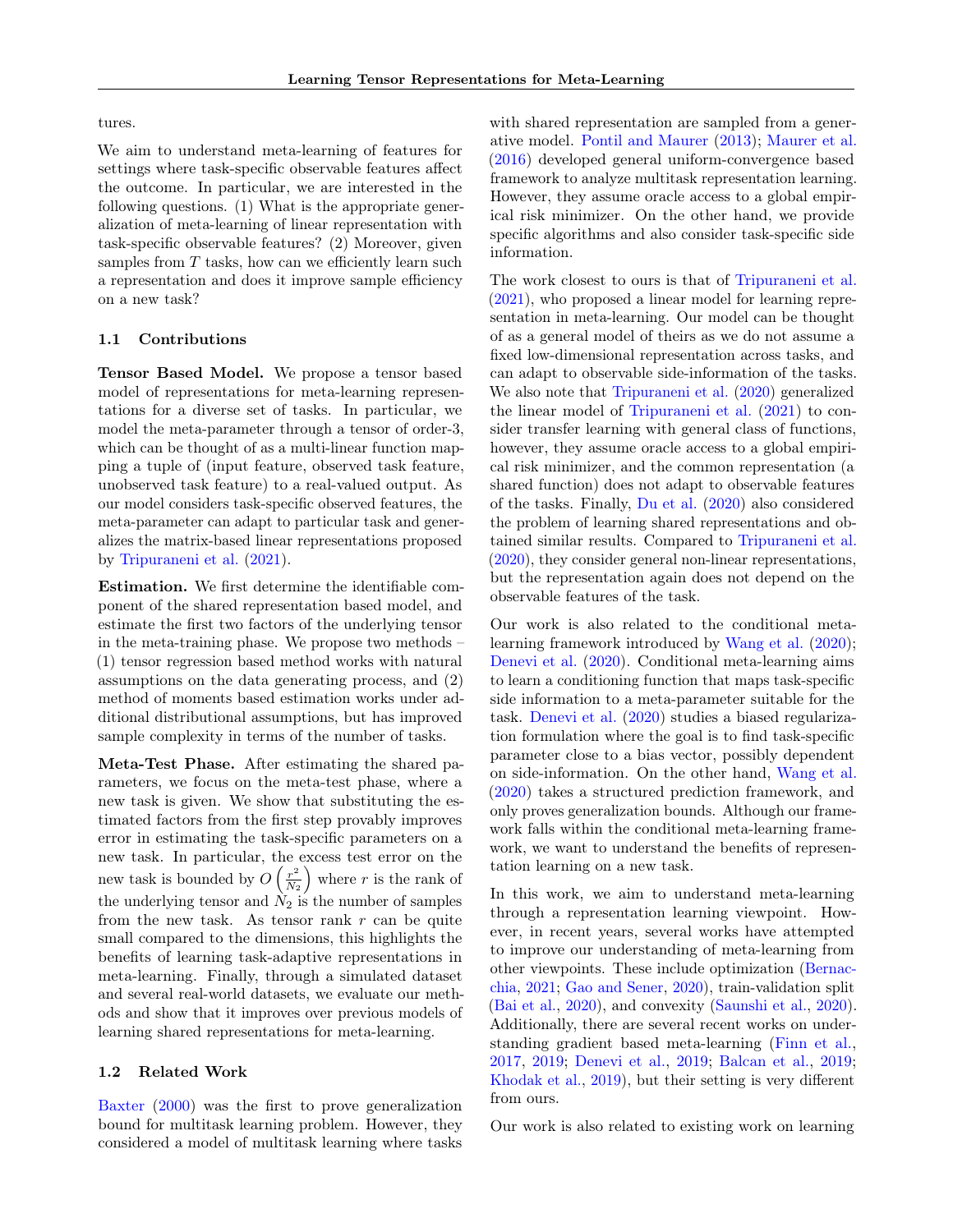tures.

We aim to understand meta-learning of features for settings where task-specific observable features affect the outcome. In particular, we are interested in the following questions. (1) What is the appropriate generalization of meta-learning of linear representation with task-specific observable features? (2) Moreover, given samples from $T$ tasks, how can we efficiently learn such a representation and does it improve sample efficiency on a new task?

### 1.1 Contributions

**Tensor Based Model.** We propose a tensor based model of representations for meta-learning representations for a diverse set of tasks. In particular, we model the meta-parameter through a tensor of order-3, which can be thought of as a multi-linear function mapping a tuple of (input feature, observed task feature, unobserved task feature) to a real-valued output. As our model considers task-specific observed features, the meta-parameter can adapt to particular task and generalizes the matrix-based linear representations proposed by Tripuraneni et al. (2021).

**Estimation.** We first determine the identifiable component of the shared representation based model, and estimate the first two factors of the underlying tensor in the meta-training phase. We propose two methods – (1) tensor regression based method works with natural assumptions on the data generating process, and (2) method of moments based estimation works under additional distributional assumptions, but has improved sample complexity in terms of the number of tasks.

**Meta-Test Phase.** After estimating the shared parameters, we focus on the meta-test phase, where a new task is given. We show that substituting the estimated factors from the first step provably improves error in estimating the task-specific parameters on a new task. In particular, the excess test error on the new task is bounded by $O\left(\frac{r^2}{N_2}\right)$ where $r$ is the rank of the underlying tensor and $N_2$ is the number of samples from the new task. As tensor rank $r$ can be quite small compared to the dimensions, this highlights the benefits of learning task-adaptive representations in meta-learning. Finally, through a simulated dataset and several real-world datasets, we evaluate our methods and show that it improves over previous models of learning shared representations for meta-learning.

### 1.2 Related Work

Baxter (2000) was the first to prove generalization bound for multitask learning problem. However, they considered a model of multitask learning where tasks with shared representation are sampled from a generative model. Pontil and Maurer (2013); Maurer et al. (2016) developed general uniform-convergence based framework to analyze multitask representation learning. However, they assume oracle access to a global empirical risk minimizer. On the other hand, we provide specific algorithms and also consider task-specific side information.

The work closest to ours is that of Tripuraneni et al. (2021), who proposed a linear model for learning representation in meta-learning. Our model can be thought of as a general model of theirs as we do not assume a fixed low-dimensional representation across tasks, and can adapt to observable side-information of the tasks. We also note that Tripuraneni et al. (2020) generalized the linear model of Tripuraneni et al. (2021) to consider transfer learning with general class of functions, however, they assume oracle access to a global empirical risk minimizer, and the common representation (a shared function) does not adapt to observable features of the tasks. Finally, Du et al. (2020) also considered the problem of learning shared representations and obtained similar results. Compared to Tripuraneni et al. (2020), they consider general non-linear representations, but the representation again does not depend on the observable features of the task.

Our work is also related to the conditional meta-learning framework introduced by Wang et al. (2020); Denevi et al. (2020). Conditional meta-learning aims to learn a conditioning function that maps task-specific side information to a meta-parameter suitable for the task. Denevi et al. (2020) studies a biased regularization formulation where the goal is to find task-specific parameter close to a bias vector, possibly dependent on side-information. On the other hand, Wang et al. (2020) takes a structured prediction framework, and only proves generalization bounds. Although our framework falls within the conditional meta-learning framework, we want to understand the benefits of representation learning on a new task.

In this work, we aim to understand meta-learning through a representation learning viewpoint. However, in recent years, several works have attempted to improve our understanding of meta-learning from other viewpoints. These include optimization (Bernacchia, 2021; Gao and Sener, 2020), train-validation split (Bai et al., 2020), and convexity (Saunshi et al., 2020). Additionally, there are several recent works on understanding gradient based meta-learning (Finn et al., 2017, 2019; Denevi et al., 2019; Balcan et al., 2019; Khodak et al., 2019), but their setting is very different from ours.

Our work is also related to existing work on learning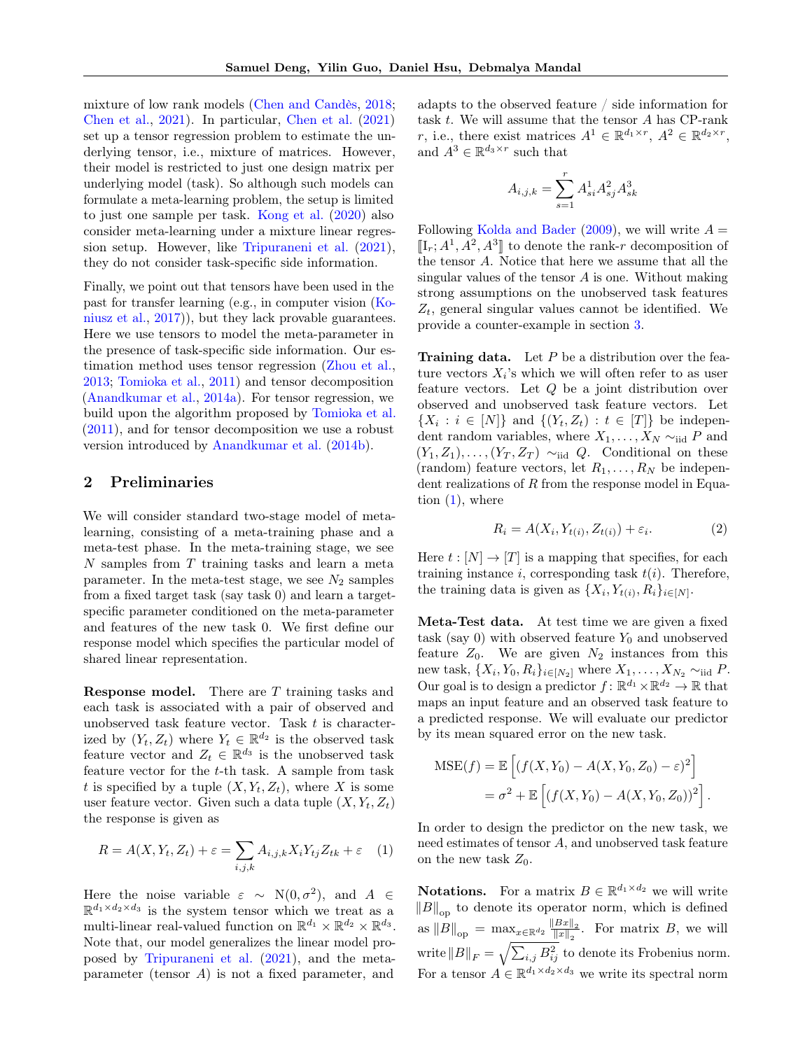mixture of low rank models (Chen and Candès, 2018; Chen et al., 2021). In particular, Chen et al. (2021) set up a tensor regression problem to estimate the underlying tensor, i.e., mixture of matrices. However, their model is restricted to just one design matrix per underlying model (task). So although such models can formulate a meta-learning problem, the setup is limited to just one sample per task. Kong et al. (2020) also consider meta-learning under a mixture linear regression setup. However, like Tripuraneni et al. (2021), they do not consider task-specific side information.

Finally, we point out that tensors have been used in the past for transfer learning (e.g., in computer vision (Koniusz et al., 2017)), but they lack provable guarantees. Here we use tensors to model the meta-parameter in the presence of task-specific side information. Our estimation method uses tensor regression (Zhou et al., 2013; Tomioka et al., 2011) and tensor decomposition (Anandkumar et al., 2014a). For tensor regression, we build upon the algorithm proposed by Tomioka et al. (2011), and for tensor decomposition we use a robust version introduced by Anandkumar et al. (2014b).

## 2 Preliminaries

We will consider standard two-stage model of meta-learning, consisting of a meta-training phase and a meta-test phase. In the meta-training stage, we see $N$ samples from $T$ training tasks and learn a meta parameter. In the meta-test stage, we see $N_2$ samples from a fixed target task (say task 0) and learn a target-specific parameter conditioned on the meta-parameter and features of the new task 0. We first define our response model which specifies the particular model of shared linear representation.

**Response model.** There are $T$ training tasks and each task is associated with a pair of observed and unobserved task feature vector. Task $t$ is characterized by $(Y_t, Z_t)$ where $Y_t \in \mathbb{R}^{d_2}$ is the observed task feature vector and $Z_t \in \mathbb{R}^{d_3}$ is the unobserved task feature vector for the $t$-th task. A sample from task $t$ is specified by a tuple $(X, Y_t, Z_t)$, where $X$ is some user feature vector. Given such a data tuple $(X, Y_t, Z_t)$ the response is given as

$$R = A(X, Y_t, Z_t) + \varepsilon = \sum_{i,j,k} A_{i,j,k} X_i Y_{tj} Z_{tk} + \varepsilon \quad (1)$$

Here the noise variable $\varepsilon \sim \mathrm{N}(0, \sigma^2)$, and $A \in \mathbb{R}^{d_1 \times d_2 \times d_3}$ is the system tensor which we treat as a multi-linear real-valued function on $\mathbb{R}^{d_1} \times \mathbb{R}^{d_2} \times \mathbb{R}^{d_3}$. Note that, our model generalizes the linear model proposed by Tripuraneni et al. (2021), and the meta-parameter (tensor $A$) is not a fixed parameter, and adapts to the observed feature / side information for task $t$. We will assume that the tensor $A$ has CP-rank $r$, i.e., there exist matrices $A^1 \in \mathbb{R}^{d_1 \times r}$, $A^2 \in \mathbb{R}^{d_2 \times r}$, and $A^3 \in \mathbb{R}^{d_3 \times r}$ such that

$$A_{i,j,k} = \sum_{s=1}^{r} A^1_{si} A^2_{sj} A^3_{sk}$$

Following Kolda and Bader (2009), we will write $A = [\![ \mathrm{I}_r; A^1, A^2, A^3 ]\!]$ to denote the rank-$r$ decomposition of the tensor $A$. Notice that here we assume that all the singular values of the tensor $A$ is one. Without making strong assumptions on the unobserved task features $Z_t$, general singular values cannot be identified. We provide a counter-example in section 3.

**Training data.** Let $P$ be a distribution over the feature vectors $X_i$'s which we will often refer to as user feature vectors. Let $Q$ be a joint distribution over observed and unobserved task feature vectors. Let $\{X_i : i \in [N]\}$ and $\{(Y_t, Z_t) : t \in [T]\}$ be independent random variables, where $X_1, \ldots, X_N \sim_{\text{iid}} P$ and $(Y_1, Z_1), \ldots, (Y_T, Z_T) \sim_{\text{iid}} Q$. Conditional on these (random) feature vectors, let $R_1, \ldots, R_N$ be independent realizations of $R$ from the response model in Equation (1), where

$$R_i = A(X_i, Y_{t(i)}, Z_{t(i)}) + \varepsilon_i. \quad (2)$$

Here $t : [N] \to [T]$ is a mapping that specifies, for each training instance $i$, corresponding task $t(i)$. Therefore, the training data is given as $\{X_i, Y_{t(i)}, R_i\}_{i \in [N]}$.

**Meta-Test data.** At test time we are given a fixed task (say 0) with observed feature $Y_0$ and unobserved feature $Z_0$. We are given $N_2$ instances from this new task, $\{X_i, Y_0, R_i\}_{i \in [N_2]}$ where $X_1, \ldots, X_{N_2} \sim_{\text{iid}} P$. Our goal is to design a predictor $f \colon \mathbb{R}^{d_1} \times \mathbb{R}^{d_2} \to \mathbb{R}$ that maps an input feature and an observed task feature to a predicted response. We will evaluate our predictor by its mean squared error on the new task.

$$\begin{aligned} \mathrm{MSE}(f) &= \mathbb{E}\left[ (f(X, Y_0) - A(X, Y_0, Z_0) - \varepsilon)^2 \right] \\ &= \sigma^2 + \mathbb{E}\left[ (f(X, Y_0) - A(X, Y_0, Z_0))^2 \right]. \end{aligned}$$

In order to design the predictor on the new task, we need estimates of tensor $A$, and unobserved task feature on the new task $Z_0$.

**Notations.** For a matrix $B \in \mathbb{R}^{d_1 \times d_2}$ we will write $\|B\|_{\mathrm{op}}$ to denote its operator norm, which is defined as $\|B\|_{\mathrm{op}} = \max_{x \in \mathbb{R}^{d_2}} \frac{\|Bx\|_2}{\|x\|_2}$. For matrix $B$, we will write $\|B\|_F = \sqrt{\sum_{i,j} B_{ij}^2}$ to denote its Frobenius norm. For a tensor $A \in \mathbb{R}^{d_1 \times d_2 \times d_3}$ we write its spectral norm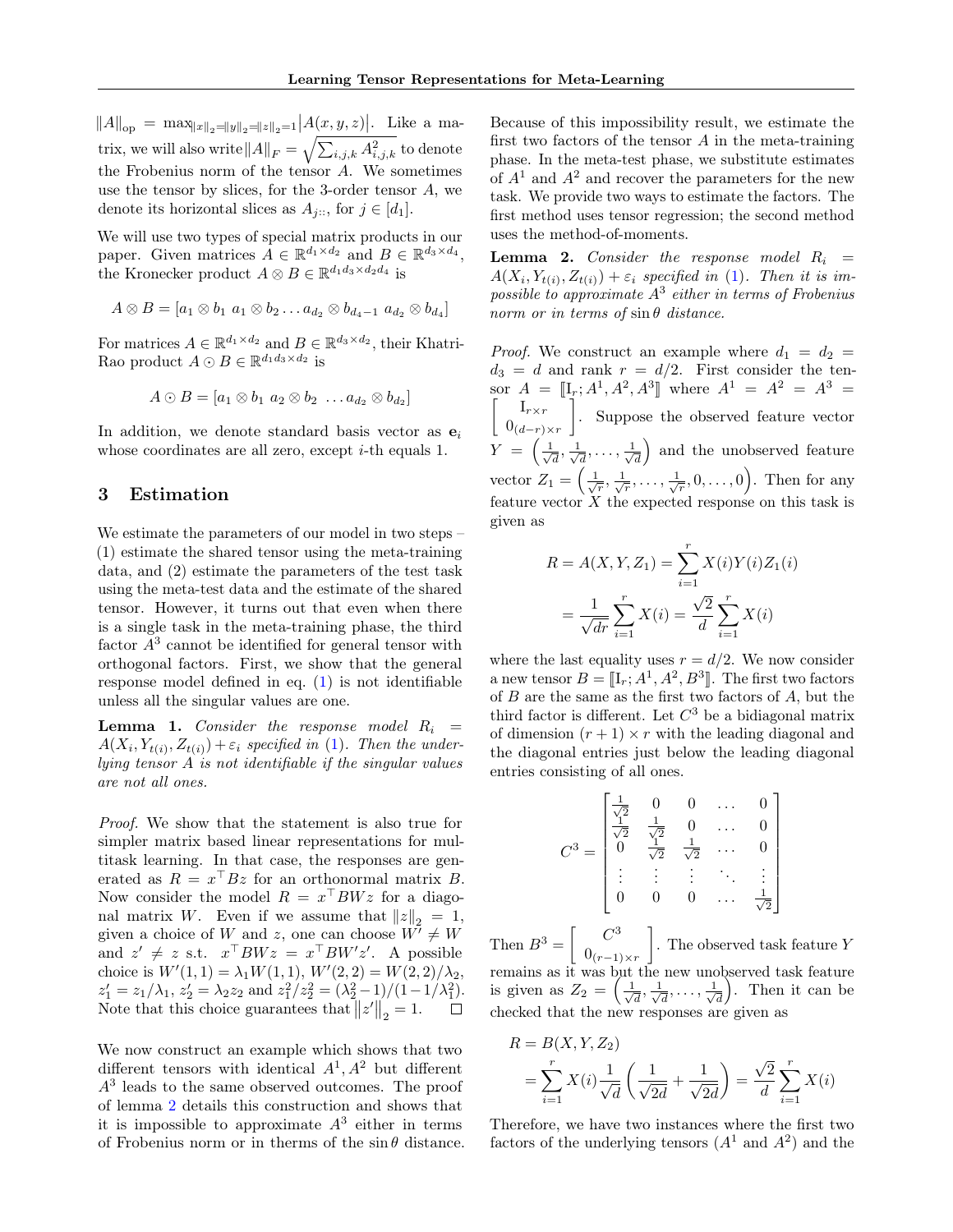$\|A\|_{\mathrm{op}} = \max_{\|x\|_2=\|y\|_2=\|z\|_2=1} |A(x,y,z)|$. Like a matrix, we will also write $\|A\|_F = \sqrt{\sum_{i,j,k} A_{i,j,k}^2}$ to denote the Frobenius norm of the tensor $A$. We sometimes use the tensor by slices, for the 3-order tensor $A$, we denote its horizontal slices as $A_{j::}$, for $j \in [d_1]$.

We will use two types of special matrix products in our paper. Given matrices $A \in \mathbb{R}^{d_1 \times d_2}$ and $B \in \mathbb{R}^{d_3 \times d_4}$, the Kronecker product $A \otimes B \in \mathbb{R}^{d_1 d_3 \times d_2 d_4}$ is

$$A \otimes B = [a_1 \otimes b_1 \; a_1 \otimes b_2 \ldots a_{d_2} \otimes b_{d_4 - 1} \; a_{d_2} \otimes b_{d_4}]$$

For matrices $A \in \mathbb{R}^{d_1 \times d_2}$ and $B \in \mathbb{R}^{d_3 \times d_2}$, their Khatri-Rao product $A \odot B \in \mathbb{R}^{d_1 d_3 \times d_2}$ is

$$A \odot B = [a_1 \otimes b_1 \; a_2 \otimes b_2 \; \ldots a_{d_2} \otimes b_{d_2}]$$

In addition, we denote standard basis vector as $\mathbf{e}_i$ whose coordinates are all zero, except $i$-th equals 1.

## 3 Estimation

We estimate the parameters of our model in two steps – (1) estimate the shared tensor using the meta-training data, and (2) estimate the parameters of the test task using the meta-test data and the estimate of the shared tensor. However, it turns out that even when there is a single task in the meta-training phase, the third factor $A^3$ cannot be identified for general tensor with orthogonal factors. First, we show that the general response model defined in eq. (1) is not identifiable unless all the singular values are one.

**Lemma 1.** *Consider the response model $R_i = A(X_i, Y_{t(i)}, Z_{t(i)}) + \varepsilon_i$ specified in (1). Then the underlying tensor $A$ is not identifiable if the singular values are not all ones.*

*Proof.* We show that the statement is also true for simpler matrix based linear representations for multitask learning. In that case, the responses are generated as $R = x^\top B z$ for an orthonormal matrix $B$. Now consider the model $R = x^\top B W z$ for a diagonal matrix $W$. Even if we assume that $\|z\|_2 = 1$, given a choice of $W$ and $z$, one can choose $W' \neq W$ and $z' \neq z$ s.t. $x^\top B W z = x^\top B W' z'$. A possible choice is $W'(1,1) = \lambda_1 W(1,1)$, $W'(2,2) = W(2,2)/\lambda_2$, $z_1' = z_1/\lambda_1$, $z_2' = \lambda_2 z_2$ and $z_1^2/z_2^2 = (\lambda_2^2 - 1)/(1 - 1/\lambda_1^2)$. Note that this choice guarantees that $\|z'\|_2 = 1$. ☐

We now construct an example which shows that two different tensors with identical $A^1, A^2$ but different $A^3$ leads to the same observed outcomes. The proof of lemma 2 details this construction and shows that it is impossible to approximate $A^3$ either in terms of Frobenius norm or in therms of the $\sin\theta$ distance.

Because of this impossibility result, we estimate the first two factors of the tensor $A$ in the meta-training phase. In the meta-test phase, we substitute estimates of $A^1$ and $A^2$ and recover the parameters for the new task. We provide two ways to estimate the factors. The first method uses tensor regression; the second method uses the method-of-moments.

**Lemma 2.** *Consider the response model $R_i = A(X_i, Y_{t(i)}, Z_{t(i)}) + \varepsilon_i$ specified in (1). Then it is impossible to approximate $A^3$ either in terms of Frobenius norm or in terms of $\sin\theta$ distance.*

*Proof.* We construct an example where $d_1 = d_2 = d_3 = d$ and rank $r = d/2$. First consider the tensor $A = [\![\mathrm{I}_r; A^1, A^2, A^3]\!]$ where $A^1 = A^2 = A^3 = \begin{bmatrix} \mathrm{I}_{r\times r} \\ 0_{(d-r)\times r}\end{bmatrix}$. Suppose the observed feature vector $Y = \left(\frac{1}{\sqrt{d}}, \frac{1}{\sqrt{d}}, \ldots, \frac{1}{\sqrt{d}}\right)$ and the unobserved feature vector $Z_1 = \left(\frac{1}{\sqrt{r}}, \frac{1}{\sqrt{r}}, \ldots, \frac{1}{\sqrt{r}}, 0, \ldots, 0\right)$. Then for any feature vector $X$ the expected response on this task is given as

$$\begin{aligned} R = A(X, Y, Z_1) &= \sum_{i=1}^r X(i) Y(i) Z_1(i) \\ &= \frac{1}{\sqrt{dr}} \sum_{i=1}^r X(i) = \frac{\sqrt{2}}{d} \sum_{i=1}^r X(i) \end{aligned}$$

where the last equality uses $r = d/2$. We now consider a new tensor $B = [\![\mathrm{I}_r; A^1, A^2, B^3]\!]$. The first two factors of $B$ are the same as the first two factors of $A$, but the third factor is different. Let $C^3$ be a bidiagonal matrix of dimension $(r+1) \times r$ with the leading diagonal and the diagonal entries just below the leading diagonal entries consisting of all ones.

$$C^3 = \begin{bmatrix} \frac{1}{\sqrt{2}} & 0 & 0 & \ldots & 0 \\ \frac{1}{\sqrt{2}} & \frac{1}{\sqrt{2}} & 0 & \ldots & 0 \\ 0 & \frac{1}{\sqrt{2}} & \frac{1}{\sqrt{2}} & \ldots & 0 \\ \vdots & \vdots & \vdots & \ddots & \vdots \\ 0 & 0 & 0 & \ldots & \frac{1}{\sqrt{2}} \end{bmatrix}$$

Then $B^3 = \begin{bmatrix} C^3 \\ 0_{(r-1)\times r} \end{bmatrix}$. The observed task feature $Y$ remains as it was but the new unobserved task feature is given as $Z_2 = \left(\frac{1}{\sqrt{d}}, \frac{1}{\sqrt{d}}, \ldots, \frac{1}{\sqrt{d}}\right)$. Then it can be checked that the new responses are given as

$$\begin{aligned} R &= B(X, Y, Z_2) \\ &= \sum_{i=1}^r X(i) \frac{1}{\sqrt{d}} \left( \frac{1}{\sqrt{2d}} + \frac{1}{\sqrt{2d}} \right) = \frac{\sqrt{2}}{d} \sum_{i=1}^r X(i) \end{aligned}$$

Therefore, we have two instances where the first two factors of the underlying tensors ($A^1$ and $A^2$) and the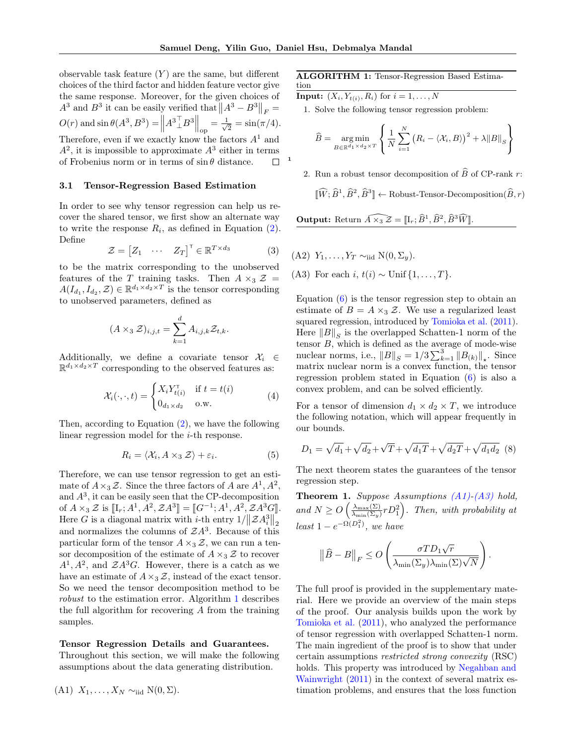observable task feature ($Y$) are the same, but different choices of the third factor and hidden feature vector give the same response. Moreover, for the given choices of $A^3$ and $B^3$ it can be easily verified that $\left\|A^3 - B^3\right\|_F = O(r)$ and $\sin\theta(A^3, B^3) = \left\|{A^3_\perp}^\top B^3\right\|_{\text{op}} = \frac{1}{\sqrt{2}} = \sin(\pi/4)$. Therefore, even if we exactly know the factors $A^1$ and $A^2$, it is impossible to approximate $A^3$ either in terms of Frobenius norm or in terms of $\sin\theta$ distance. □

### 3.1 Tensor-Regression Based Estimation

In order to see why tensor regression can help us recover the shared tensor, we first show an alternate way to write the response $R_i$, as defined in Equation (2). Define

$$\mathcal{Z} = \begin{bmatrix} Z_1 & \cdots & Z_T \end{bmatrix}^\top \in \mathbb{R}^{T \times d_3} \tag{3}$$

to be the matrix corresponding to the unobserved features of the $T$ training tasks. Then $A \times_3 \mathcal{Z} = A(I_{d_1}, I_{d_2}, \mathcal{Z}) \in \mathbb{R}^{d_1 \times d_2 \times T}$ is the tensor corresponding to unobserved parameters, defined as

$$(A \times_3 \mathcal{Z})_{i,j,t} = \sum_{k=1}^{d} A_{i,j,k} \mathcal{Z}_{t,k}.$$

Additionally, we define a covariate tensor $\mathcal{X}_i \in \mathbb{R}^{d_1 \times d_2 \times T}$ corresponding to the observed features as:

$$\mathcal{X}_i(\cdot,\cdot,t) = \begin{cases} X_i Y_{t(i)}^\top & \text{if } t = t(i) \\ 0_{d_1 \times d_2} & \text{o.w.} \end{cases} \tag{4}$$

Then, according to Equation (2), we have the following linear regression model for the $i$-th response.

$$R_i = \langle \mathcal{X}_i, A \times_3 \mathcal{Z} \rangle + \varepsilon_i. \tag{5}$$

Therefore, we can use tensor regression to get an estimate of $A \times_3 \mathcal{Z}$. Since the three factors of $A$ are $A^1$, $A^2$, and $A^3$, it can be easily seen that the CP-decomposition of $A \times_3 \mathcal{Z}$ is $[\![ \mathrm{I}_r; A^1, A^2, \mathcal{Z}A^3 ]\!] = [\![ G^{-1}; A^1, A^2, \mathcal{Z}A^3 G ]\!]$. Here $G$ is a diagonal matrix with $i$-th entry $1/\left\|\mathcal{Z}A^3_i\right\|_2$ and normalizes the columns of $\mathcal{Z}A^3$. Because of this particular form of the tensor $A \times_3 \mathcal{Z}$, we can run a tensor decomposition of the estimate of $A \times_3 \mathcal{Z}$ to recover $A^1, A^2$, and $\mathcal{Z}A^3G$. However, there is a catch as we have an estimate of $A \times_3 \mathcal{Z}$, instead of the exact tensor. So we need the tensor decomposition method to be *robust* to the estimation error. Algorithm 1 describes the full algorithm for recovering $A$ from the training samples.

**Tensor Regression Details and Guarantees.** Throughout this section, we will make the following assumptions about the data generating distribution.

(A1) $X_1, \ldots, X_N \sim_{\text{iid}} \mathrm{N}(0, \Sigma)$.

(A2) $Y_1, \ldots, Y_T \sim_{\text{iid}} \mathrm{N}(0, \Sigma_y)$.

(A3) For each $i$, $t(i) \sim \mathrm{Unif}\{1, \ldots, T\}$.

---

**ALGORITHM 1:** Tensor-Regression Based Estimation

**Input:** $(X_i, Y_{t(i)}, R_i)$ for $i = 1, \ldots, N$

1. Solve the following tensor regression problem:

$$\widehat{B} = \underset{B \in \mathbb{R}^{d_1 \times d_2 \times T}}{\arg\min} \left\{ \frac{1}{N} \sum_{i=1}^{N} \left(R_i - \langle \mathcal{X}_i, B \rangle\right)^2 + \lambda \|B\|_S \right\}$$

2. Run a robust tensor decomposition of $\widehat{B}$ of CP-rank $r$:

$$[\![ \widehat{W}; \widehat{B}^1, \widehat{B}^2, \widehat{B}^3 ]\!] \leftarrow \text{Robust-Tensor-Decomposition}(\widehat{B}, r)$$

**Output:** Return $\widehat{A \times_3 \mathcal{Z}} = [\![ \mathrm{I}_r; \widehat{B}^1, \widehat{B}^2, \widehat{B}^3 \widehat{W} ]\!]$.

---

Equation (6) is the tensor regression step to obtain an estimate of $B = A \times_3 \mathcal{Z}$. We use a regularized least squared regression, introduced by Tomioka et al. (2011). Here $\|B\|_S$ is the overlapped Schatten-1 norm of the tensor $B$, which is defined as the average of mode-wise nuclear norms, i.e., $\|B\|_S = 1/3 \sum_{k=1}^{3} \left\|B_{(k)}\right\|_\star$. Since matrix nuclear norm is a convex function, the tensor regression problem stated in Equation (6) is also a convex problem, and can be solved efficiently.

For a tensor of dimension $d_1 \times d_2 \times T$, we introduce the following notation, which will appear frequently in our bounds.

$$D_1 = \sqrt{d_1} + \sqrt{d_2} + \sqrt{T} + \sqrt{d_1 T} + \sqrt{d_2 T} + \sqrt{d_1 d_2} \tag{8}$$

The next theorem states the guarantees of the tensor regression step.

**Theorem 1.** *Suppose Assumptions (A1)-(A3) hold, and* $N \geq O\left(\frac{\lambda_{\max}(\Sigma)}{\lambda_{\min}(\Sigma_y)} r D_1^2\right)$. *Then, with probability at least* $1 - e^{-\Omega(D_1^2)}$, *we have*

$$\left\|\widehat{B} - B\right\|_F \leq O\left(\frac{\sigma T D_1 \sqrt{r}}{\lambda_{\min}(\Sigma_y) \lambda_{\min}(\Sigma) \sqrt{N}}\right).$$

The full proof is provided in the supplementary material. Here we provide an overview of the main steps of the proof. Our analysis builds upon the work by Tomioka et al. (2011), who analyzed the performance of tensor regression with overlapped Schatten-1 norm. The main ingredient of the proof is to show that under certain assumptions *restricted strong convexity* (RSC) holds. This property was introduced by Negahban and Wainwright (2011) in the context of several matrix estimation problems, and ensures that the loss function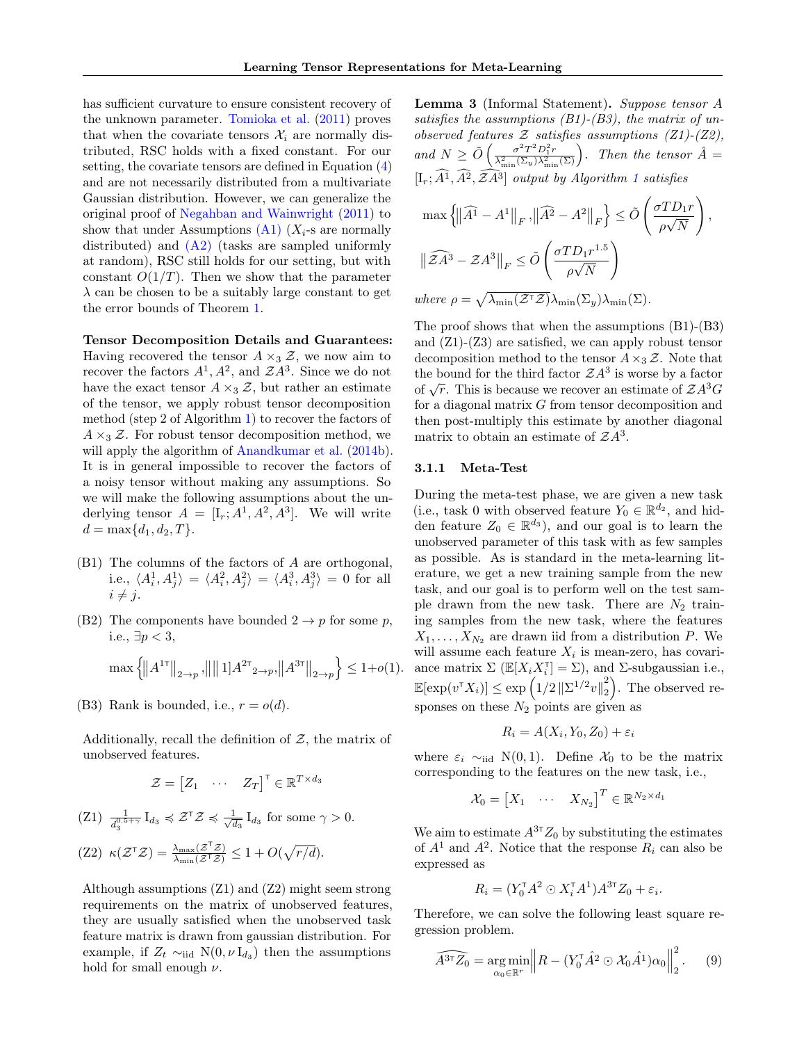has sufficient curvature to ensure consistent recovery of the unknown parameter. Tomioka et al. (2011) proves that when the covariate tensors $\mathcal{X}_i$ are normally distributed, RSC holds with a fixed constant. For our setting, the covariate tensors are defined in Equation (4) and are not necessarily distributed from a multivariate Gaussian distribution. However, we can generalize the original proof of Negahban and Wainwright (2011) to show that under Assumptions (A1) ($X_i$-s are normally distributed) and (A2) (tasks are sampled uniformly at random), RSC still holds for our setting, but with constant $O(1/T)$. Then we show that the parameter $\lambda$ can be chosen to be a suitably large constant to get the error bounds of Theorem 1.

**Tensor Decomposition Details and Guarantees:** Having recovered the tensor $A \times_3 \mathcal{Z}$, we now aim to recover the factors $A^1, A^2$, and $\mathcal{Z}A^3$. Since we do not have the exact tensor $A \times_3 \mathcal{Z}$, but rather an estimate of the tensor, we apply robust tensor decomposition method (step 2 of Algorithm 1) to recover the factors of $A \times_3 \mathcal{Z}$. For robust tensor decomposition method, we will apply the algorithm of Anandkumar et al. (2014b). It is in general impossible to recover the factors of a noisy tensor without making any assumptions. So we will make the following assumptions about the underlying tensor $A = [\mathrm{I}_r; A^1, A^2, A^3]$. We will write $d = \max\{d_1, d_2, T\}$.

- (B1) The columns of the factors of $A$ are orthogonal, i.e., $\langle A^1_i, A^1_j\rangle = \langle A^2_i, A^2_j\rangle = \langle A^3_i, A^3_j\rangle = 0$ for all $i \neq j$.
- (B2) The components have bounded $2 \to p$ for some $p$, i.e., $\exists p < 3$,

$$\max\left\{\left\|A^{1\intercal}\right\|_{2\to p}, \left\|\|1]A^{2\intercal}\right\|_{2\to p}, \left\|A^{3\intercal}\right\|_{2\to p}\right\} \leq 1 + o(1).$$

- (B3) Rank is bounded, i.e., $r = o(d)$.

Additionally, recall the definition of $\mathcal{Z}$, the matrix of unobserved features.

$$\mathcal{Z} = \begin{bmatrix} Z_1 & \cdots & Z_T \end{bmatrix}^\intercal \in \mathbb{R}^{T \times d_3}$$

- (Z1) $\frac{1}{d_3^{0.5+\gamma}} \mathrm{I}_{d_3} \preccurlyeq \mathcal{Z}^\intercal \mathcal{Z} \preccurlyeq \frac{1}{\sqrt{d_3}} \mathrm{I}_{d_3}$ for some $\gamma > 0$.
- (Z2) $\kappa(\mathcal{Z}^\intercal \mathcal{Z}) = \frac{\lambda_{\max}(\mathcal{Z}^\intercal \mathcal{Z})}{\lambda_{\min}(\mathcal{Z}^\intercal \mathcal{Z})} \leq 1 + O(\sqrt{r/d})$.

Although assumptions (Z1) and (Z2) might seem strong requirements on the matrix of unobserved features, they are usually satisfied when the unobserved task feature matrix is drawn from gaussian distribution. For example, if $Z_t \sim_{\text{iid}} \mathrm{N}(0, \nu \, \mathrm{I}_{d_3})$ then the assumptions hold for small enough $\nu$.

**Lemma 3** (Informal Statement)**.** *Suppose tensor $A$ satisfies the assumptions (B1)-(B3), the matrix of unobserved features $\mathcal{Z}$ satisfies assumptions (Z1)-(Z2), and $N \geq \tilde{O}\left(\frac{\sigma^2 T^2 D_1^2 r}{\lambda_{\min}^2(\Sigma_y)\lambda_{\min}^2(\Sigma)}\right)$. Then the tensor $\hat{A} = [\mathrm{I}_r; \widehat{A^1}, \widehat{A^2}, \widehat{\mathcal{Z}A^3}]$ output by Algorithm 1 satisfies*

$$\max\left\{\left\|\widehat{A^1} - A^1\right\|_F, \left\|\widehat{A^2} - A^2\right\|_F\right\} \leq \tilde{O}\left(\frac{\sigma T D_1 r}{\rho \sqrt{N}}\right),$$

$$\left\|\widehat{\mathcal{Z}A^3} - \mathcal{Z}A^3\right\|_F \leq \tilde{O}\left(\frac{\sigma T D_1 r^{1.5}}{\rho \sqrt{N}}\right)$$

*where $\rho = \sqrt{\lambda_{\min}(\mathcal{Z}^\intercal \mathcal{Z})} \lambda_{\min}(\Sigma_y) \lambda_{\min}(\Sigma)$.*

The proof shows that when the assumptions (B1)-(B3) and (Z1)-(Z3) are satisfied, we can apply robust tensor decomposition method to the tensor $A \times_3 \mathcal{Z}$. Note that the bound for the third factor $\mathcal{Z}A^3$ is worse by a factor of $\sqrt{r}$. This is because we recover an estimate of $\mathcal{Z}A^3 G$ for a diagonal matrix $G$ from tensor decomposition and then post-multiply this estimate by another diagonal matrix to obtain an estimate of $\mathcal{Z}A^3$.

### 3.1.1 Meta-Test

During the meta-test phase, we are given a new task (i.e., task 0 with observed feature $Y_0 \in \mathbb{R}^{d_2}$, and hidden feature $Z_0 \in \mathbb{R}^{d_3}$), and our goal is to learn the unobserved parameter of this task with as few samples as possible. As is standard in the meta-learning literature, we get a new training sample from the new task, and our goal is to perform well on the test sample drawn from the new task. There are $N_2$ training samples from the new task, where the features $X_1, \ldots, X_{N_2}$ are drawn iid from a distribution $P$. We will assume each feature $X_i$ is mean-zero, has covariance matrix $\Sigma$ ($\mathbb{E}[X_i X_i^\intercal] = \Sigma$), and $\Sigma$-subgaussian i.e., $\mathbb{E}[\exp(v^\intercal X_i)] \leq \exp\left(1/2 \left\|\Sigma^{1/2} v\right\|_2^2\right)$. The observed responses on these $N_2$ points are given as

$$R_i = A(X_i, Y_0, Z_0) + \varepsilon_i$$

where $\varepsilon_i \sim_{\text{iid}} \mathrm{N}(0, 1)$. Define $\mathcal{X}_0$ to be the matrix corresponding to the features on the new task, i.e.,

$$\mathcal{X}_0 = \begin{bmatrix} X_1 & \cdots & X_{N_2} \end{bmatrix}^T \in \mathbb{R}^{N_2 \times d_1}$$

We aim to estimate $A^{3\intercal} Z_0$ by substituting the estimates of $A^1$ and $A^2$. Notice that the response $R_i$ can also be expressed as

$$R_i = (Y_0^\intercal A^2 \odot X_i^\intercal A^1) A^{3\intercal} Z_0 + \varepsilon_i.$$

Therefore, we can solve the following least square regression problem.

$$\widehat{A^{3\intercal} Z_0} = \underset{\alpha_0 \in \mathbb{R}^r}{\arg\min} \left\| R - (Y_0^\intercal \hat{A}^2 \odot \mathcal{X}_0 \hat{A}^1) \alpha_0 \right\|_2^2. \qquad (9)$$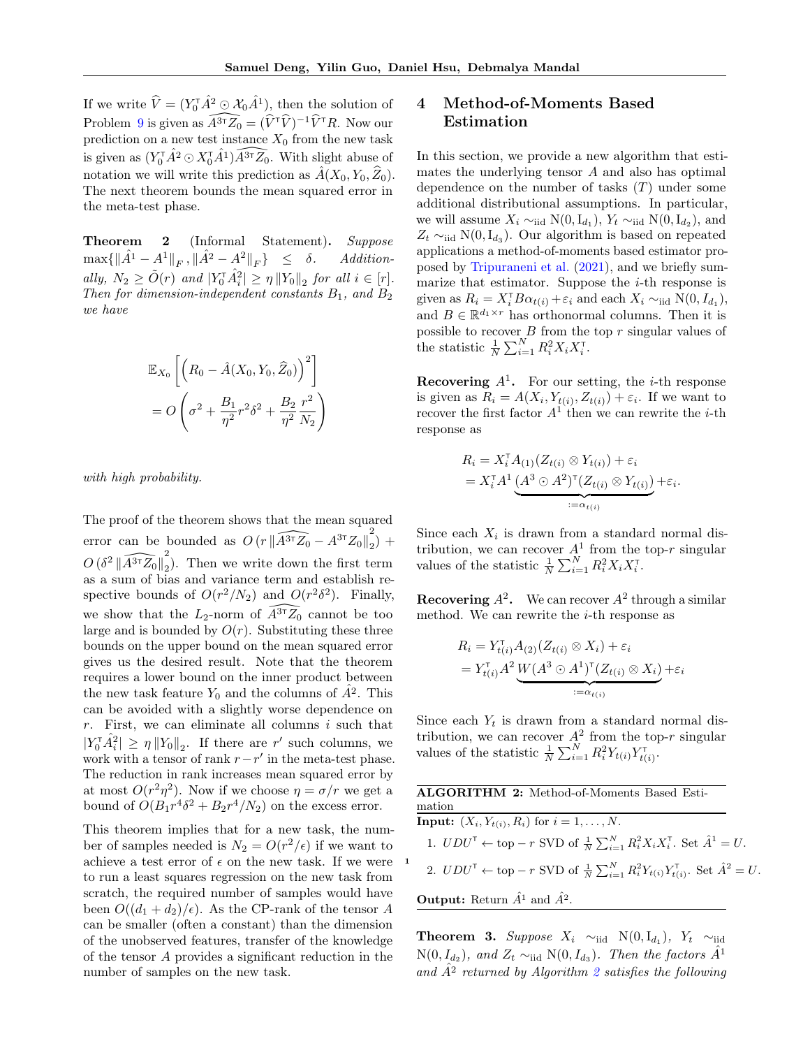If we write $\widehat{V} = (Y_0^\intercal \hat{A}^2 \odot \mathcal{X}_0 \hat{A}^1)$, then the solution of Problem 9 is given as $\widehat{A^{3\intercal} Z_0} = (\widehat{V}^\intercal \widehat{V})^{-1} \widehat{V}^\intercal R$. Now our prediction on a new test instance $X_0$ from the new task is given as $(Y_0^\intercal \hat{A}^2 \odot X_0^\intercal \hat{A}^1)\widehat{A^{3\intercal} Z_0}$. With slight abuse of notation we will write this prediction as $\hat{A}(X_0, Y_0, \widehat{Z}_0)$. The next theorem bounds the mean squared error in the meta-test phase.

**Theorem 2** (Informal Statement)**.** *Suppose* $\max\{\|\hat{A}^1 - A^1\|_F, \|\hat{A}^2 - A^2\|_F\} \leq \delta$. *Additionally,* $N_2 \geq \tilde{O}(r)$ *and* $|Y_0^\intercal \hat{A}_i^2| \geq \eta \|Y_0\|_2$ *for all* $i \in [r]$. *Then for dimension-independent constants* $B_1$, *and* $B_2$ *we have*

$$\mathbb{E}_{X_0}\left[\left(R_0 - \hat{A}(X_0, Y_0, \widehat{Z}_0)\right)^2\right] = O\left(\sigma^2 + \frac{B_1}{\eta^2} r^2 \delta^2 + \frac{B_2}{\eta^2}\frac{r^2}{N_2}\right)$$

*with high probability.*

The proof of the theorem shows that the mean squared error can be bounded as $O\left(r \left\|\widehat{A^{3\intercal} Z_0} - A^{3\intercal} Z_0\right\|_2^2\right) + O\left(\delta^2 \left\|\widehat{A^{3\intercal} Z_0}\right\|_2^2\right)$. Then we write down the first term as a sum of bias and variance term and establish respective bounds of $O(r^2/N_2)$ and $O(r^2\delta^2)$. Finally, we show that the $L_2$-norm of $\widehat{A^{3\intercal} Z_0}$ cannot be too large and is bounded by $O(r)$. Substituting these three bounds on the upper bound on the mean squared error gives us the desired result. Note that the theorem requires a lower bound on the inner product between the new task feature $Y_0$ and the columns of $\hat{A}^2$. This can be avoided with a slightly worse dependence on $r$. First, we can eliminate all columns $i$ such that $|Y_0^\intercal \hat{A}_i^2| \geq \eta \|Y_0\|_2$. If there are $r'$ such columns, we work with a tensor of rank $r - r'$ in the meta-test phase. The reduction in rank increases mean squared error by at most $O(r^2\eta^2)$. Now if we choose $\eta = \sigma/r$ we get a bound of $O(B_1 r^4 \delta^2 + B_2 r^4/N_2)$ on the excess error.

This theorem implies that for a new task, the number of samples needed is $N_2 = O(r^2/\epsilon)$ if we want to achieve a test error of $\epsilon$ on the new task. If we were to run a least squares regression on the new task from scratch, the required number of samples would have been $O((d_1 + d_2)/\epsilon)$. As the CP-rank of the tensor $A$ can be smaller (often a constant) than the dimension of the unobserved features, transfer of the knowledge of the tensor $A$ provides a significant reduction in the number of samples on the new task.

## 4 Method-of-Moments Based Estimation

In this section, we provide a new algorithm that estimates the underlying tensor $A$ and also has optimal dependence on the number of tasks ($T$) under some additional distributional assumptions. In particular, we will assume $X_i \sim_{\text{iid}} \mathrm{N}(0, \mathrm{I}_{d_1})$, $Y_t \sim_{\text{iid}} \mathrm{N}(0, \mathrm{I}_{d_2})$, and $Z_t \sim_{\text{iid}} \mathrm{N}(0, \mathrm{I}_{d_3})$. Our algorithm is based on repeated applications a method-of-moments based estimator proposed by Tripuraneni et al. (2021), and we briefly summarize that estimator. Suppose the $i$-th response is given as $R_i = X_i^\intercal B \alpha_{t(i)} + \varepsilon_i$ and each $X_i \sim_{\text{iid}} \mathrm{N}(0, I_{d_1})$, and $B \in \mathbb{R}^{d_1 \times r}$ has orthonormal columns. Then it is possible to recover $B$ from the top $r$ singular values of the statistic $\frac{1}{N}\sum_{i=1}^N R_i^2 X_i X_i^\intercal$.

**Recovering $A^1$.** For our setting, the $i$-th response is given as $R_i = A(X_i, Y_{t(i)}, Z_{t(i)}) + \varepsilon_i$. If we want to recover the first factor $A^1$ then we can rewrite the $i$-th response as

$$\begin{aligned} R_i &= X_i^\intercal A_{(1)}(Z_{t(i)} \otimes Y_{t(i)}) + \varepsilon_i \\ &= X_i^\intercal A^1 \underbrace{(A^3 \odot A^2)^\intercal (Z_{t(i)} \otimes Y_{t(i)})}_{:=\alpha_{t(i)}} + \varepsilon_i. \end{aligned}$$

Since each $X_i$ is drawn from a standard normal distribution, we can recover $A^1$ from the top-$r$ singular values of the statistic $\frac{1}{N}\sum_{i=1}^N R_i^2 X_i X_i^\intercal$.

**Recovering $A^2$.** We can recover $A^2$ through a similar method. We can rewrite the $i$-th response as

$$\begin{aligned} R_i &= Y_{t(i)}^\intercal A_{(2)}(Z_{t(i)} \otimes X_i) + \varepsilon_i \\ &= Y_{t(i)}^\intercal A^2 \underbrace{W(A^3 \odot A^1)^\intercal (Z_{t(i)} \otimes X_i)}_{:=\alpha_{t(i)}} + \varepsilon_i \end{aligned}$$

Since each $Y_t$ is drawn from a standard normal distribution, we can recover $A^2$ from the top-$r$ singular values of the statistic $\frac{1}{N}\sum_{i=1}^N R_i^2 Y_{t(i)} Y_{t(i)}^\intercal$.

---

**ALGORITHM 2:** Method-of-Moments Based Estimation

**Input:** $(X_i, Y_{t(i)}, R_i)$ for $i = 1, \ldots, N$.

1. $UDU^\intercal \leftarrow$ top $- r$ SVD of $\frac{1}{N}\sum_{i=1}^N R_i^2 X_i X_i^\intercal$. Set $\hat{A}^1 = U$.
2. $UDU^\intercal \leftarrow$ top $- r$ SVD of $\frac{1}{N}\sum_{i=1}^N R_i^2 Y_{t(i)} Y_{t(i)}^\intercal$. Set $\hat{A}^2 = U$.

**Output:** Return $\hat{A}^1$ and $\hat{A}^2$.

---

**Theorem 3.** *Suppose* $X_i \sim_{\text{iid}} \mathrm{N}(0, \mathrm{I}_{d_1})$, $Y_t \sim_{\text{iid}} \mathrm{N}(0, I_{d_2})$, *and* $Z_t \sim_{\text{iid}} \mathrm{N}(0, I_{d_3})$. *Then the factors* $\hat{A}^1$ *and* $\hat{A}^2$ *returned by Algorithm 2 satisfies the following*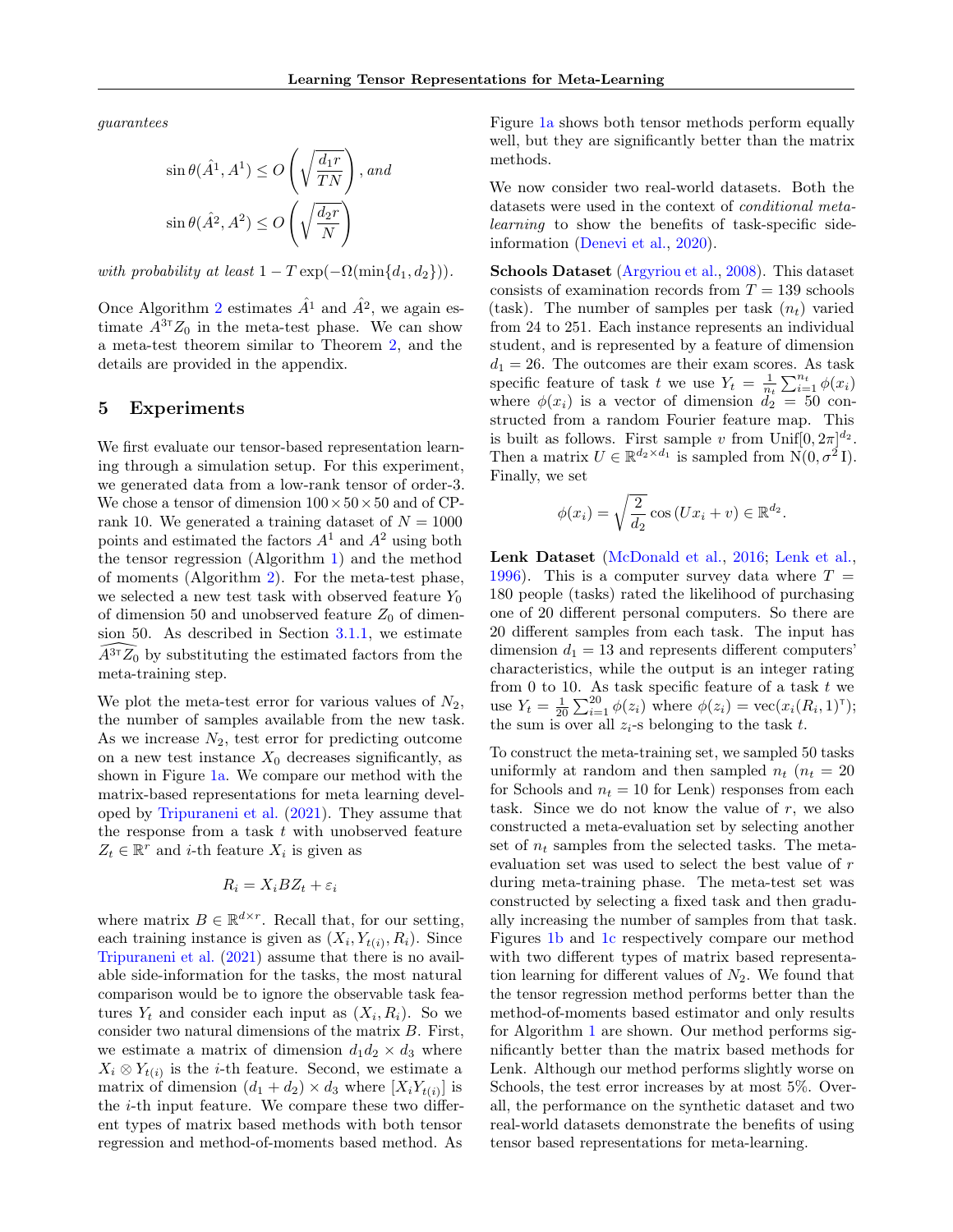*guarantees*

$$\sin\theta(\hat{A}^1, A^1) \le O\left(\sqrt{\frac{d_1 r}{TN}}\right), \textit{and}$$

$$\sin\theta(\hat{A}^2, A^2) \le O\left(\sqrt{\frac{d_2 r}{N}}\right)$$

*with probability at least* $1 - T\exp(-\Omega(\min\{d_1, d_2\}))$.

Once Algorithm 2 estimates $\hat{A}^1$ and $\hat{A}^2$, we again estimate $A^{3\intercal} Z_0$ in the meta-test phase. We can show a meta-test theorem similar to Theorem 2, and the details are provided in the appendix.

## 5 Experiments

We first evaluate our tensor-based representation learning through a simulation setup. For this experiment, we generated data from a low-rank tensor of order-3. We chose a tensor of dimension $100 \times 50 \times 50$ and of CP-rank 10. We generated a training dataset of $N = 1000$ points and estimated the factors $A^1$ and $A^2$ using both the tensor regression (Algorithm 1) and the method of moments (Algorithm 2). For the meta-test phase, we selected a new test task with observed feature $Y_0$ of dimension 50 and unobserved feature $Z_0$ of dimension 50. As described in Section 3.1.1, we estimate $\widehat{A^{3\intercal} Z_0}$ by substituting the estimated factors from the meta-training step.

We plot the meta-test error for various values of $N_2$, the number of samples available from the new task. As we increase $N_2$, test error for predicting outcome on a new test instance $X_0$ decreases significantly, as shown in Figure 1a. We compare our method with the matrix-based representations for meta learning developed by Tripuraneni et al. (2021). They assume that the response from a task $t$ with unobserved feature $Z_t \in \mathbb{R}^r$ and $i$-th feature $X_i$ is given as

$$R_i = X_i B Z_t + \varepsilon_i$$

where matrix $B \in \mathbb{R}^{d \times r}$. Recall that, for our setting, each training instance is given as $(X_i, Y_{t(i)}, R_i)$. Since Tripuraneni et al. (2021) assume that there is no available side-information for the tasks, the most natural comparison would be to ignore the observable task features $Y_t$ and consider each input as $(X_i, R_i)$. So we consider two natural dimensions of the matrix $B$. First, we estimate a matrix of dimension $d_1 d_2 \times d_3$ where $X_i \otimes Y_{t(i)}$ is the $i$-th feature. Second, we estimate a matrix of dimension $(d_1 + d_2) \times d_3$ where $[X_i Y_{t(i)}]$ is the $i$-th input feature. We compare these two different types of matrix based methods with both tensor regression and method-of-moments based method. As Figure 1a shows both tensor methods perform equally well, but they are significantly better than the matrix methods.

We now consider two real-world datasets. Both the datasets were used in the context of *conditional meta-learning* to show the benefits of task-specific side-information (Denevi et al., 2020).

**Schools Dataset** (Argyriou et al., 2008). This dataset consists of examination records from $T = 139$ schools (task). The number of samples per task ($n_t$) varied from 24 to 251. Each instance represents an individual student, and is represented by a feature of dimension $d_1 = 26$. The outcomes are their exam scores. As task specific feature of task $t$ we use $Y_t = \frac{1}{n_t}\sum_{i=1}^{n_t} \phi(x_i)$ where $\phi(x_i)$ is a vector of dimension $d_2 = 50$ constructed from a random Fourier feature map. This is built as follows. First sample $v$ from $\mathrm{Unif}[0, 2\pi]^{d_2}$. Then a matrix $U \in \mathbb{R}^{d_2 \times d_1}$ is sampled from $\mathrm{N}(0, \sigma^2 \mathrm{I})$. Finally, we set

$$\phi(x_i) = \sqrt{\frac{2}{d_2}} \cos(U x_i + v) \in \mathbb{R}^{d_2}.$$

**Lenk Dataset** (McDonald et al., 2016; Lenk et al., 1996). This is a computer survey data where $T = 180$ people (tasks) rated the likelihood of purchasing one of 20 different personal computers. So there are 20 different samples from each task. The input has dimension $d_1 = 13$ and represents different computers' characteristics, while the output is an integer rating from 0 to 10. As task specific feature of a task $t$ we use $Y_t = \frac{1}{20}\sum_{i=1}^{20} \phi(z_i)$ where $\phi(z_i) = \mathrm{vec}(x_i (R_i, 1)^\intercal)$; the sum is over all $z_i$-s belonging to the task $t$.

To construct the meta-training set, we sampled 50 tasks uniformly at random and then sampled $n_t$ ($n_t = 20$ for Schools and $n_t = 10$ for Lenk) responses from each task. Since we do not know the value of $r$, we also constructed a meta-evaluation set by selecting another set of $n_t$ samples from the selected tasks. The meta-evaluation set was used to select the best value of $r$ during meta-training phase. The meta-test set was constructed by selecting a fixed task and then gradually increasing the number of samples from that task. Figures 1b and 1c respectively compare our method with two different types of matrix based representation learning for different values of $N_2$. We found that the tensor regression method performs better than the method-of-moments based estimator and only results for Algorithm 1 are shown. Our method performs significantly better than the matrix based methods for Lenk. Although our method performs slightly worse on Schools, the test error increases by at most 5%. Overall, the performance on the synthetic dataset and two real-world datasets demonstrate the benefits of using tensor based representations for meta-learning.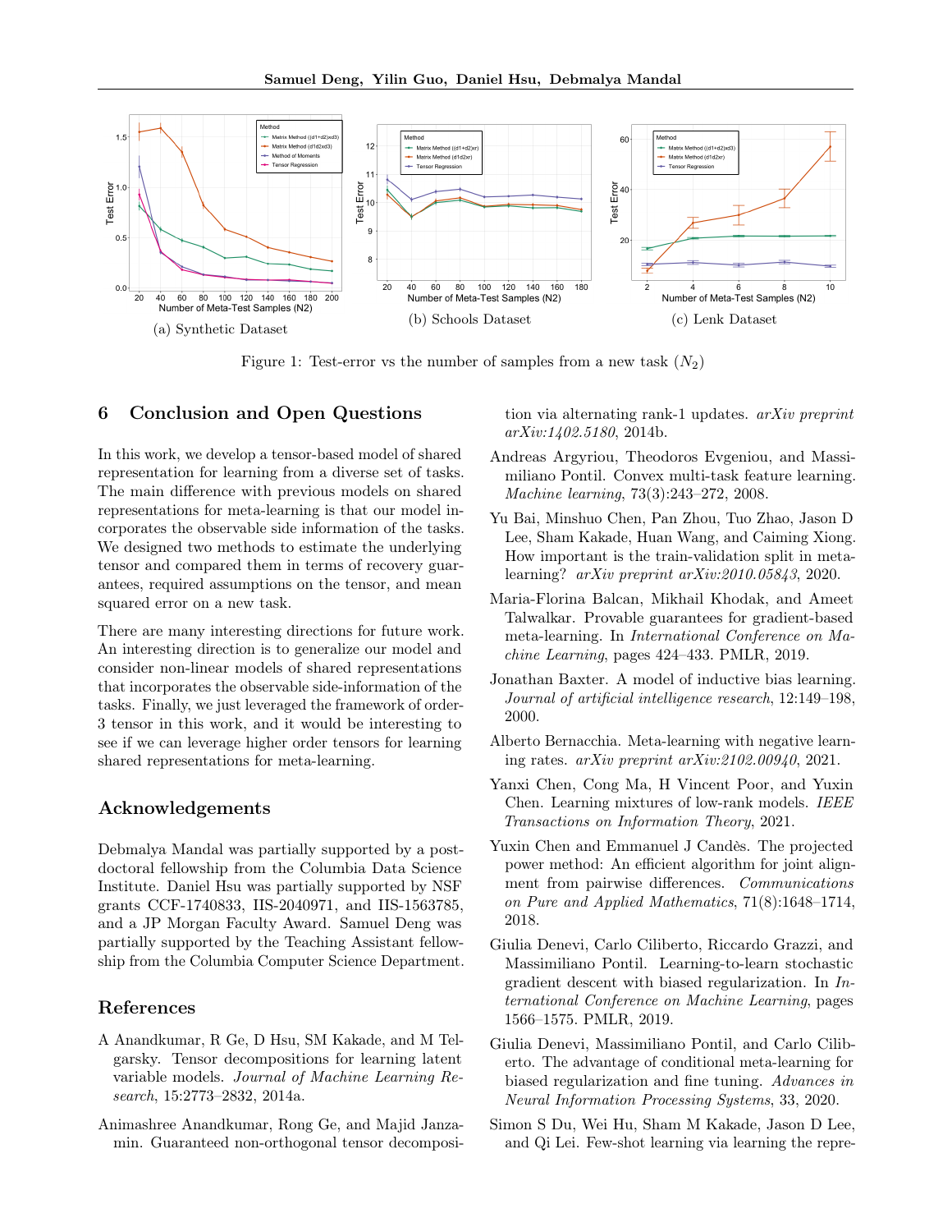(a) Synthetic Dataset

(b) Schools Dataset

(c) Lenk Dataset

Figure 1: Test-error vs the number of samples from a new task ($N_2$)

## 6 Conclusion and Open Questions

In this work, we develop a tensor-based model of shared representation for learning from a diverse set of tasks. The main difference with previous models on shared representations for meta-learning is that our model incorporates the observable side information of the tasks. We designed two methods to estimate the underlying tensor and compared them in terms of recovery guarantees, required assumptions on the tensor, and mean squared error on a new task.

There are many interesting directions for future work. An interesting direction is to generalize our model and consider non-linear models of shared representations that incorporates the observable side-information of the tasks. Finally, we just leveraged the framework of order-3 tensor in this work, and it would be interesting to see if we can leverage higher order tensors for learning shared representations for meta-learning.

## Acknowledgements

Debmalya Mandal was partially supported by a postdoctoral fellowship from the Columbia Data Science Institute. Daniel Hsu was partially supported by NSF grants CCF-1740833, IIS-2040971, and IIS-1563785, and a JP Morgan Faculty Award. Samuel Deng was partially supported by the Teaching Assistant fellowship from the Columbia Computer Science Department.

## References

A Anandkumar, R Ge, D Hsu, SM Kakade, and M Telgarsky. Tensor decompositions for learning latent variable models. *Journal of Machine Learning Research*, 15:2773–2832, 2014a.

Animashree Anandkumar, Rong Ge, and Majid Janzamin. Guaranteed non-orthogonal tensor decomposition via alternating rank-1 updates. *arXiv preprint arXiv:1402.5180*, 2014b.

Andreas Argyriou, Theodoros Evgeniou, and Massimiliano Pontil. Convex multi-task feature learning. *Machine learning*, 73(3):243–272, 2008.

Yu Bai, Minshuo Chen, Pan Zhou, Tuo Zhao, Jason D Lee, Sham Kakade, Huan Wang, and Caiming Xiong. How important is the train-validation split in meta-learning? *arXiv preprint arXiv:2010.05843*, 2020.

Maria-Florina Balcan, Mikhail Khodak, and Ameet Talwalkar. Provable guarantees for gradient-based meta-learning. In *International Conference on Machine Learning*, pages 424–433. PMLR, 2019.

Jonathan Baxter. A model of inductive bias learning. *Journal of artificial intelligence research*, 12:149–198, 2000.

Alberto Bernacchia. Meta-learning with negative learning rates. *arXiv preprint arXiv:2102.00940*, 2021.

Yanxi Chen, Cong Ma, H Vincent Poor, and Yuxin Chen. Learning mixtures of low-rank models. *IEEE Transactions on Information Theory*, 2021.

Yuxin Chen and Emmanuel J Candès. The projected power method: An efficient algorithm for joint alignment from pairwise differences. *Communications on Pure and Applied Mathematics*, 71(8):1648–1714, 2018.

Giulia Denevi, Carlo Ciliberto, Riccardo Grazzi, and Massimiliano Pontil. Learning-to-learn stochastic gradient descent with biased regularization. In *International Conference on Machine Learning*, pages 1566–1575. PMLR, 2019.

Giulia Denevi, Massimiliano Pontil, and Carlo Ciliberto. The advantage of conditional meta-learning for biased regularization and fine tuning. *Advances in Neural Information Processing Systems*, 33, 2020.

Simon S Du, Wei Hu, Sham M Kakade, Jason D Lee, and Qi Lei. Few-shot learning via learning the repre-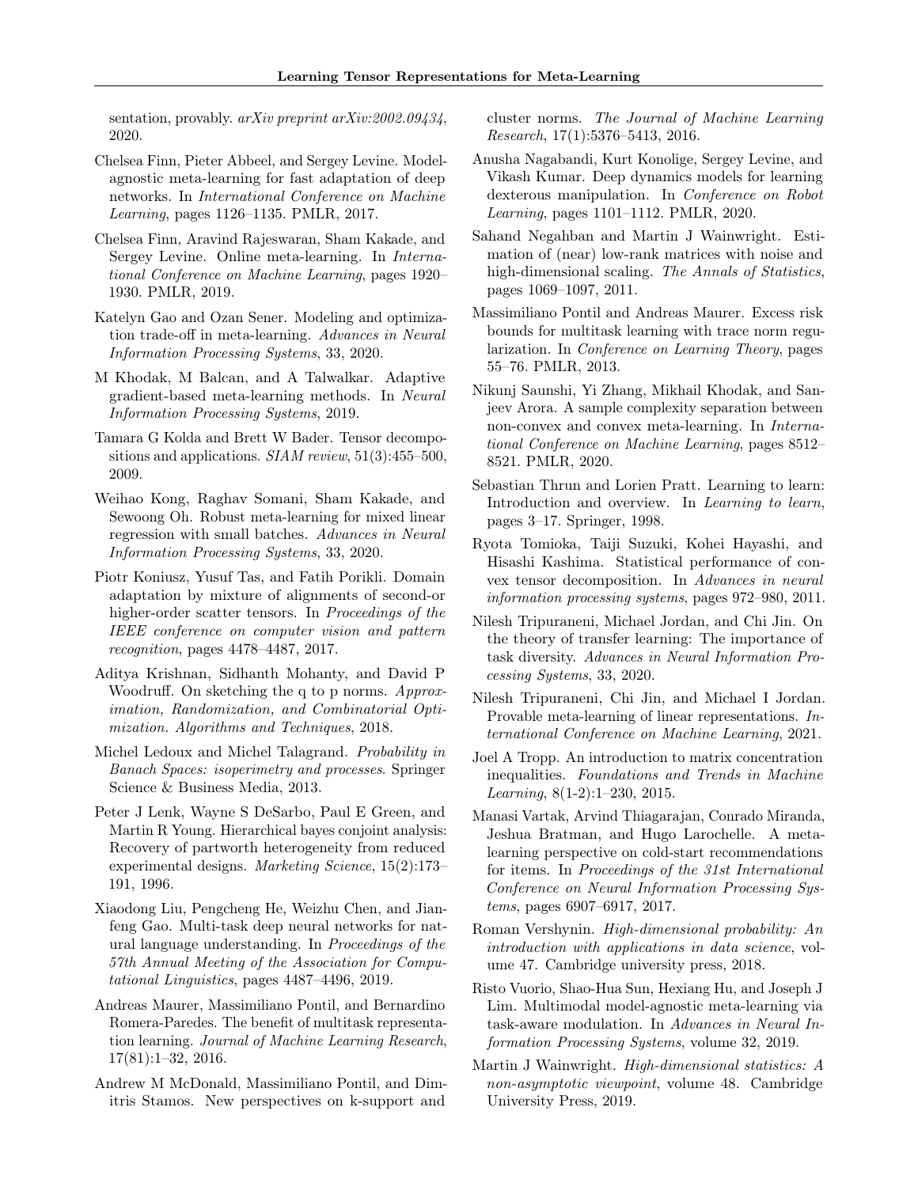sentation, provably. *arXiv preprint arXiv:2002.09434*, 2020.

Chelsea Finn, Pieter Abbeel, and Sergey Levine. Model-agnostic meta-learning for fast adaptation of deep networks. In *International Conference on Machine Learning*, pages 1126–1135. PMLR, 2017.

Chelsea Finn, Aravind Rajeswaran, Sham Kakade, and Sergey Levine. Online meta-learning. In *International Conference on Machine Learning*, pages 1920–1930. PMLR, 2019.

Katelyn Gao and Ozan Sener. Modeling and optimization trade-off in meta-learning. *Advances in Neural Information Processing Systems*, 33, 2020.

M Khodak, M Balcan, and A Talwalkar. Adaptive gradient-based meta-learning methods. In *Neural Information Processing Systems*, 2019.

Tamara G Kolda and Brett W Bader. Tensor decompositions and applications. *SIAM review*, 51(3):455–500, 2009.

Weihao Kong, Raghav Somani, Sham Kakade, and Sewoong Oh. Robust meta-learning for mixed linear regression with small batches. *Advances in Neural Information Processing Systems*, 33, 2020.

Piotr Koniusz, Yusuf Tas, and Fatih Porikli. Domain adaptation by mixture of alignments of second-or higher-order scatter tensors. In *Proceedings of the IEEE conference on computer vision and pattern recognition*, pages 4478–4487, 2017.

Aditya Krishnan, Sidhanth Mohanty, and David P Woodruff. On sketching the q to p norms. *Approximation, Randomization, and Combinatorial Optimization. Algorithms and Techniques*, 2018.

Michel Ledoux and Michel Talagrand. *Probability in Banach Spaces: isoperimetry and processes*. Springer Science & Business Media, 2013.

Peter J Lenk, Wayne S DeSarbo, Paul E Green, and Martin R Young. Hierarchical bayes conjoint analysis: Recovery of partworth heterogeneity from reduced experimental designs. *Marketing Science*, 15(2):173–191, 1996.

Xiaodong Liu, Pengcheng He, Weizhu Chen, and Jianfeng Gao. Multi-task deep neural networks for natural language understanding. In *Proceedings of the 57th Annual Meeting of the Association for Computational Linguistics*, pages 4487–4496, 2019.

Andreas Maurer, Massimiliano Pontil, and Bernardino Romera-Paredes. The benefit of multitask representation learning. *Journal of Machine Learning Research*, 17(81):1–32, 2016.

Andrew M McDonald, Massimiliano Pontil, and Dimitris Stamos. New perspectives on k-support and cluster norms. *The Journal of Machine Learning Research*, 17(1):5376–5413, 2016.

Anusha Nagabandi, Kurt Konolige, Sergey Levine, and Vikash Kumar. Deep dynamics models for learning dexterous manipulation. In *Conference on Robot Learning*, pages 1101–1112. PMLR, 2020.

Sahand Negahban and Martin J Wainwright. Estimation of (near) low-rank matrices with noise and high-dimensional scaling. *The Annals of Statistics*, pages 1069–1097, 2011.

Massimiliano Pontil and Andreas Maurer. Excess risk bounds for multitask learning with trace norm regularization. In *Conference on Learning Theory*, pages 55–76. PMLR, 2013.

Nikunj Saunshi, Yi Zhang, Mikhail Khodak, and Sanjeev Arora. A sample complexity separation between non-convex and convex meta-learning. In *International Conference on Machine Learning*, pages 8512–8521. PMLR, 2020.

Sebastian Thrun and Lorien Pratt. Learning to learn: Introduction and overview. In *Learning to learn*, pages 3–17. Springer, 1998.

Ryota Tomioka, Taiji Suzuki, Kohei Hayashi, and Hisashi Kashima. Statistical performance of convex tensor decomposition. In *Advances in neural information processing systems*, pages 972–980, 2011.

Nilesh Tripuraneni, Michael Jordan, and Chi Jin. On the theory of transfer learning: The importance of task diversity. *Advances in Neural Information Processing Systems*, 33, 2020.

Nilesh Tripuraneni, Chi Jin, and Michael I Jordan. Provable meta-learning of linear representations. *International Conference on Machine Learning*, 2021.

Joel A Tropp. An introduction to matrix concentration inequalities. *Foundations and Trends in Machine Learning*, 8(1-2):1–230, 2015.

Manasi Vartak, Arvind Thiagarajan, Conrado Miranda, Jeshua Bratman, and Hugo Larochelle. A meta-learning perspective on cold-start recommendations for items. In *Proceedings of the 31st International Conference on Neural Information Processing Systems*, pages 6907–6917, 2017.

Roman Vershynin. *High-dimensional probability: An introduction with applications in data science*, volume 47. Cambridge university press, 2018.

Risto Vuorio, Shao-Hua Sun, Hexiang Hu, and Joseph J Lim. Multimodal model-agnostic meta-learning via task-aware modulation. In *Advances in Neural Information Processing Systems*, volume 32, 2019.

Martin J Wainwright. *High-dimensional statistics: A non-asymptotic viewpoint*, volume 48. Cambridge University Press, 2019.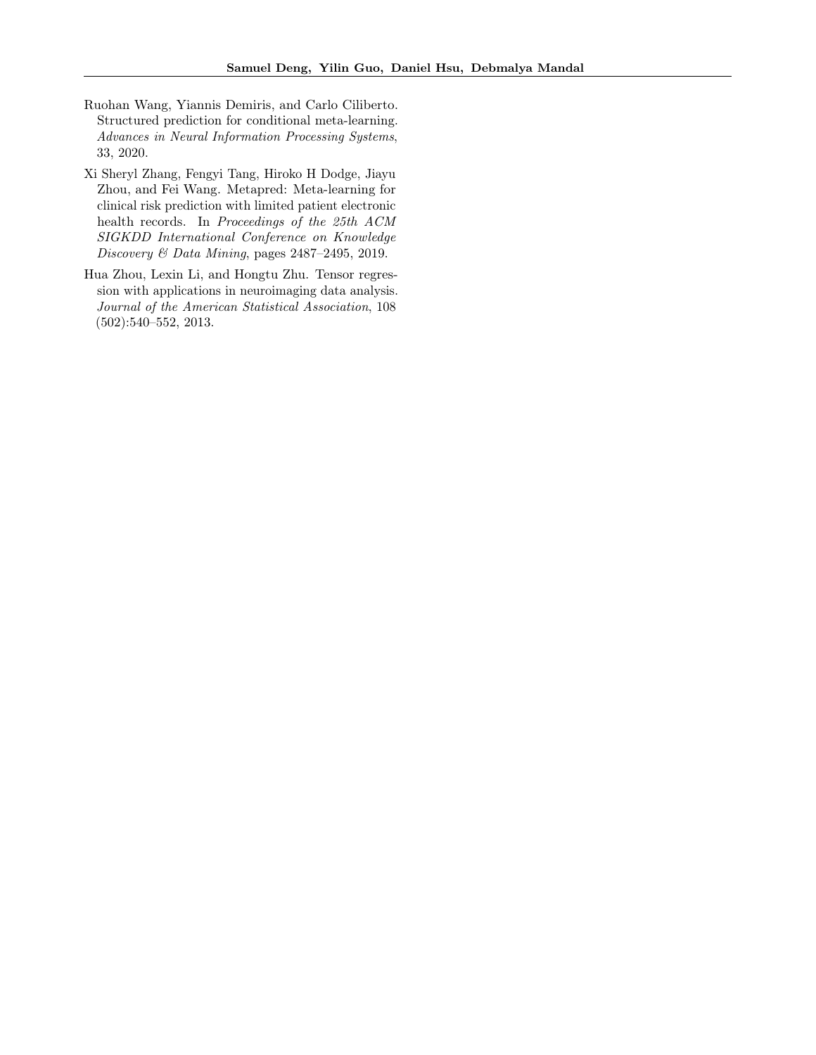Ruohan Wang, Yiannis Demiris, and Carlo Ciliberto. Structured prediction for conditional meta-learning. *Advances in Neural Information Processing Systems*, 33, 2020.

Xi Sheryl Zhang, Fengyi Tang, Hiroko H Dodge, Jiayu Zhou, and Fei Wang. Metapred: Meta-learning for clinical risk prediction with limited patient electronic health records. In *Proceedings of the 25th ACM SIGKDD International Conference on Knowledge Discovery & Data Mining*, pages 2487–2495, 2019.

Hua Zhou, Lexin Li, and Hongtu Zhu. Tensor regression with applications in neuroimaging data analysis. *Journal of the American Statistical Association*, 108 (502):540–552, 2013.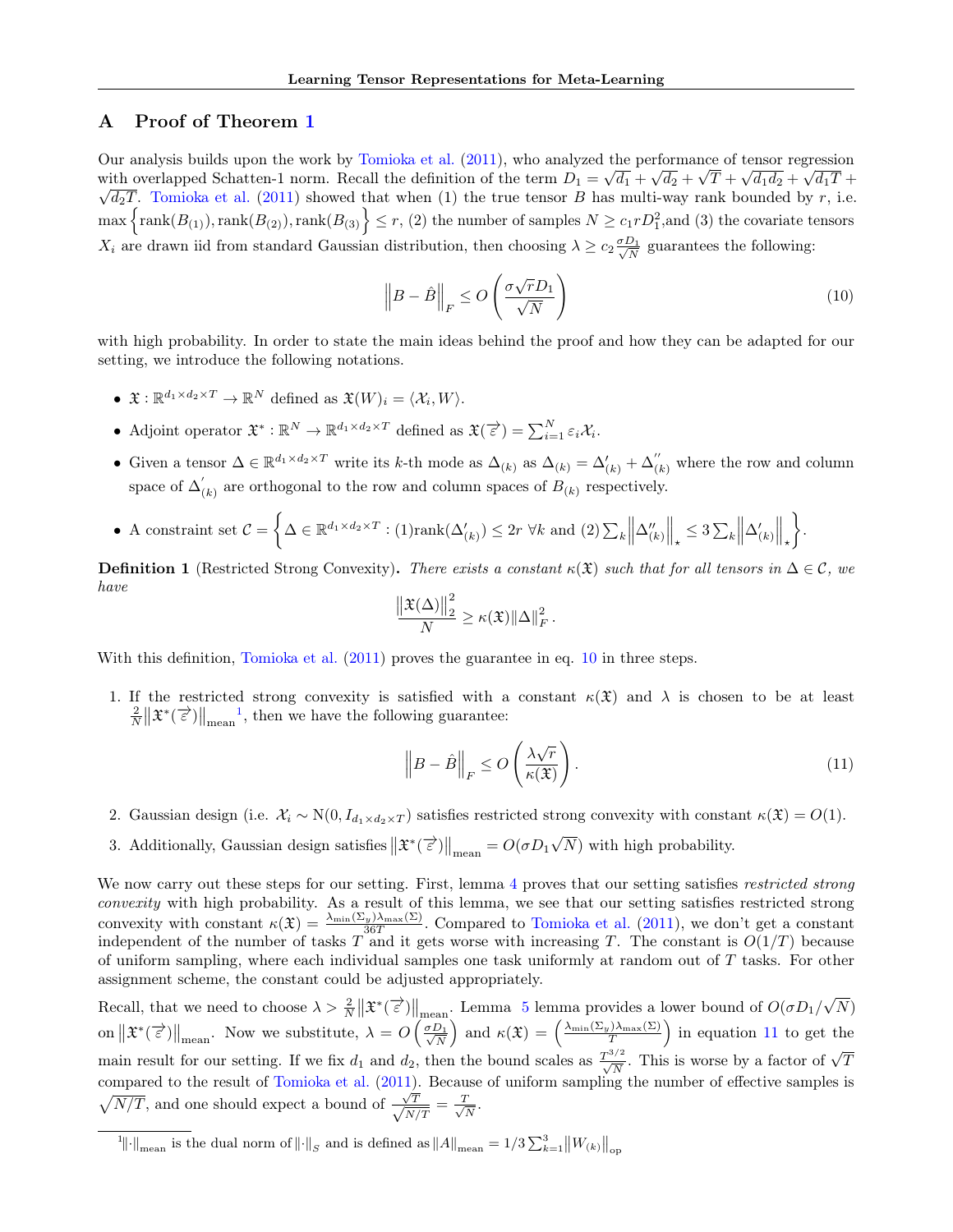# A Proof of Theorem 1

Our analysis builds upon the work by Tomioka et al. (2011), who analyzed the performance of tensor regression with overlapped Schatten-1 norm. Recall the definition of the term $D_1 = \sqrt{d_1} + \sqrt{d_2} + \sqrt{T} + \sqrt{d_1 d_2} + \sqrt{d_1 T} + \sqrt{d_2 T}$. Tomioka et al. (2011) showed that when (1) the true tensor $B$ has multi-way rank bounded by $r$, i.e. $\max\left\{\text{rank}(B_{(1)}), \text{rank}(B_{(2)}), \text{rank}(B_{(3)})\right\} \le r$, (2) the number of samples $N \ge c_1 r D_1^2$,and (3) the covariate tensors $X_i$ are drawn iid from standard Gaussian distribution, then choosing $\lambda \ge c_2 \frac{\sigma D_1}{\sqrt{N}}$ guarantees the following:

$$\left\| B - \hat{B} \right\|_F \le O\left( \frac{\sigma \sqrt{r} D_1}{\sqrt{N}} \right) \tag{10}$$

with high probability. In order to state the main ideas behind the proof and how they can be adapted for our setting, we introduce the following notations.

- $\mathfrak{X} : \mathbb{R}^{d_1 \times d_2 \times T} \to \mathbb{R}^N$ defined as $\mathfrak{X}(W)_i = \langle \mathcal{X}_i, W \rangle$.
- Adjoint operator $\mathfrak{X}^* : \mathbb{R}^N \to \mathbb{R}^{d_1 \times d_2 \times T}$ defined as $\mathfrak{X}(\overrightarrow{\varepsilon}) = \sum_{i=1}^N \varepsilon_i \mathcal{X}_i$.
- Given a tensor $\Delta \in \mathbb{R}^{d_1 \times d_2 \times T}$ write its $k$-th mode as $\Delta_{(k)}$ as $\Delta_{(k)} = \Delta'_{(k)} + \Delta''_{(k)}$ where the row and column space of $\Delta'_{(k)}$ are orthogonal to the row and column spaces of $B_{(k)}$ respectively.
- A constraint set $\mathcal{C} = \left\{ \Delta \in \mathbb{R}^{d_1 \times d_2 \times T} : (1)\text{rank}(\Delta'_{(k)}) \le 2r \ \forall k \text{ and } (2) \sum_k \left\| \Delta''_{(k)} \right\|_\star \le 3 \sum_k \left\| \Delta'_{(k)} \right\|_\star \right\}$.

**Definition 1** (Restricted Strong Convexity)**.** *There exists a constant $\kappa(\mathfrak{X})$ such that for all tensors in $\Delta \in \mathcal{C}$, we have*

$$\frac{\left\| \mathfrak{X}(\Delta) \right\|_2^2}{N} \ge \kappa(\mathfrak{X}) \left\| \Delta \right\|_F^2 .$$

With this definition, Tomioka et al. (2011) proves the guarantee in eq. 10 in three steps.

1. If the restricted strong convexity is satisfied with a constant $\kappa(\mathfrak{X})$ and $\lambda$ is chosen to be at least $\frac{2}{N} \left\| \mathfrak{X}^*(\overrightarrow{\varepsilon}) \right\|_{\text{mean}}$[1], then we have the following guarantee:

$$\left\| B - \hat{B} \right\|_F \le O\left( \frac{\lambda \sqrt{r}}{\kappa(\mathfrak{X})} \right). \tag{11}$$

2. Gaussian design (i.e. $\mathcal{X}_i \sim \mathrm{N}(0, I_{d_1 \times d_2 \times T})$ satisfies restricted strong convexity with constant $\kappa(\mathfrak{X}) = O(1)$.
3. Additionally, Gaussian design satisfies $\left\| \mathfrak{X}^*(\overrightarrow{\varepsilon}) \right\|_{\text{mean}} = O(\sigma D_1 \sqrt{N})$ with high probability.

We now carry out these steps for our setting. First, lemma 4 proves that our setting satisfies *restricted strong convexity* with high probability. As a result of this lemma, we see that our setting satisfies restricted strong convexity with constant $\kappa(\mathfrak{X}) = \frac{\lambda_{\min}(\Sigma_y) \lambda_{\max}(\Sigma)}{36T}$. Compared to Tomioka et al. (2011), we don't get a constant independent of the number of tasks $T$ and it gets worse with increasing $T$. The constant is $O(1/T)$ because of uniform sampling, where each individual samples one task uniformly at random out of $T$ tasks. For other assignment scheme, the constant could be adjusted appropriately.

Recall, that we need to choose $\lambda > \frac{2}{N} \left\| \mathfrak{X}^*(\overrightarrow{\varepsilon}) \right\|_{\text{mean}}$. Lemma 5 lemma provides a lower bound of $O(\sigma D_1 / \sqrt{N})$ on $\left\| \mathfrak{X}^*(\overrightarrow{\varepsilon}) \right\|_{\text{mean}}$. Now we substitute, $\lambda = O\left( \frac{\sigma D_1}{\sqrt{N}} \right)$ and $\kappa(\mathfrak{X}) = \left( \frac{\lambda_{\min}(\Sigma_y) \lambda_{\max}(\Sigma)}{T} \right)$ in equation 11 to get the main result for our setting. If we fix $d_1$ and $d_2$, then the bound scales as $\frac{T^{3/2}}{\sqrt{N}}$. This is worse by a factor of $\sqrt{T}$ compared to the result of Tomioka et al. (2011). Because of uniform sampling the number of effective samples is $\sqrt{N/T}$, and one should expect a bound of $\frac{\sqrt{T}}{\sqrt{N/T}} = \frac{T}{\sqrt{N}}$.

[1] $\left\| \cdot \right\|_{\text{mean}}$ is the dual norm of $\left\| \cdot \right\|_S$ and is defined as $\left\| A \right\|_{\text{mean}} = 1/3 \sum_{k=1}^3 \left\| W_{(k)} \right\|_{\text{op}}$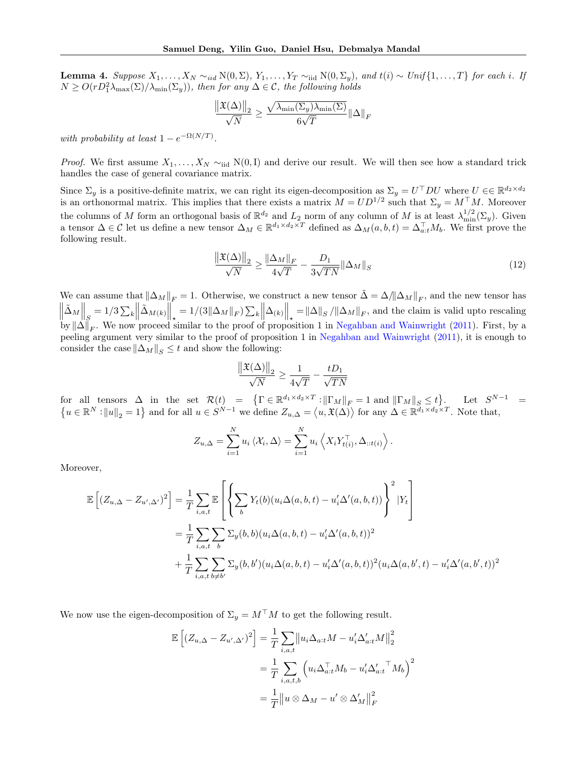**Lemma 4.** *Suppose $X_1, \ldots, X_N \sim_{iid} \mathrm{N}(0, \Sigma)$, $Y_1, \ldots, Y_T \sim_{\mathrm{iid}} \mathrm{N}(0, \Sigma_y)$, and $t(i) \sim Unif\{1, \ldots, T\}$ for each $i$. If $N \geq O(rD_1^2 \lambda_{\max}(\Sigma)/\lambda_{\min}(\Sigma_y))$, then for any $\Delta \in \mathcal{C}$, the following holds*

$$\frac{\left\|\mathfrak{X}(\Delta)\right\|_2}{\sqrt{N}} \geq \frac{\sqrt{\lambda_{\min}(\Sigma_y)\lambda_{\min}(\Sigma)}}{6\sqrt{T}}\|\Delta\|_F$$

*with probability at least $1 - e^{-\Omega(N/T)}$.*

*Proof.* We first assume $X_1, \ldots, X_N \sim_{\mathrm{iid}} \mathrm{N}(0, \mathrm{I})$ and derive our result. We will then see how a standard trick handles the case of general covariance matrix.

Since $\Sigma_y$ is a positive-definite matrix, we can right its eigen-decomposition as $\Sigma_y = U^\top D U$ where $U \in\in \mathbb{R}^{d_2 \times d_2}$ is an orthonormal matrix. This implies that there exists a matrix $M = UD^{1/2}$ such that $\Sigma_y = M^\top M$. Moreover the columns of $M$ form an orthogonal basis of $\mathbb{R}^{d_2}$ and $L_2$ norm of any column of $M$ is at least $\lambda_{\min}^{1/2}(\Sigma_y)$. Given a tensor $\Delta \in \mathcal{C}$ let us define a new tensor $\Delta_M \in \mathbb{R}^{d_1 \times d_2 \times T}$ defined as $\Delta_M(a, b, t) = \Delta_{a:t}^\top M_b$. We first prove the following result.

$$\frac{\left\|\mathfrak{X}(\Delta)\right\|_2}{\sqrt{N}} \geq \frac{\|\Delta_M\|_F}{4\sqrt{T}} - \frac{D_1}{3\sqrt{TN}}\|\Delta_M\|_S \tag{12}$$

We can assume that $\|\Delta_M\|_F = 1$. Otherwise, we construct a new tensor $\tilde{\Delta} = \Delta/\|\Delta_M\|_F$, and the new tensor has $\left\|\tilde{\Delta}_M\right\|_S = 1/3 \sum_k \left\|\tilde{\Delta}_{M(k)}\right\|_\star = 1/(3\|\Delta_M\|_F) \sum_k \left\|\Delta_{(k)}\right\|_\star = \|\Delta\|_S / \|\Delta_M\|_F$, and the claim is valid upto rescaling by $\|\Delta\|_F$. We now proceed similar to the proof of proposition 1 in Negahban and Wainwright (2011). First, by a peeling argument very similar to the proof of proposition 1 in Negahban and Wainwright (2011), it is enough to consider the case $\|\Delta_M\|_S \leq t$ and show the following:

$$\frac{\left\|\mathfrak{X}(\Delta)\right\|_2}{\sqrt{N}} \geq \frac{1}{4\sqrt{T}} - \frac{tD_1}{\sqrt{TN}}$$

for all tensors $\Delta$ in the set $\mathcal{R}(t) = \left\{\Gamma \in \mathbb{R}^{d_1 \times d_2 \times T} : \|\Gamma_M\|_F = 1 \text{ and } \|\Gamma_M\|_S \leq t\right\}$. Let $S^{N-1} = \left\{u \in \mathbb{R}^N : \|u\|_2 = 1\right\}$ and for all $u \in S^{N-1}$ we define $Z_{u,\Delta} = \left\langle u, \mathfrak{X}(\Delta)\right\rangle$ for any $\Delta \in \mathbb{R}^{d_1 \times d_2 \times T}$. Note that,

$$Z_{u,\Delta} = \sum_{i=1}^N u_i \left\langle \mathcal{X}_i, \Delta\right\rangle = \sum_{i=1}^N u_i \left\langle X_i Y_{t(i)}^\top, \Delta_{::t(i)}\right\rangle.$$

Moreover,

$$\begin{aligned}
\mathbb{E}\left[(Z_{u,\Delta} - Z_{u',\Delta'})^2\right] &= \frac{1}{T}\sum_{i,a,t} \mathbb{E}\left[\left\{\sum_b Y_t(b)(u_i\Delta(a,b,t) - u_i'\Delta'(a,b,t))\right\}^2 |Y_t\right] \\
&= \frac{1}{T}\sum_{i,a,t}\sum_b \Sigma_y(b,b)(u_i\Delta(a,b,t) - u_i'\Delta'(a,b,t))^2 \\
&+ \frac{1}{T}\sum_{i,a,t}\sum_{b \neq b'} \Sigma_y(b,b')(u_i\Delta(a,b,t) - u_i'\Delta'(a,b,t))^2(u_i\Delta(a,b',t) - u_i'\Delta'(a,b',t))^2
\end{aligned}$$

We now use the eigen-decomposition of $\Sigma_y = M^\top M$ to get the following result.

$$\begin{aligned}
\mathbb{E}\left[(Z_{u,\Delta} - Z_{u',\Delta'})^2\right] &= \frac{1}{T}\sum_{i,a,t}\left\|u_i\Delta_{a:t}M - u_i'\Delta'_{a:t}M\right\|_2^2 \\
&= \frac{1}{T}\sum_{i,a,t,b}\left(u_i\Delta_{a:t}^\top M_b - u_i'{\Delta'_{a:t}}^\top M_b\right)^2 \\
&= \frac{1}{T}\left\|u \otimes \Delta_M - u' \otimes \Delta_M'\right\|_F^2
\end{aligned}$$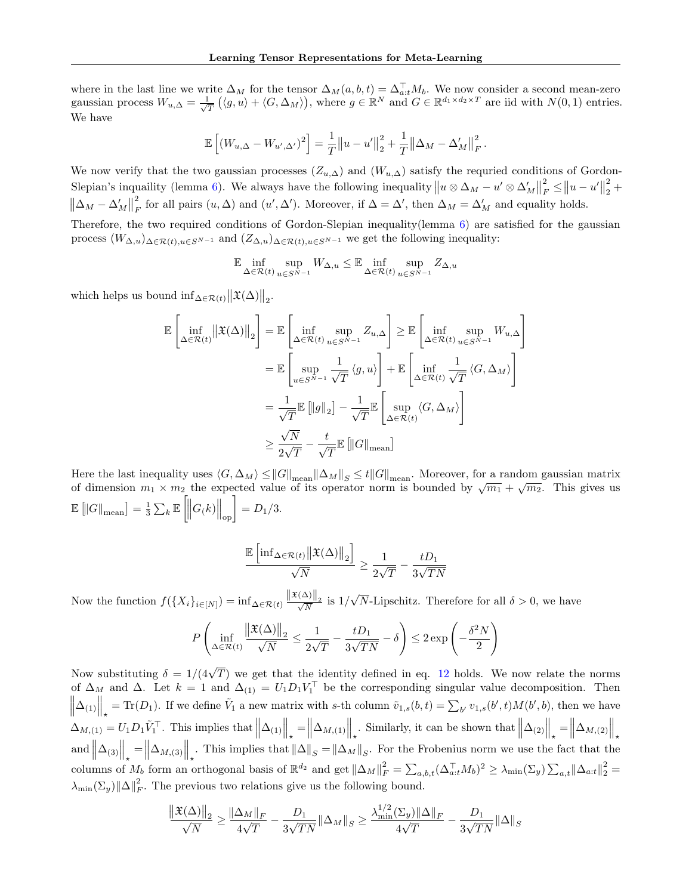where in the last line we write $\Delta_M$ for the tensor $\Delta_M(a,b,t) = \Delta_{a:t}^\top M_b$. We now consider a second mean-zero gaussian process $W_{u,\Delta} = \frac{1}{\sqrt{T}}\left(\langle g, u\rangle + \langle G, \Delta_M\rangle\right)$, where $g \in \mathbb{R}^N$ and $G \in \mathbb{R}^{d_1 \times d_2 \times T}$ are iid with $N(0,1)$ entries. We have

$$\mathbb{E}\left[(W_{u,\Delta} - W_{u',\Delta'})^2\right] = \frac{1}{T}\left\|u - u'\right\|_2^2 + \frac{1}{T}\left\|\Delta_M - \Delta_M'\right\|_F^2.$$

We now verify that the two gaussian processes $(Z_{u,\Delta})$ and $(W_{u,\Delta})$ satisfy the requried conditions of Gordon-Slepian's inequaility (lemma 6). We always have the following inequality $\left\|u \otimes \Delta_M - u' \otimes \Delta_M'\right\|_F^2 \le \left\|u - u'\right\|_2^2 + \left\|\Delta_M - \Delta_M'\right\|_F^2$ for all pairs $(u,\Delta)$ and $(u',\Delta')$. Moreover, if $\Delta = \Delta'$, then $\Delta_M = \Delta_M'$ and equality holds.

Therefore, the two required conditions of Gordon-Slepian inequality(lemma 6) are satisfied for the gaussian process $(W_{\Delta,u})_{\Delta \in \mathcal{R}(t), u \in S^{N-1}}$ and $(Z_{\Delta,u})_{\Delta \in \mathcal{R}(t), u \in S^{N-1}}$ we get the following inequality:

$$\mathbb{E} \inf_{\Delta \in \mathcal{R}(t)} \sup_{u \in S^{N-1}} W_{\Delta,u} \le \mathbb{E} \inf_{\Delta \in \mathcal{R}(t)} \sup_{u \in S^{N-1}} Z_{\Delta,u}$$

which helps us bound $\inf_{\Delta \in \mathcal{R}(t)} \left\|\mathfrak{X}(\Delta)\right\|_2$.

$$\begin{aligned}
\mathbb{E}\left[\inf_{\Delta \in \mathcal{R}(t)} \left\|\mathfrak{X}(\Delta)\right\|_2\right] &= \mathbb{E}\left[\inf_{\Delta \in \mathcal{R}(t)} \sup_{u \in S^{N-1}} Z_{u,\Delta}\right] \ge \mathbb{E}\left[\inf_{\Delta \in \mathcal{R}(t)} \sup_{u \in S^{N-1}} W_{u,\Delta}\right] \\
&= \mathbb{E}\left[\sup_{u \in S^{N-1}} \frac{1}{\sqrt{T}} \langle g, u\rangle\right] + \mathbb{E}\left[\inf_{\Delta \in \mathcal{R}(t)} \frac{1}{\sqrt{T}} \langle G, \Delta_M\rangle\right] \\
&= \frac{1}{\sqrt{T}} \mathbb{E}\left[\left\|g\right\|_2\right] - \frac{1}{\sqrt{T}} \mathbb{E}\left[\sup_{\Delta \in \mathcal{R}(t)} \langle G, \Delta_M\rangle\right] \\
&\ge \frac{\sqrt{N}}{2\sqrt{T}} - \frac{t}{\sqrt{T}} \mathbb{E}\left[\left\|G\right\|_{\text{mean}}\right]
\end{aligned}$$

Here the last inequality uses $\langle G, \Delta_M\rangle \le \left\|G\right\|_{\text{mean}} \left\|\Delta_M\right\|_S \le t \left\|G\right\|_{\text{mean}}$. Moreover, for a random gaussian matrix of dimension $m_1 \times m_2$ the expected value of its operator norm is bounded by $\sqrt{m_1} + \sqrt{m_2}$. This gives us $\mathbb{E}\left[\left\|G\right\|_{\text{mean}}\right] = \frac{1}{3}\sum_k \mathbb{E}\left[\left\|G_(k)\right\|_{\text{op}}\right] = D_1/3$.

$$\frac{\mathbb{E}\left[\inf_{\Delta \in \mathcal{R}(t)} \left\|\mathfrak{X}(\Delta)\right\|_2\right]}{\sqrt{N}} \ge \frac{1}{2\sqrt{T}} - \frac{tD_1}{3\sqrt{TN}}$$

Now the function $f(\{X_i\}_{i \in [N]}) = \inf_{\Delta \in \mathcal{R}(t)} \frac{\left\|\mathfrak{X}(\Delta)\right\|_2}{\sqrt{N}}$ is $1/\sqrt{N}$-Lipschitz. Therefore for all $\delta > 0$, we have

$$P\left(\inf_{\Delta \in \mathcal{R}(t)} \frac{\left\|\mathfrak{X}(\Delta)\right\|_2}{\sqrt{N}} \le \frac{1}{2\sqrt{T}} - \frac{tD_1}{3\sqrt{TN}} - \delta\right) \le 2\exp\left(-\frac{\delta^2 N}{2}\right)$$

Now substituting $\delta = 1/(4\sqrt{T})$ we get that the identity defined in eq. 12 holds. We now relate the norms of $\Delta_M$ and $\Delta$. Let $k = 1$ and $\Delta_{(1)} = U_1 D_1 V_1^\top$ be the corresponding singular value decomposition. Then $\left\|\Delta_{(1)}\right\|_\star = \mathrm{Tr}(D_1)$. If we define $\tilde{V}_1$ a new matrix with $s$-th column $\tilde{v}_{1,s}(b,t) = \sum_{b'} v_{1,s}(b',t) M(b',b)$, then we have $\Delta_{M,(1)} = U_1 D_1 \tilde{V}_1^\top$. This implies that $\left\|\Delta_{(1)}\right\|_\star = \left\|\Delta_{M,(1)}\right\|_\star$. Similarly, it can be shown that $\left\|\Delta_{(2)}\right\|_\star = \left\|\Delta_{M,(2)}\right\|_\star$ and $\left\|\Delta_{(3)}\right\|_\star = \left\|\Delta_{M,(3)}\right\|_\star$. This implies that $\left\|\Delta\right\|_S = \left\|\Delta_M\right\|_S$. For the Frobenius norm we use the fact that the columns of $M_b$ form an orthogonal basis of $\mathbb{R}^{d_2}$ and get $\left\|\Delta_M\right\|_F^2 = \sum_{a,b,t} (\Delta_{a:t}^\top M_b)^2 \ge \lambda_{\min}(\Sigma_y) \sum_{a,t} \left\|\Delta_{a:t}\right\|_2^2 = \lambda_{\min}(\Sigma_y) \left\|\Delta\right\|_F^2$. The previous two relations give us the following bound.

$$\frac{\left\|\mathfrak{X}(\Delta)\right\|_2}{\sqrt{N}} \ge \frac{\left\|\Delta_M\right\|_F}{4\sqrt{T}} - \frac{D_1}{3\sqrt{TN}} \left\|\Delta_M\right\|_S \ge \frac{\lambda_{\min}^{1/2}(\Sigma_y) \left\|\Delta\right\|_F}{4\sqrt{T}} - \frac{D_1}{3\sqrt{TN}} \left\|\Delta\right\|_S$$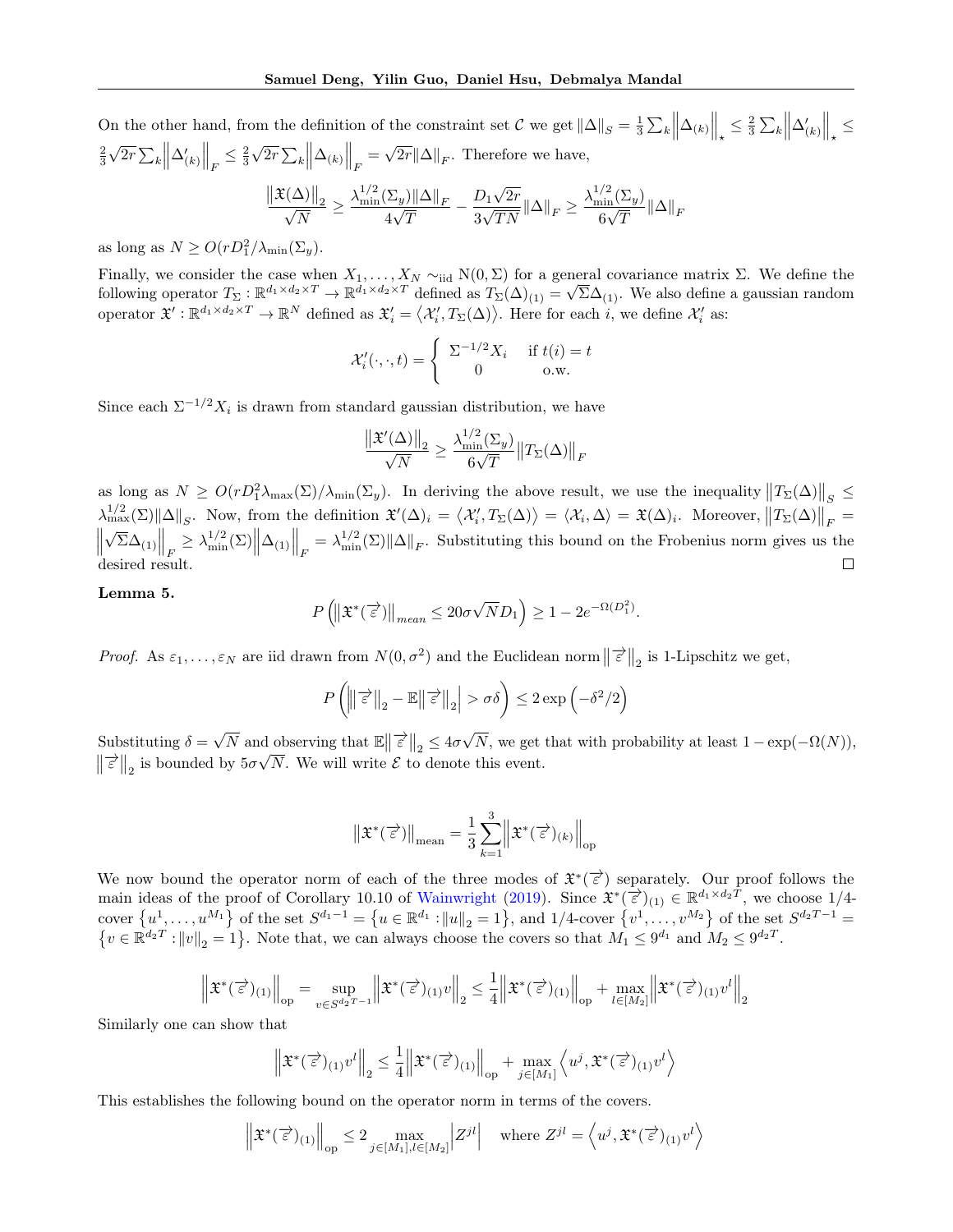On the other hand, from the definition of the constraint set $\mathcal{C}$ we get $\|\Delta\|_S = \frac{1}{3}\sum_k \left\|\Delta_{(k)}\right\|_\star \leq \frac{2}{3}\sum_k \left\|\Delta'_{(k)}\right\|_\star \leq \frac{2}{3}\sqrt{2r}\sum_k \left\|\Delta'_{(k)}\right\|_F \leq \frac{2}{3}\sqrt{2r}\sum_k \left\|\Delta_{(k)}\right\|_F = \sqrt{2r}\|\Delta\|_F$. Therefore we have,

$$\frac{\left\|\mathfrak{X}(\Delta)\right\|_2}{\sqrt{N}} \geq \frac{\lambda_{\min}^{1/2}(\Sigma_y)\|\Delta\|_F}{4\sqrt{T}} - \frac{D_1\sqrt{2r}}{3\sqrt{TN}}\|\Delta\|_F \geq \frac{\lambda_{\min}^{1/2}(\Sigma_y)}{6\sqrt{T}}\|\Delta\|_F$$

as long as $N \geq O(rD_1^2/\lambda_{\min}(\Sigma_y))$.

Finally, we consider the case when $X_1, \ldots, X_N \sim_{\text{iid}} \mathrm{N}(0, \Sigma)$ for a general covariance matrix $\Sigma$. We define the following operator $T_\Sigma : \mathbb{R}^{d_1 \times d_2 \times T} \to \mathbb{R}^{d_1 \times d_2 \times T}$ defined as $T_\Sigma(\Delta)_{(1)} = \sqrt{\Sigma}\Delta_{(1)}$. We also define a gaussian random operator $\mathfrak{X}' : \mathbb{R}^{d_1 \times d_2 \times T} \to \mathbb{R}^N$ defined as $\mathfrak{X}'_i = \left\langle \mathcal{X}'_i, T_\Sigma(\Delta)\right\rangle$. Here for each $i$, we define $\mathcal{X}'_i$ as:

$$\mathcal{X}'_i(\cdot,\cdot,t) = \begin{cases} \Sigma^{-1/2}X_i & \text{if } t(i) = t \\ 0 & \text{o.w.} \end{cases}$$

Since each $\Sigma^{-1/2}X_i$ is drawn from standard gaussian distribution, we have

$$\frac{\left\|\mathfrak{X}'(\Delta)\right\|_2}{\sqrt{N}} \geq \frac{\lambda_{\min}^{1/2}(\Sigma_y)}{6\sqrt{T}}\left\|T_\Sigma(\Delta)\right\|_F$$

as long as $N \geq O(rD_1^2\lambda_{\max}(\Sigma)/\lambda_{\min}(\Sigma_y))$. In deriving the above result, we use the inequality $\left\|T_\Sigma(\Delta)\right\|_S \leq \lambda_{\max}^{1/2}(\Sigma)\|\Delta\|_S$. Now, from the definition $\mathfrak{X}'(\Delta)_i = \left\langle \mathcal{X}'_i, T_\Sigma(\Delta)\right\rangle = \left\langle \mathcal{X}_i, \Delta\right\rangle = \mathfrak{X}(\Delta)_i$. Moreover, $\left\|T_\Sigma(\Delta)\right\|_F = \left\|\sqrt{\Sigma}\Delta_{(1)}\right\|_F \geq \lambda_{\min}^{1/2}(\Sigma)\left\|\Delta_{(1)}\right\|_F = \lambda_{\min}^{1/2}(\Sigma)\|\Delta\|_F$. Substituting this bound on the Frobenius norm gives us the desired result. ◻

**Lemma 5.**

$$P\left(\left\|\mathfrak{X}^*(\vec{\varepsilon})\right\|_{mean} \leq 20\sigma\sqrt{N}D_1\right) \geq 1 - 2e^{-\Omega(D_1^2)}.$$

*Proof.* As $\varepsilon_1, \ldots, \varepsilon_N$ are iid drawn from $N(0, \sigma^2)$ and the Euclidean norm $\left\|\vec{\varepsilon}\right\|_2$ is 1-Lipschitz we get,

$$P\left(\left|\left\|\vec{\varepsilon}\right\|_2 - \mathbb{E}\left\|\vec{\varepsilon}\right\|_2\right| > \sigma\delta\right) \leq 2\exp\left(-\delta^2/2\right)$$

Substituting $\delta = \sqrt{N}$ and observing that $\mathbb{E}\left\|\vec{\varepsilon}\right\|_2 \leq 4\sigma\sqrt{N}$, we get that with probability at least $1 - \exp(-\Omega(N))$, $\left\|\vec{\varepsilon}\right\|_2$ is bounded by $5\sigma\sqrt{N}$. We will write $\mathcal{E}$ to denote this event.

$$\left\|\mathfrak{X}^*(\vec{\varepsilon})\right\|_{\text{mean}} = \frac{1}{3}\sum_{k=1}^{3}\left\|\mathfrak{X}^*(\vec{\varepsilon})_{(k)}\right\|_{\text{op}}$$

We now bound the operator norm of each of the three modes of $\mathfrak{X}^*(\vec{\varepsilon})$ separately. Our proof follows the main ideas of the proof of Corollary 10.10 of Wainwright (2019). Since $\mathfrak{X}^*(\vec{\varepsilon})_{(1)} \in \mathbb{R}^{d_1 \times d_2 T}$, we choose 1/4-cover $\left\{u^1, \ldots, u^{M_1}\right\}$ of the set $S^{d_1-1} = \left\{u \in \mathbb{R}^{d_1} : \|u\|_2 = 1\right\}$, and 1/4-cover $\left\{v^1, \ldots, v^{M_2}\right\}$ of the set $S^{d_2T-1} = \left\{v \in \mathbb{R}^{d_2T} : \|v\|_2 = 1\right\}$. Note that, we can always choose the covers so that $M_1 \leq 9^{d_1}$ and $M_2 \leq 9^{d_2T}$.

$$\left\|\mathfrak{X}^*(\vec{\varepsilon})_{(1)}\right\|_{\text{op}} = \sup_{v \in S^{d_2T-1}}\left\|\mathfrak{X}^*(\vec{\varepsilon})_{(1)}v\right\|_2 \leq \frac{1}{4}\left\|\mathfrak{X}^*(\vec{\varepsilon})_{(1)}\right\|_{\text{op}} + \max_{l \in [M_2]}\left\|\mathfrak{X}^*(\vec{\varepsilon})_{(1)}v^l\right\|_2$$

Similarly one can show that

$$\left\|\mathfrak{X}^*(\vec{\varepsilon})_{(1)}v^l\right\|_2 \leq \frac{1}{4}\left\|\mathfrak{X}^*(\vec{\varepsilon})_{(1)}\right\|_{\text{op}} + \max_{j \in [M_1]}\left\langle u^j, \mathfrak{X}^*(\vec{\varepsilon})_{(1)}v^l\right\rangle$$

This establishes the following bound on the operator norm in terms of the covers.

$$\left\|\mathfrak{X}^*(\vec{\varepsilon})_{(1)}\right\|_{\text{op}} \leq 2\max_{j \in [M_1], l \in [M_2]}\left|Z^{jl}\right| \quad \text{where } Z^{jl} = \left\langle u^j, \mathfrak{X}^*(\vec{\varepsilon})_{(1)}v^l\right\rangle$$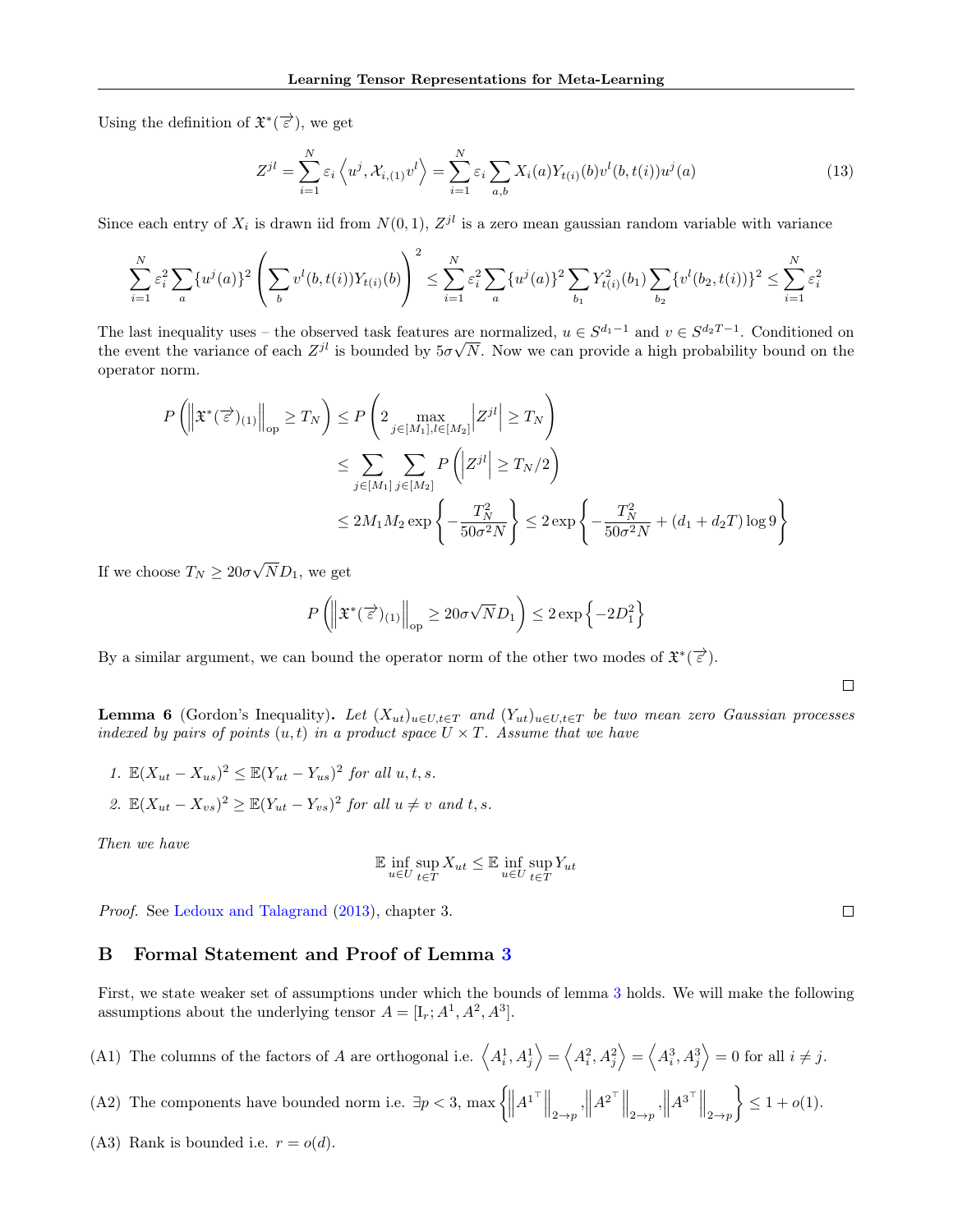Using the definition of $\mathfrak{X}^*(\overrightarrow{\varepsilon})$, we get

$$Z^{jl} = \sum_{i=1}^{N} \varepsilon_i \left\langle u^j, \mathcal{X}_{i,(1)} v^l \right\rangle = \sum_{i=1}^{N} \varepsilon_i \sum_{a,b} X_i(a) Y_{t(i)}(b) v^l(b,t(i)) u^j(a) \tag{13}$$

Since each entry of $X_i$ is drawn iid from $N(0,1)$, $Z^{jl}$ is a zero mean gaussian random variable with variance

$$\sum_{i=1}^{N} \varepsilon_i^2 \sum_a \{u^j(a)\}^2 \left( \sum_b v^l(b,t(i)) Y_{t(i)}(b) \right)^2 \le \sum_{i=1}^{N} \varepsilon_i^2 \sum_a \{u^j(a)\}^2 \sum_{b_1} Y_{t(i)}^2(b_1) \sum_{b_2} \{v^l(b_2, t(i))\}^2 \le \sum_{i=1}^{N} \varepsilon_i^2$$

The last inequality uses – the observed task features are normalized, $u \in S^{d_1-1}$ and $v \in S^{d_2 T - 1}$. Conditioned on the event the variance of each $Z^{jl}$ is bounded by $5\sigma\sqrt{N}$. Now we can provide a high probability bound on the operator norm.

$$\begin{aligned}
P\left( \left\| \mathfrak{X}^*(\overrightarrow{\varepsilon})_{(1)} \right\|_{\text{op}} \ge T_N \right) &\le P\left( 2 \max_{j \in [M_1], l \in [M_2]} \left| Z^{jl} \right| \ge T_N \right) \\
&\le \sum_{j \in [M_1]} \sum_{j \in [M_2]} P\left( \left| Z^{jl} \right| \ge T_N/2 \right) \\
&\le 2 M_1 M_2 \exp\left\{ -\frac{T_N^2}{50\sigma^2 N} \right\} \le 2 \exp\left\{ -\frac{T_N^2}{50\sigma^2 N} + (d_1 + d_2 T) \log 9 \right\}
\end{aligned}$$

If we choose $T_N \ge 20\sigma\sqrt{N} D_1$, we get

$$P\left( \left\| \mathfrak{X}^*(\overrightarrow{\varepsilon})_{(1)} \right\|_{\text{op}} \ge 20\sigma\sqrt{N} D_1 \right) \le 2 \exp\left\{ -2 D_1^2 \right\}$$

By a similar argument, we can bound the operator norm of the other two modes of $\mathfrak{X}^*(\overrightarrow{\varepsilon})$.

□

**Lemma 6** (Gordon's Inequality)**.** *Let $(X_{ut})_{u \in U, t \in T}$ and $(Y_{ut})_{u \in U, t \in T}$ be two mean zero Gaussian processes indexed by pairs of points $(u,t)$ in a product space $U \times T$. Assume that we have*

1. $\mathbb{E}(X_{ut} - X_{us})^2 \le \mathbb{E}(Y_{ut} - Y_{us})^2$ *for all* $u, t, s$.
2. $\mathbb{E}(X_{ut} - X_{vs})^2 \ge \mathbb{E}(Y_{ut} - Y_{vs})^2$ *for all* $u \ne v$ *and* $t, s$.

*Then we have*

$$\mathbb{E} \inf_{u \in U} \sup_{t \in T} X_{ut} \le \mathbb{E} \inf_{u \in U} \sup_{t \in T} Y_{ut}$$

*Proof.* See Ledoux and Talagrand (2013), chapter 3. □

## B Formal Statement and Proof of Lemma 3

First, we state weaker set of assumptions under which the bounds of lemma 3 holds. We will make the following assumptions about the underlying tensor $A = [\mathrm{I}_r; A^1, A^2, A^3]$.

(A1) The columns of the factors of $A$ are orthogonal i.e. $\left\langle A_i^1, A_j^1 \right\rangle = \left\langle A_i^2, A_j^2 \right\rangle = \left\langle A_i^3, A_j^3 \right\rangle = 0$ for all $i \ne j$.

(A2) The components have bounded norm i.e. $\exists p < 3$, $\max\left\{ \left\| {A^1}^\top \right\|_{2 \to p}, \left\| {A^2}^\top \right\|_{2 \to p}, \left\| {A^3}^\top \right\|_{2 \to p} \right\} \le 1 + o(1)$.

(A3) Rank is bounded i.e. $r = o(d)$.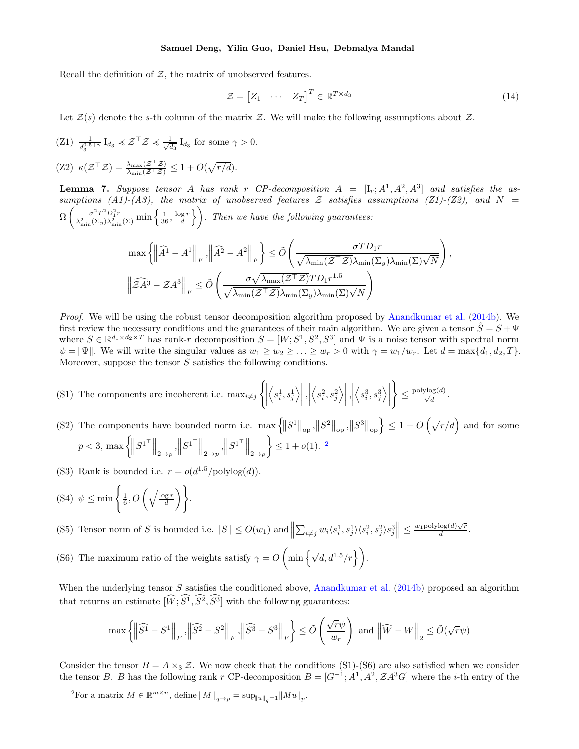Recall the definition of $\mathcal{Z}$, the matrix of unobserved features.

$$
\mathcal{Z} = \begin{bmatrix} Z_1 & \cdots & Z_T \end{bmatrix}^T \in \mathbb{R}^{T \times d_3} \tag{14}
$$

Let $\mathcal{Z}(s)$ denote the $s$-th column of the matrix $\mathcal{Z}$. We will make the following assumptions about $\mathcal{Z}$.

(Z1) $\frac{1}{d_3^{0.5+\gamma}} \mathrm{I}_{d_3} \preccurlyeq \mathcal{Z}^\top \mathcal{Z} \preccurlyeq \frac{1}{\sqrt{d_3}} \mathrm{I}_{d_3}$ for some $\gamma > 0$.

(Z2) $\kappa(\mathcal{Z}^\top \mathcal{Z}) = \frac{\lambda_{\max}(\mathcal{Z}^\top \mathcal{Z})}{\lambda_{\min}(\mathcal{Z}^\top \mathcal{Z})} \leq 1 + O(\sqrt{r/d})$.

**Lemma 7.** *Suppose tensor $A$ has rank $r$ CP-decomposition $A = [\mathrm{I}_r; A^1, A^2, A^3]$ and satisfies the assumptions (A1)-(A3), the matrix of unobserved features $\mathcal{Z}$ satisfies assumptions (Z1)-(Z2), and $N = \Omega\left(\frac{\sigma^2 T^2 D_1^2 r}{\lambda_{\min}^2(\Sigma_y)\lambda_{\min}^2(\Sigma)} \min\left\{\frac{1}{36}, \frac{\log r}{d}\right\}\right)$. Then we have the following guarantees:*

$$
\max\left\{\left\|\widehat{A^1} - A^1\right\|_F, \left\|\widehat{A^2} - A^2\right\|_F\right\} \leq \tilde{O}\left(\frac{\sigma T D_1 r}{\sqrt{\lambda_{\min}(\mathcal{Z}^\top \mathcal{Z})}\lambda_{\min}(\Sigma_y)\lambda_{\min}(\Sigma)\sqrt{N}}\right),
$$

$$
\left\|\widehat{\mathcal{Z}A^3} - \mathcal{Z}A^3\right\|_F \leq \tilde{O}\left(\frac{\sigma\sqrt{\lambda_{\max}(\mathcal{Z}^\top \mathcal{Z})} T D_1 r^{1.5}}{\sqrt{\lambda_{\min}(\mathcal{Z}^\top \mathcal{Z})}\lambda_{\min}(\Sigma_y)\lambda_{\min}(\Sigma)\sqrt{N}}\right)
$$

*Proof.* We will be using the robust tensor decomposition algorithm proposed by Anandkumar et al. (2014b). We first review the necessary conditions and the guarantees of their main algorithm. We are given a tensor $\hat{S} = S + \Psi$ where $S \in \mathbb{R}^{d_1 \times d_2 \times T}$ has rank-$r$ decomposition $S = [W; S^1, S^2, S^3]$ and $\Psi$ is a noise tensor with spectral norm $\psi = \|\Psi\|$. We will write the singular values as $w_1 \geq w_2 \geq \ldots \geq w_r > 0$ with $\gamma = w_1/w_r$. Let $d = \max\{d_1, d_2, T\}$. Moreover, suppose the tensor $S$ satisfies the following conditions.

(S1) The components are incoherent i.e. $\max_{i \neq j}\left\{\left|\left\langle s_i^1, s_j^1\right\rangle\right|, \left|\left\langle s_i^2, s_j^2\right\rangle\right|, \left|\left\langle s_i^3, s_j^3\right\rangle\right|\right\} \leq \frac{\mathrm{polylog}(d)}{\sqrt{d}}$.

(S2) The components have bounded norm i.e. $\max\left\{\left\|S^1\right\|_{\mathrm{op}}, \left\|S^2\right\|_{\mathrm{op}}, \left\|S^3\right\|_{\mathrm{op}}\right\} \leq 1 + O\left(\sqrt{r/d}\right)$ and for some $p < 3$, $\max\left\{\left\|S^{1^\top}\right\|_{2\to p}, \left\|S^{1^\top}\right\|_{2\to p}, \left\|S^{1^\top}\right\|_{2\to p}\right\} \leq 1 + o(1)$. [2]

(S3) Rank is bounded i.e. $r = o(d^{1.5}/\mathrm{polylog}(d))$.

(S4) $\psi \leq \min\left\{\frac{1}{6}, O\left(\sqrt{\frac{\log r}{d}}\right)\right\}$.

(S5) Tensor norm of $S$ is bounded i.e. $\|S\| \leq O(w_1)$ and $\left\|\sum_{i \neq j} w_i \langle s_i^1, s_j^1\rangle \langle s_i^2, s_j^2\rangle s_j^3\right\| \leq \frac{w_1 \mathrm{polylog}(d)\sqrt{r}}{d}$.

(S6) The maximum ratio of the weights satisfy $\gamma = O\left(\min\left\{\sqrt{d}, d^{1.5}/r\right\}\right)$.

When the underlying tensor $S$ satisfies the conditioned above, Anandkumar et al. (2014b) proposed an algorithm that returns an estimate $[\widehat{W}; \widehat{S^1}, \widehat{S^2}, \widehat{S^3}]$ with the following guarantees:

$$
\max\left\{\left\|\widehat{S^1} - S^1\right\|_F, \left\|\widehat{S^2} - S^2\right\|_F, \left\|\widehat{S^3} - S^3\right\|_F\right\} \leq \tilde{O}\left(\frac{\sqrt{r}\psi}{w_r}\right) \text{ and } \left\|\widehat{W} - W\right\|_2 \leq \tilde{O}(\sqrt{r}\psi)
$$

Consider the tensor $B = A \times_3 \mathcal{Z}$. We now check that the conditions (S1)-(S6) are also satisfied when we consider the tensor $B$. $B$ has the following rank $r$ CP-decomposition $B = [G^{-1}; A^1, A^2, \mathcal{Z}A^3 G]$ where the $i$-th entry of the

[2] For a matrix $M \in \mathbb{R}^{m \times n}$, define $\|M\|_{q \to p} = \sup_{\|u\|_q = 1} \|Mu\|_p$.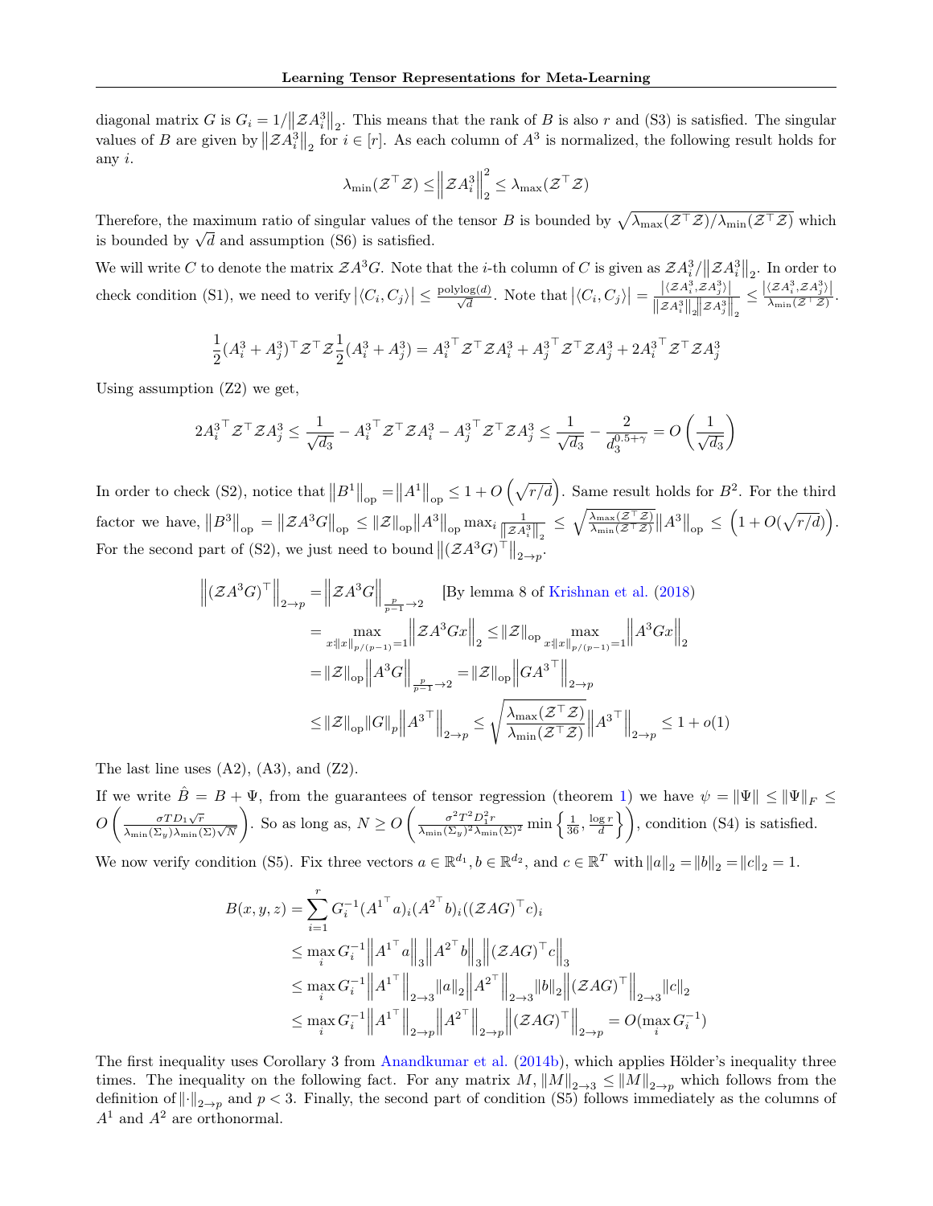diagonal matrix $G$ is $G_i = 1/\left\|\mathcal{Z}A_i^3\right\|_2$. This means that the rank of $B$ is also $r$ and (S3) is satisfied. The singular values of $B$ are given by $\left\|\mathcal{Z}A_i^3\right\|_2$ for $i \in [r]$. As each column of $A^3$ is normalized, the following result holds for any $i$.

$$\lambda_{\min}(\mathcal{Z}^\top \mathcal{Z}) \le \left\|\mathcal{Z}A_i^3\right\|_2^2 \le \lambda_{\max}(\mathcal{Z}^\top \mathcal{Z})$$

Therefore, the maximum ratio of singular values of the tensor $B$ is bounded by $\sqrt{\lambda_{\max}(\mathcal{Z}^\top \mathcal{Z})/\lambda_{\min}(\mathcal{Z}^\top \mathcal{Z})}$ which is bounded by $\sqrt{d}$ and assumption (S6) is satisfied.

We will write $C$ to denote the matrix $\mathcal{Z}A^3G$. Note that the $i$-th column of $C$ is given as $\mathcal{Z}A_i^3/\left\|\mathcal{Z}A_i^3\right\|_2$. In order to check condition (S1), we need to verify $\left|\langle C_i, C_j\rangle\right| \le \frac{\mathrm{polylog}(d)}{\sqrt{d}}$. Note that $\left|\langle C_i, C_j\rangle\right| = \frac{\left|\langle \mathcal{Z}A_i^3, \mathcal{Z}A_j^3\rangle\right|}{\left\|\mathcal{Z}A_i^3\right\|_2 \left\|\mathcal{Z}A_j^3\right\|_2} \le \frac{\left|\langle \mathcal{Z}A_i^3, \mathcal{Z}A_j^3\rangle\right|}{\lambda_{\min}(\mathcal{Z}^\top \mathcal{Z})}$.

$$\frac{1}{2}(A_i^3 + A_j^3)^\top \mathcal{Z}^\top \mathcal{Z} \frac{1}{2}(A_i^3 + A_j^3) = {A_i^3}^\top \mathcal{Z}^\top \mathcal{Z} A_i^3 + {A_j^3}^\top \mathcal{Z}^\top \mathcal{Z} A_j^3 + 2{A_i^3}^\top \mathcal{Z}^\top \mathcal{Z} A_j^3$$

Using assumption (Z2) we get,

$$2{A_i^3}^\top \mathcal{Z}^\top \mathcal{Z} A_j^3 \le \frac{1}{\sqrt{d_3}} - {A_i^3}^\top \mathcal{Z}^\top \mathcal{Z} A_i^3 - {A_j^3}^\top \mathcal{Z}^\top \mathcal{Z} A_j^3 \le \frac{1}{\sqrt{d_3}} - \frac{2}{d_3^{0.5+\gamma}} = O\left(\frac{1}{\sqrt{d_3}}\right)$$

In order to check (S2), notice that $\left\|B^1\right\|_{\mathrm{op}} = \left\|A^1\right\|_{\mathrm{op}} \le 1 + O\left(\sqrt{r/d}\right)$. Same result holds for $B^2$. For the third factor we have, $\left\|B^3\right\|_{\mathrm{op}} = \left\|\mathcal{Z}A^3G\right\|_{\mathrm{op}} \le \left\|\mathcal{Z}\right\|_{\mathrm{op}} \left\|A^3\right\|_{\mathrm{op}} \max_i \frac{1}{\left\|\mathcal{Z}A_i^3\right\|_2} \le \sqrt{\frac{\lambda_{\max}(\mathcal{Z}^\top \mathcal{Z})}{\lambda_{\min}(\mathcal{Z}^\top \mathcal{Z})}} \left\|A^3\right\|_{\mathrm{op}} \le \left(1 + O(\sqrt{r/d})\right)$. For the second part of (S2), we just need to bound $\left\|(\mathcal{Z}A^3G)^\top\right\|_{2\to p}$.

$$\begin{aligned}
\left\|(\mathcal{Z}A^3G)^\top\right\|_{2\to p} &= \left\|\mathcal{Z}A^3G\right\|_{\frac{p}{p-1}\to 2} \quad \text{[By lemma 8 of Krishnan et al. (2018)]} \\
&= \max_{x:\|x\|_{p/(p-1)}=1} \left\|\mathcal{Z}A^3Gx\right\|_2 \le \left\|\mathcal{Z}\right\|_{\mathrm{op}} \max_{x:\|x\|_{p/(p-1)}=1} \left\|A^3Gx\right\|_2 \\
&= \left\|\mathcal{Z}\right\|_{\mathrm{op}} \left\|A^3G\right\|_{\frac{p}{p-1}\to 2} = \left\|\mathcal{Z}\right\|_{\mathrm{op}} \left\|G{A^3}^\top\right\|_{2\to p} \\
&\le \left\|\mathcal{Z}\right\|_{\mathrm{op}} \left\|G\right\|_p \left\|{A^3}^\top\right\|_{2\to p} \le \sqrt{\frac{\lambda_{\max}(\mathcal{Z}^\top \mathcal{Z})}{\lambda_{\min}(\mathcal{Z}^\top \mathcal{Z})}} \left\|{A^3}^\top\right\|_{2\to p} \le 1 + o(1)
\end{aligned}$$

The last line uses (A2), (A3), and (Z2).

If we write $\hat{B} = B + \Psi$, from the guarantees of tensor regression (theorem 1) we have $\psi = \|\Psi\| \le \|\Psi\|_F \le O\left(\frac{\sigma T D_1 \sqrt{r}}{\lambda_{\min}(\Sigma_y)\lambda_{\min}(\Sigma)\sqrt{N}}\right)$. So as long as, $N \ge O\left(\frac{\sigma^2 T^2 D_1^2 r}{\lambda_{\min}(\Sigma_y)^2 \lambda_{\min}(\Sigma)^2} \min\left\{\frac{1}{36}, \frac{\log r}{d}\right\}\right)$, condition (S4) is satisfied.

We now verify condition (S5). Fix three vectors $a \in \mathbb{R}^{d_1}, b \in \mathbb{R}^{d_2}$, and $c \in \mathbb{R}^T$ with $\|a\|_2 = \|b\|_2 = \|c\|_2 = 1$.

$$\begin{aligned}
B(x,y,z) &= \sum_{i=1}^r G_i^{-1} ({A^1}^\top a)_i ({A^2}^\top b)_i ((\mathcal{Z}AG)^\top c)_i \\
&\le \max_i G_i^{-1} \left\|{A^1}^\top a\right\|_3 \left\|{A^2}^\top b\right\|_3 \left\|(\mathcal{Z}AG)^\top c\right\|_3 \\
&\le \max_i G_i^{-1} \left\|{A^1}^\top\right\|_{2\to 3} \|a\|_2 \left\|{A^2}^\top\right\|_{2\to 3} \|b\|_2 \left\|(\mathcal{Z}AG)^\top\right\|_{2\to 3} \|c\|_2 \\
&\le \max_i G_i^{-1} \left\|{A^1}^\top\right\|_{2\to p} \left\|{A^2}^\top\right\|_{2\to p} \left\|(\mathcal{Z}AG)^\top\right\|_{2\to p} = O(\max_i G_i^{-1})
\end{aligned}$$

The first inequality uses Corollary 3 from Anandkumar et al. (2014b), which applies Hölder's inequality three times. The inequality on the following fact. For any matrix $M$, $\|M\|_{2\to 3} \le \|M\|_{2\to p}$ which follows from the definition of $\|\cdot\|_{2\to p}$ and $p < 3$. Finally, the second part of condition (S5) follows immediately as the columns of $A^1$ and $A^2$ are orthonormal.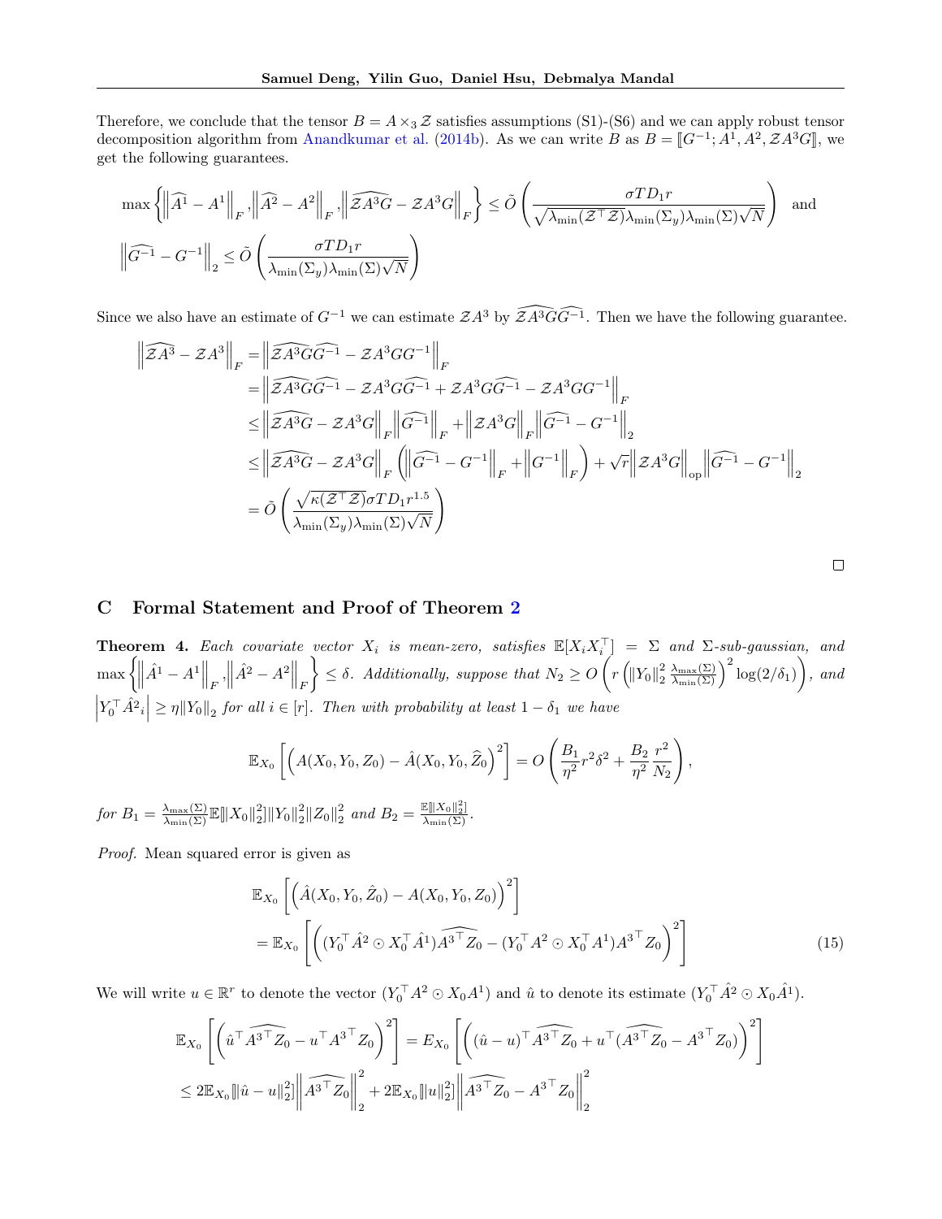Therefore, we conclude that the tensor $B = A \times_3 \mathcal{Z}$ satisfies assumptions (S1)-(S6) and we can apply robust tensor decomposition algorithm from Anandkumar et al. (2014b). As we can write $B$ as $B = [\![G^{-1}; A^1, A^2, \mathcal{Z}A^3 G]\!]$, we get the following guarantees.

$$
\max\left\{\left\|\widehat{A^1} - A^1\right\|_F, \left\|\widehat{A^2} - A^2\right\|_F, \left\|\widehat{\mathcal{Z}A^3 G} - \mathcal{Z}A^3 G\right\|_F\right\} \leq \tilde{O}\left(\frac{\sigma T D_1 r}{\sqrt{\lambda_{\min}(\mathcal{Z}^\top \mathcal{Z})}\lambda_{\min}(\Sigma_y)\lambda_{\min}(\Sigma)\sqrt{N}}\right) \quad \text{and}
$$

$$
\left\|\widehat{G^{-1}} - G^{-1}\right\|_2 \leq \tilde{O}\left(\frac{\sigma T D_1 r}{\lambda_{\min}(\Sigma_y)\lambda_{\min}(\Sigma)\sqrt{N}}\right)
$$

Since we also have an estimate of $G^{-1}$ we can estimate $\mathcal{Z}A^3$ by $\widehat{\mathcal{Z}A^3 G}\widehat{G^{-1}}$. Then we have the following guarantee.

$$
\begin{aligned}
\left\|\widehat{\mathcal{Z}A^3} - \mathcal{Z}A^3\right\|_F &= \left\|\widehat{\mathcal{Z}A^3 G}\widehat{G^{-1}} - \mathcal{Z}A^3 G G^{-1}\right\|_F \\
&= \left\|\widehat{\mathcal{Z}A^3 G}\widehat{G^{-1}} - \mathcal{Z}A^3 G\widehat{G^{-1}} + \mathcal{Z}A^3 G\widehat{G^{-1}} - \mathcal{Z}A^3 G G^{-1}\right\|_F \\
&\leq \left\|\widehat{\mathcal{Z}A^3 G} - \mathcal{Z}A^3 G\right\|_F \left\|\widehat{G^{-1}}\right\|_F + \left\|\mathcal{Z}A^3 G\right\|_F \left\|\widehat{G^{-1}} - G^{-1}\right\|_2 \\
&\leq \left\|\widehat{\mathcal{Z}A^3 G} - \mathcal{Z}A^3 G\right\|_F \left(\left\|\widehat{G^{-1}} - G^{-1}\right\|_F + \left\|G^{-1}\right\|_F\right) + \sqrt{r}\left\|\mathcal{Z}A^3 G\right\|_{\text{op}}\left\|\widehat{G^{-1}} - G^{-1}\right\|_2 \\
&= \tilde{O}\left(\frac{\sqrt{\kappa(\mathcal{Z}^\top \mathcal{Z})}\sigma T D_1 r^{1.5}}{\lambda_{\min}(\Sigma_y)\lambda_{\min}(\Sigma)\sqrt{N}}\right)
\end{aligned}
$$

□

## C Formal Statement and Proof of Theorem 2

**Theorem 4.** *Each covariate vector $X_i$ is mean-zero, satisfies $\mathbb{E}[X_i X_i^\top] = \Sigma$ and $\Sigma$-sub-gaussian, and $\max\left\{\left\|\hat{A}^1 - A^1\right\|_F, \left\|\hat{A}^2 - A^2\right\|_F\right\} \leq \delta$. Additionally, suppose that $N_2 \geq O\left(r\left(\|Y_0\|_2^2 \frac{\lambda_{\max}(\Sigma)}{\lambda_{\min}(\Sigma)}\right)^2 \log(2/\delta_1)\right)$, and $\left|Y_0^\top \hat{A}^2{}_i\right| \geq \eta \|Y_0\|_2$ for all $i \in [r]$. Then with probability at least $1 - \delta_1$ we have*

$$
\mathbb{E}_{X_0}\left[\left(A(X_0, Y_0, Z_0) - \hat{A}(X_0, Y_0, \widehat{Z}_0)\right)^2\right] = O\left(\frac{B_1}{\eta^2} r^2 \delta^2 + \frac{B_2}{\eta^2}\frac{r^2}{N_2}\right),
$$

*for $B_1 = \frac{\lambda_{\max}(\Sigma)}{\lambda_{\min}(\Sigma)}\mathbb{E}[\|X_0\|_2^2]\|Y_0\|_2^2\|Z_0\|_2^2$ and $B_2 = \frac{\mathbb{E}[\|X_0\|_2^2]}{\lambda_{\min}(\Sigma)}$.*

*Proof.* Mean squared error is given as

$$
\begin{aligned}
&\mathbb{E}_{X_0}\left[\left(\hat{A}(X_0, Y_0, \hat{Z}_0) - A(X_0, Y_0, Z_0)\right)^2\right] \\
&= \mathbb{E}_{X_0}\left[\left((Y_0^\top \hat{A}^2 \odot X_0^\top \hat{A}^1)\widehat{A^{3\top} Z_0} - (Y_0^\top A^2 \odot X_0^\top A^1)A^{3\top} Z_0\right)^2\right]
\end{aligned} \tag{15}
$$

We will write $u \in \mathbb{R}^r$ to denote the vector $(Y_0^\top A^2 \odot X_0 A^1)$ and $\hat{u}$ to denote its estimate $(Y_0^\top \hat{A}^2 \odot X_0 \hat{A}^1)$.

$$
\begin{aligned}
&\mathbb{E}_{X_0}\left[\left(\hat{u}^\top \widehat{A^{3\top} Z_0} - u^\top A^{3\top} Z_0\right)^2\right] = E_{X_0}\left[\left((\hat{u} - u)^\top \widehat{A^{3\top} Z_0} + u^\top(\widehat{A^{3\top} Z_0} - A^{3\top} Z_0)\right)^2\right] \\
&\leq 2\mathbb{E}_{X_0}[\|\hat{u} - u\|_2^2]\left\|\widehat{A^{3\top} Z_0}\right\|_2^2 + 2\mathbb{E}_{X_0}[\|u\|_2^2]\left\|\widehat{A^{3\top} Z_0} - A^{3\top} Z_0\right\|_2^2
\end{aligned}
$$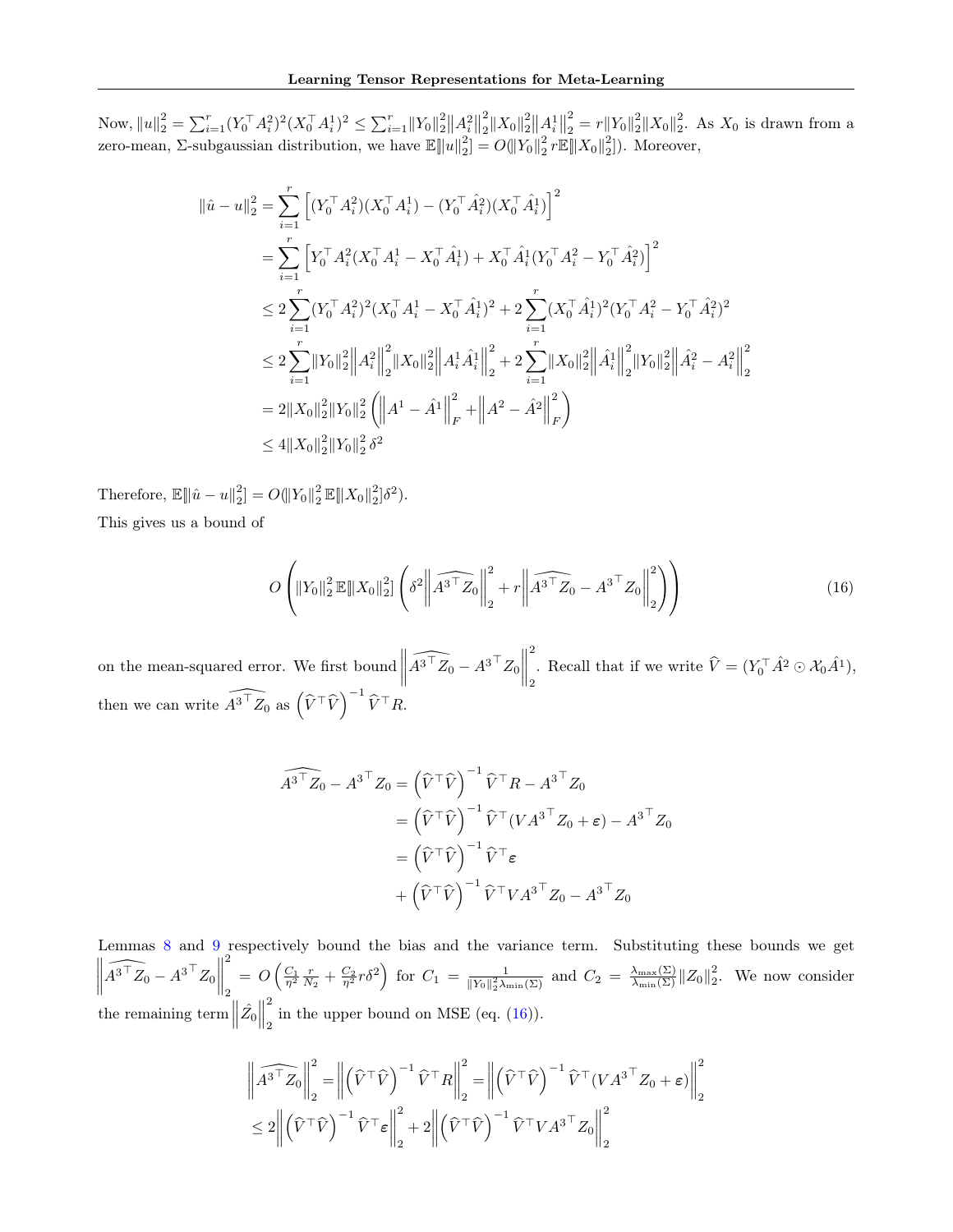Now, $\|u\|_2^2 = \sum_{i=1}^r (Y_0^\top A_i^2)^2 (X_0^\top A_i^1)^2 \le \sum_{i=1}^r \|Y_0\|_2^2 \|A_i^2\|_2^2 \|X_0\|_2^2 \|A_i^1\|_2^2 = r\|Y_0\|_2^2 \|X_0\|_2^2$. As $X_0$ is drawn from a zero-mean, $\Sigma$-subgaussian distribution, we have $\mathbb{E}\|u\|_2^2] = O(\|Y_0\|_2^2 \, r\mathbb{E}\|X_0\|_2^2])$. Moreover,

$$
\begin{aligned}
\|\hat{u} - u\|_2^2 &= \sum_{i=1}^r \left[ (Y_0^\top A_i^2)(X_0^\top A_i^1) - (Y_0^\top \hat{A}_i^2)(X_0^\top \hat{A}_i^1) \right]^2 \\
&= \sum_{i=1}^r \left[ Y_0^\top A_i^2 (X_0^\top A_i^1 - X_0^\top \hat{A}_i^1) + X_0^\top \hat{A}_i^1 (Y_0^\top A_i^2 - Y_0^\top \hat{A}_i^2) \right]^2 \\
&\le 2\sum_{i=1}^r (Y_0^\top A_i^2)^2 (X_0^\top A_i^1 - X_0^\top \hat{A}_i^1)^2 + 2\sum_{i=1}^r (X_0^\top \hat{A}_i^1)^2 (Y_0^\top A_i^2 - Y_0^\top \hat{A}_i^2)^2 \\
&\le 2\sum_{i=1}^r \|Y_0\|_2^2 \left\|A_i^2\right\|_2^2 \|X_0\|_2^2 \left\|A_i^1 \hat{A}_i^1\right\|_2^2 + 2\sum_{i=1}^r \|X_0\|_2^2 \left\|\hat{A}_i^1\right\|_2^2 \|Y_0\|_2^2 \left\|\hat{A}_i^2 - A_i^2\right\|_2^2 \\
&= 2\|X_0\|_2^2 \|Y_0\|_2^2 \left( \left\|A^1 - \hat{A}^1\right\|_F^2 + \left\|A^2 - \hat{A}^2\right\|_F^2 \right) \\
&\le 4\|X_0\|_2^2 \|Y_0\|_2^2 \, \delta^2
\end{aligned}
$$

Therefore, $\mathbb{E}\|\hat{u} - u\|_2^2] = O(\|Y_0\|_2^2 \, \mathbb{E}\|X_0\|_2^2] \delta^2)$.

This gives us a bound of

$$
O\left( \|Y_0\|_2^2 \, \mathbb{E}\|X_0\|_2^2] \left( \delta^2 \left\| \widehat{A^{3\top} Z_0} \right\|_2^2 + r \left\| \widehat{A^{3\top} Z_0} - A^{3\top} Z_0 \right\|_2^2 \right) \right) \tag{16}
$$

on the mean-squared error. We first bound $\left\| \widehat{A^{3\top} Z_0} - A^{3\top} Z_0 \right\|_2^2$. Recall that if we write $\widehat{V} = (Y_0^\top \hat{A}^2 \odot \mathcal{X}_0 \hat{A}^1)$, then we can write $\widehat{A^{3\top} Z_0}$ as $\left(\widehat{V}^\top \widehat{V}\right)^{-1} \widehat{V}^\top R$.

$$
\begin{aligned}
\widehat{A^{3\top} Z_0} - A^{3\top} Z_0 &= \left(\widehat{V}^\top \widehat{V}\right)^{-1} \widehat{V}^\top R - A^{3\top} Z_0 \\
&= \left(\widehat{V}^\top \widehat{V}\right)^{-1} \widehat{V}^\top (V A^{3\top} Z_0 + \boldsymbol{\varepsilon}) - A^{3\top} Z_0 \\
&= \left(\widehat{V}^\top \widehat{V}\right)^{-1} \widehat{V}^\top \boldsymbol{\varepsilon} \\
&\quad + \left(\widehat{V}^\top \widehat{V}\right)^{-1} \widehat{V}^\top V A^{3\top} Z_0 - A^{3\top} Z_0
\end{aligned}
$$

Lemmas 8 and 9 respectively bound the bias and the variance term. Substituting these bounds we get $\left\| \widehat{A^{3\top} Z_0} - A^{3\top} Z_0 \right\|_2^2 = O\left( \frac{C_1}{\eta^2} \frac{r}{N_2} + \frac{C_2}{\eta^2} r \delta^2 \right)$ for $C_1 = \frac{1}{\|Y_0\|_2^2 \lambda_{\min}(\Sigma)}$ and $C_2 = \frac{\lambda_{\max}(\Sigma)}{\lambda_{\min}(\Sigma)} \|Z_0\|_2^2$. We now consider the remaining term $\left\|\hat{Z}_0\right\|_2^2$ in the upper bound on MSE (eq. (16)).

$$
\begin{aligned}
\left\| \widehat{A^{3\top} Z_0} \right\|_2^2 &= \left\| \left(\widehat{V}^\top \widehat{V}\right)^{-1} \widehat{V}^\top R \right\|_2^2 = \left\| \left(\widehat{V}^\top \widehat{V}\right)^{-1} \widehat{V}^\top (V A^{3\top} Z_0 + \boldsymbol{\varepsilon}) \right\|_2^2 \\
&\le 2 \left\| \left(\widehat{V}^\top \widehat{V}\right)^{-1} \widehat{V}^\top \boldsymbol{\varepsilon} \right\|_2^2 + 2 \left\| \left(\widehat{V}^\top \widehat{V}\right)^{-1} \widehat{V}^\top V A^{3\top} Z_0 \right\|_2^2
\end{aligned}
$$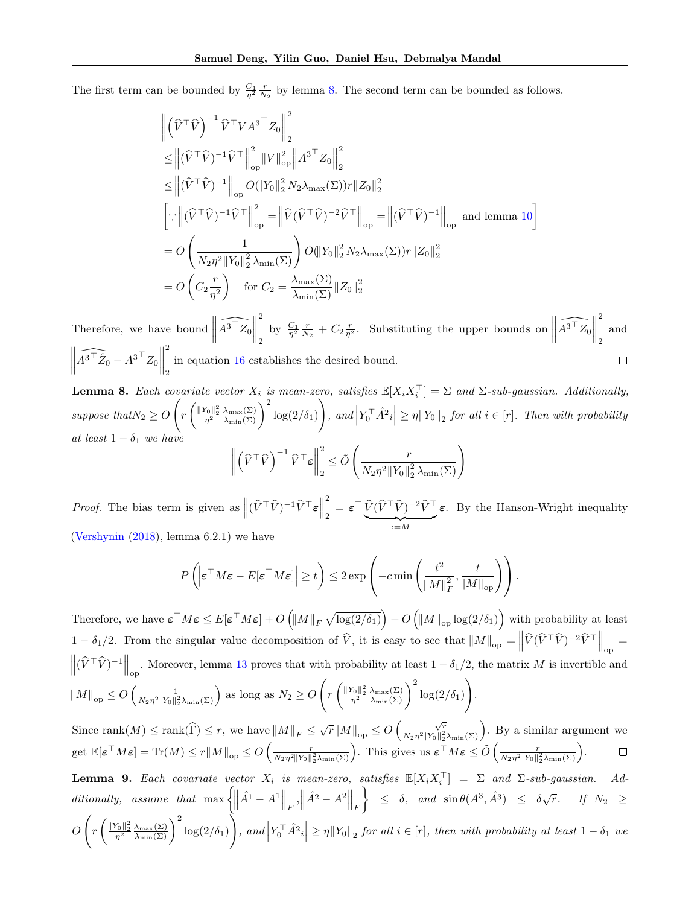The first term can be bounded by $\frac{C_1}{\eta^2}\frac{r}{N_2}$ by lemma 8. The second term can be bounded as follows.

$$
\begin{aligned}
&\left\|\left(\widehat{V}^\top \widehat{V}\right)^{-1} \widehat{V}^\top V {A^3}^\top Z_0\right\|_2^2 \\
&\le \left\|(\widehat{V}^\top \widehat{V})^{-1}\widehat{V}^\top\right\|_{\text{op}}^2 \|V\|_{\text{op}}^2 \left\|{A^3}^\top Z_0\right\|_2^2 \\
&\le \left\|(\widehat{V}^\top \widehat{V})^{-1}\right\|_{\text{op}} O(\|Y_0\|_2^2 N_2 \lambda_{\max}(\Sigma)) r \|Z_0\|_2^2 \\
&\left[\because \left\|(\widehat{V}^\top \widehat{V})^{-1}\widehat{V}^\top\right\|_{\text{op}}^2 = \left\|\widehat{V}(\widehat{V}^\top \widehat{V})^{-2}\widehat{V}^\top\right\|_{\text{op}} = \left\|(\widehat{V}^\top \widehat{V})^{-1}\right\|_{\text{op}} \text{ and lemma 10}\right] \\
&= O\left(\frac{1}{N_2 \eta^2 \|Y_0\|_2^2 \lambda_{\min}(\Sigma)}\right) O(\|Y_0\|_2^2 N_2 \lambda_{\max}(\Sigma)) r \|Z_0\|_2^2 \\
&= O\left(C_2 \frac{r}{\eta^2}\right) \quad \text{for } C_2 = \frac{\lambda_{\max}(\Sigma)}{\lambda_{\min}(\Sigma)} \|Z_0\|_2^2
\end{aligned}
$$

Therefore, we have bound $\left\|\widehat{{A^3}^\top Z_0}\right\|_2^2$ by $\frac{C_1}{\eta^2}\frac{r}{N_2} + C_2 \frac{r}{\eta^2}$. Substituting the upper bounds on $\left\|\widehat{{A^3}^\top Z_0}\right\|_2^2$ and $\left\|\widehat{{A^3}^\top \hat{Z}_0} - {A^3}^\top Z_0\right\|_2^2$ in equation 16 establishes the desired bound. $\square$

**Lemma 8.** *Each covariate vector $X_i$ is mean-zero, satisfies $\mathbb{E}[X_i X_i^\top] = \Sigma$ and $\Sigma$-sub-gaussian. Additionally, suppose that$N_2 \ge O\left(r\left(\frac{\|Y_0\|_2^2}{\eta^2}\frac{\lambda_{\max}(\Sigma)}{\lambda_{\min}(\Sigma)}\right)^2 \log(2/\delta_1)\right)$, and $\left|Y_0^\top \hat{A^2}_i\right| \ge \eta \|Y_0\|_2$ for all $i \in [r]$. Then with probability at least $1-\delta_1$ we have*

$$
\left\|\left(\widehat{V}^\top \widehat{V}\right)^{-1} \widehat{V}^\top \boldsymbol{\varepsilon}\right\|_2^2 \le \tilde{O}\left(\frac{r}{N_2 \eta^2 \|Y_0\|_2^2 \lambda_{\min}(\Sigma)}\right)
$$

*Proof.* The bias term is given as $\left\|(\widehat{V}^\top \widehat{V})^{-1}\widehat{V}^\top \boldsymbol{\varepsilon}\right\|_2^2 = \boldsymbol{\varepsilon}^\top \underbrace{\widehat{V}(\widehat{V}^\top \widehat{V})^{-2}\widehat{V}^\top}_{:=M} \boldsymbol{\varepsilon}$. By the Hanson-Wright inequality (Vershynin (2018), lemma 6.2.1) we have

$$
P\left(\left|\boldsymbol{\varepsilon}^\top M \boldsymbol{\varepsilon} - E[\boldsymbol{\varepsilon}^\top M \boldsymbol{\varepsilon}]\right| \ge t\right) \le 2\exp\left(-c \min\left(\frac{t^2}{\|M\|_F^2}, \frac{t}{\|M\|_{\text{op}}}\right)\right).
$$

Therefore, we have $\boldsymbol{\varepsilon}^\top M \boldsymbol{\varepsilon} \le E[\boldsymbol{\varepsilon}^\top M \boldsymbol{\varepsilon}] + O\left(\|M\|_F \sqrt{\log(2/\delta_1)}\right) + O\left(\|M\|_{\text{op}} \log(2/\delta_1)\right)$ with probability at least $1-\delta_1/2$. From the singular value decomposition of $\widehat{V}$, it is easy to see that $\|M\|_{\text{op}} = \left\|\widehat{V}(\widehat{V}^\top \widehat{V})^{-2}\widehat{V}^\top\right\|_{\text{op}} = \left\|(\widehat{V}^\top \widehat{V})^{-1}\right\|_{\text{op}}$. Moreover, lemma 13 proves that with probability at least $1-\delta_1/2$, the matrix $M$ is invertible and $\|M\|_{\text{op}} \le O\left(\frac{1}{N_2 \eta^2 \|Y_0\|_2^2 \lambda_{\min}(\Sigma)}\right)$ as long as $N_2 \ge O\left(r\left(\frac{\|Y_0\|_2^2}{\eta^2}\frac{\lambda_{\max}(\Sigma)}{\lambda_{\min}(\Sigma)}\right)^2 \log(2/\delta_1)\right)$.

Since $\text{rank}(M) \le \text{rank}(\widehat{\Gamma}) \le r$, we have $\|M\|_F \le \sqrt{r}\|M\|_{\text{op}} \le O\left(\frac{\sqrt{r}}{N_2 \eta^2 \|Y_0\|_2^2 \lambda_{\min}(\Sigma)}\right)$. By a similar argument we get $\mathbb{E}[\boldsymbol{\varepsilon}^\top M \boldsymbol{\varepsilon}] = \text{Tr}(M) \le r\|M\|_{\text{op}} \le O\left(\frac{r}{N_2 \eta^2 \|Y_0\|_2^2 \lambda_{\min}(\Sigma)}\right)$. This gives us $\boldsymbol{\varepsilon}^\top M \boldsymbol{\varepsilon} \le \tilde{O}\left(\frac{r}{N_2 \eta^2 \|Y_0\|_2^2 \lambda_{\min}(\Sigma)}\right)$. $\square$

**Lemma 9.** *Each covariate vector $X_i$ is mean-zero, satisfies $\mathbb{E}[X_i X_i^\top] = \Sigma$ and $\Sigma$-sub-gaussian. Additionally, assume that $\max\left\{\left\|\hat{A}^1 - A^1\right\|_F, \left\|\hat{A}^2 - A^2\right\|_F\right\} \le \delta$, and $\sin\theta(A^3, \hat{A}^3) \le \delta\sqrt{r}$. If $N_2 \ge O\left(r\left(\frac{\|Y_0\|_2^2}{\eta^2}\frac{\lambda_{\max}(\Sigma)}{\lambda_{\min}(\Sigma)}\right)^2 \log(2/\delta_1)\right)$, and $\left|Y_0^\top \hat{A^2}_i\right| \ge \eta \|Y_0\|_2$ for all $i \in [r]$, then with probability at least $1-\delta_1$ we*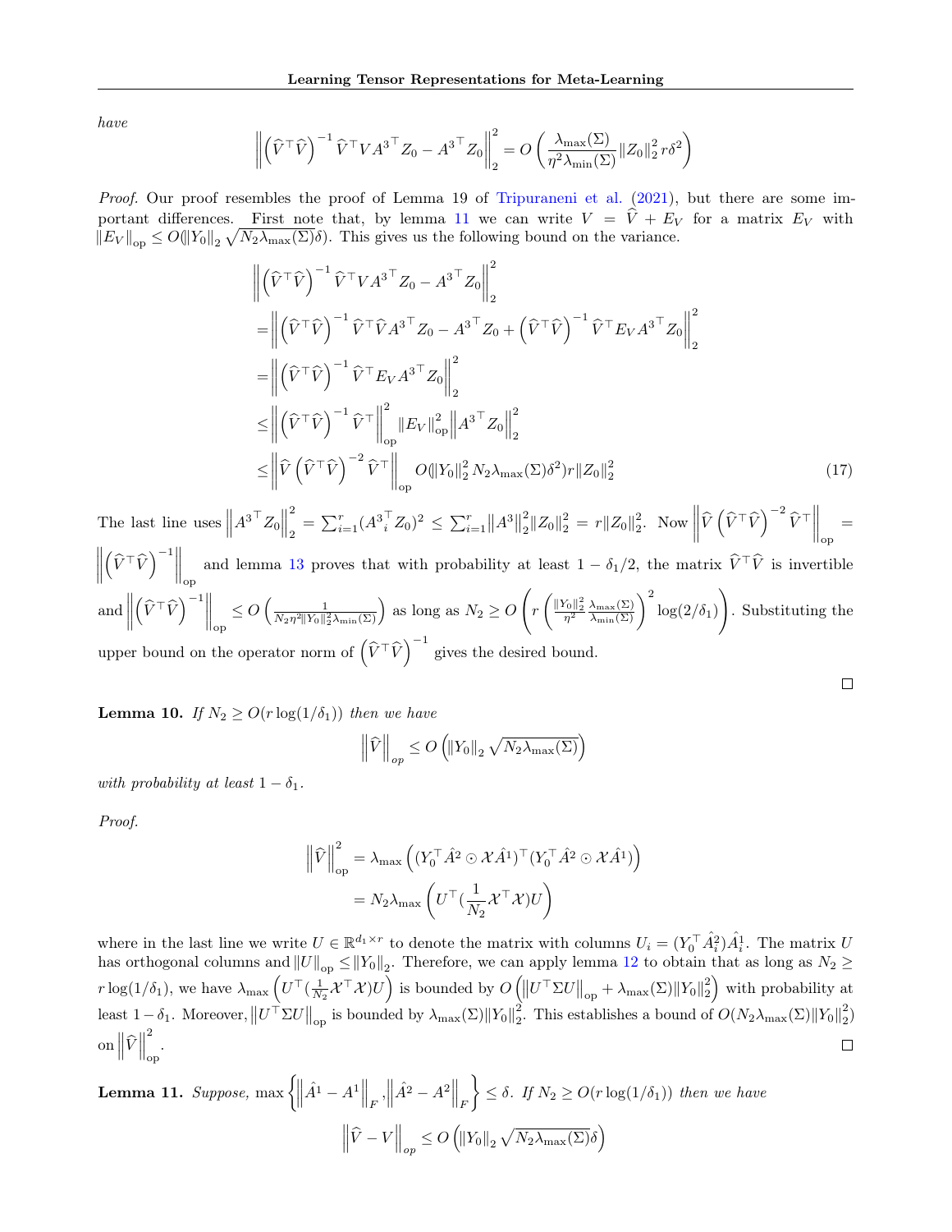*have*

$$\left\| \left(\widehat{V}^\top \widehat{V}\right)^{-1} \widehat{V}^\top V {A^3}^\top Z_0 - {A^3}^\top Z_0 \right\|_2^2 = O\left( \frac{\lambda_{\max}(\Sigma)}{\eta^2 \lambda_{\min}(\Sigma)} \|Z_0\|_2^2 \, r\delta^2 \right)$$

*Proof.* Our proof resembles the proof of Lemma 19 of Tripuraneni et al. (2021), but there are some important differences. First note that, by lemma 11 we can write $V = \widehat{V} + E_V$ for a matrix $E_V$ with $\|E_V\|_{\text{op}} \le O(\|Y_0\|_2 \sqrt{N_2 \lambda_{\max}(\Sigma)}\delta)$. This gives us the following bound on the variance.

$$\begin{aligned}
&\left\| \left(\widehat{V}^\top \widehat{V}\right)^{-1} \widehat{V}^\top V {A^3}^\top Z_0 - {A^3}^\top Z_0 \right\|_2^2 \\
=&\left\| \left(\widehat{V}^\top \widehat{V}\right)^{-1} \widehat{V}^\top \widehat{V} {A^3}^\top Z_0 - {A^3}^\top Z_0 + \left(\widehat{V}^\top \widehat{V}\right)^{-1} \widehat{V}^\top E_V {A^3}^\top Z_0 \right\|_2^2 \\
=&\left\| \left(\widehat{V}^\top \widehat{V}\right)^{-1} \widehat{V}^\top E_V {A^3}^\top Z_0 \right\|_2^2 \\
\le&\left\| \left(\widehat{V}^\top \widehat{V}\right)^{-1} \widehat{V}^\top \right\|_{\text{op}}^2 \|E_V\|_{\text{op}}^2 \left\| {A^3}^\top Z_0 \right\|_2^2 \\
\le&\left\| \widehat{V} \left(\widehat{V}^\top \widehat{V}\right)^{-2} \widehat{V}^\top \right\|_{\text{op}} O(\|Y_0\|_2^2 N_2 \lambda_{\max}(\Sigma)\delta^2) r \|Z_0\|_2^2
\end{aligned} \tag{17}$$

The last line uses $\left\|{A^3}^\top Z_0\right\|_2^2 = \sum_{i=1}^r ({A^3_i}^\top Z_0)^2 \le \sum_{i=1}^r \|A^3\|_2^2 \|Z_0\|_2^2 = r\|Z_0\|_2^2$. Now $\left\| \widehat{V} \left(\widehat{V}^\top \widehat{V}\right)^{-2} \widehat{V}^\top \right\|_{\text{op}} = \left\| \left(\widehat{V}^\top \widehat{V}\right)^{-1} \right\|_{\text{op}}$ and lemma 13 proves that with probability at least $1 - \delta_1/2$, the matrix $\widehat{V}^\top \widehat{V}$ is invertible and $\left\| \left(\widehat{V}^\top \widehat{V}\right)^{-1} \right\|_{\text{op}} \le O\left( \frac{1}{N_2 \eta^2 \|Y_0\|_2^2 \lambda_{\min}(\Sigma)} \right)$ as long as $N_2 \ge O\left( r \left( \frac{\|Y_0\|_2^2}{\eta^2} \frac{\lambda_{\max}(\Sigma)}{\lambda_{\min}(\Sigma)} \right)^2 \log(2/\delta_1) \right)$. Substituting the upper bound on the operator norm of $\left(\widehat{V}^\top \widehat{V}\right)^{-1}$ gives the desired bound. □

**Lemma 10.** *If $N_2 \ge O(r \log(1/\delta_1))$ then we have*

$$\left\|\widehat{V}\right\|_{op} \le O\left( \|Y_0\|_2 \sqrt{N_2 \lambda_{\max}(\Sigma)} \right)$$

*with probability at least $1 - \delta_1$.*

*Proof.*

$$\begin{aligned}
\left\|\widehat{V}\right\|_{\text{op}}^2 &= \lambda_{\max}\left( (Y_0^\top \hat{A}^2 \odot \mathcal{X}\hat{A}^1)^\top (Y_0^\top \hat{A}^2 \odot \mathcal{X}\hat{A}^1) \right) \\
&= N_2 \lambda_{\max}\left( U^\top (\frac{1}{N_2} \mathcal{X}^\top \mathcal{X}) U \right)
\end{aligned}$$

where in the last line we write $U \in \mathbb{R}^{d_1 \times r}$ to denote the matrix with columns $U_i = (Y_0^\top \hat{A}_i^2)\hat{A}_i^1$. The matrix $U$ has orthogonal columns and $\|U\|_{\text{op}} \le \|Y_0\|_2$. Therefore, we can apply lemma 12 to obtain that as long as $N_2 \ge r \log(1/\delta_1)$, we have $\lambda_{\max}\left( U^\top (\frac{1}{N_2} \mathcal{X}^\top \mathcal{X}) U \right)$ is bounded by $O\left( \left\|U^\top \Sigma U\right\|_{\text{op}} + \lambda_{\max}(\Sigma)\|Y_0\|_2^2 \right)$ with probability at least $1 - \delta_1$. Moreover, $\left\|U^\top \Sigma U\right\|_{\text{op}}$ is bounded by $\lambda_{\max}(\Sigma)\|Y_0\|_2^2$. This establishes a bound of $O(N_2 \lambda_{\max}(\Sigma)\|Y_0\|_2^2)$ on $\left\|\widehat{V}\right\|_{\text{op}}^2$. □

**Lemma 11.** *Suppose, $\max\left\{ \left\|\hat{A}^1 - A^1\right\|_F, \left\|\hat{A}^2 - A^2\right\|_F \right\} \le \delta$. If $N_2 \ge O(r \log(1/\delta_1))$ then we have*

$$\left\|\widehat{V} - V\right\|_{op} \le O\left( \|Y_0\|_2 \sqrt{N_2 \lambda_{\max}(\Sigma)} \delta \right)$$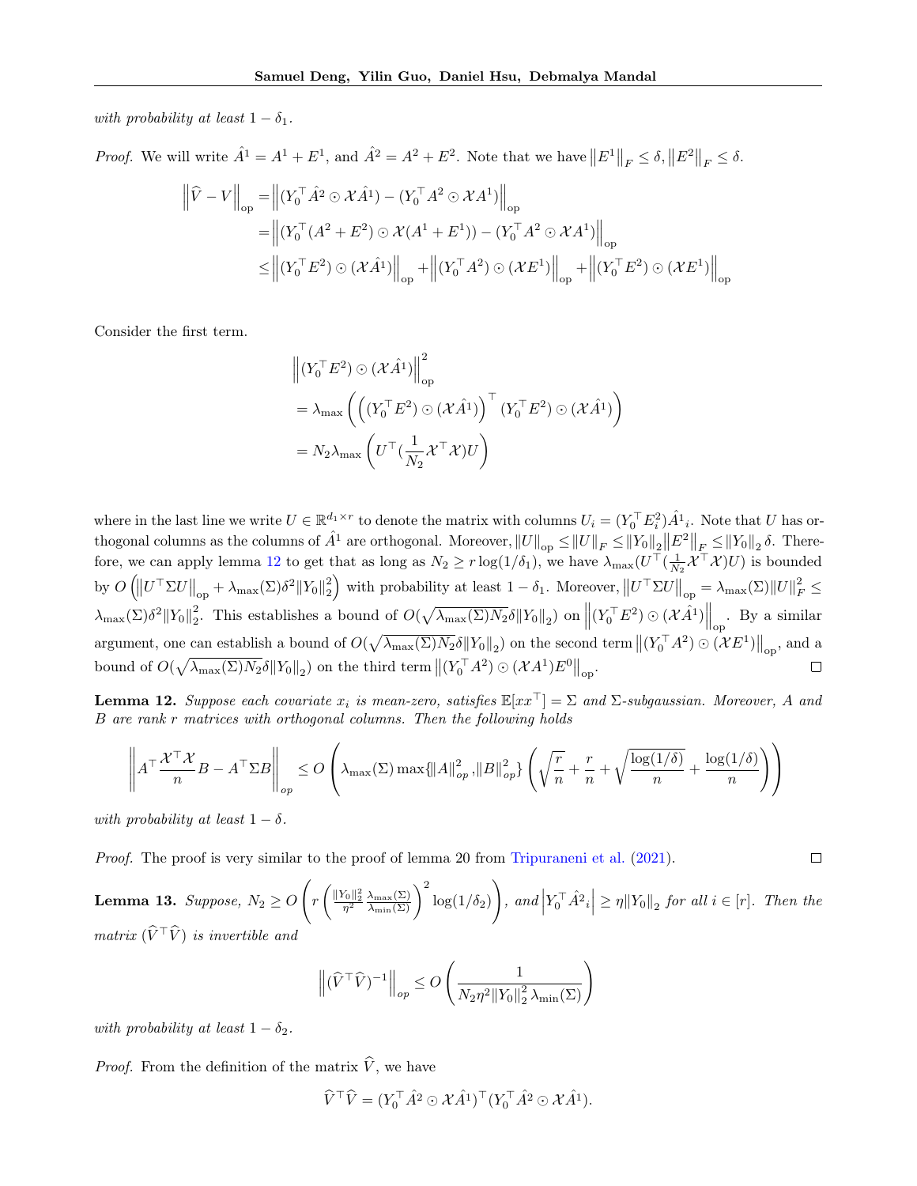*with probability at least* $1 - \delta_1$.

*Proof.* We will write $\hat{A}^1 = A^1 + E^1$, and $\hat{A}^2 = A^2 + E^2$. Note that we have $\left\|E^1\right\|_F \leq \delta, \left\|E^2\right\|_F \leq \delta$.

$$
\begin{aligned}
\left\|\widehat{V} - V\right\|_{\text{op}} &= \left\|(Y_0^\top \hat{A}^2 \odot \mathcal{X}\hat{A}^1) - (Y_0^\top A^2 \odot \mathcal{X}A^1)\right\|_{\text{op}} \\
&= \left\|(Y_0^\top (A^2 + E^2) \odot \mathcal{X}(A^1 + E^1)) - (Y_0^\top A^2 \odot \mathcal{X}A^1)\right\|_{\text{op}} \\
&\leq \left\|(Y_0^\top E^2) \odot (\mathcal{X}\hat{A}^1)\right\|_{\text{op}} + \left\|(Y_0^\top A^2) \odot (\mathcal{X}E^1)\right\|_{\text{op}} + \left\|(Y_0^\top E^2) \odot (\mathcal{X}E^1)\right\|_{\text{op}}
\end{aligned}
$$

Consider the first term.

$$
\begin{aligned}
&\left\|(Y_0^\top E^2) \odot (\mathcal{X}\hat{A}^1)\right\|_{\text{op}}^2 \\
&= \lambda_{\max}\left(\left((Y_0^\top E^2) \odot (\mathcal{X}\hat{A}^1)\right)^\top (Y_0^\top E^2) \odot (\mathcal{X}\hat{A}^1)\right) \\
&= N_2 \lambda_{\max}\left(U^\top (\frac{1}{N_2}\mathcal{X}^\top \mathcal{X})U\right)
\end{aligned}
$$

where in the last line we write $U \in \mathbb{R}^{d_1 \times r}$ to denote the matrix with columns $U_i = (Y_0^\top E_i^2)\hat{A}^1{}_i$. Note that $U$ has orthogonal columns as the columns of $\hat{A}^1$ are orthogonal. Moreover, $\left\|U\right\|_{\text{op}} \leq \left\|U\right\|_F \leq \left\|Y_0\right\|_2 \left\|E^2\right\|_F \leq \left\|Y_0\right\|_2 \delta$. Therefore, we can apply lemma 12 to get that as long as $N_2 \geq r\log(1/\delta_1)$, we have $\lambda_{\max}(U^\top (\frac{1}{N_2}\mathcal{X}^\top \mathcal{X})U)$ is bounded by $O\left(\left\|U^\top \Sigma U\right\|_{\text{op}} + \lambda_{\max}(\Sigma)\delta^2 \left\|Y_0\right\|_2^2\right)$ with probability at least $1 - \delta_1$. Moreover, $\left\|U^\top \Sigma U\right\|_{\text{op}} = \lambda_{\max}(\Sigma)\left\|U\right\|_F^2 \leq \lambda_{\max}(\Sigma)\delta^2 \left\|Y_0\right\|_2^2$. This establishes a bound of $O(\sqrt{\lambda_{\max}(\Sigma)N_2}\delta\left\|Y_0\right\|_2)$ on $\left\|(Y_0^\top E^2) \odot (\mathcal{X}\hat{A}^1)\right\|_{\text{op}}$. By a similar argument, one can establish a bound of $O(\sqrt{\lambda_{\max}(\Sigma)N_2}\delta\left\|Y_0\right\|_2)$ on the second term $\left\|(Y_0^\top A^2) \odot (\mathcal{X}E^1)\right\|_{\text{op}}$, and a bound of $O(\sqrt{\lambda_{\max}(\Sigma)N_2}\delta\left\|Y_0\right\|_2)$ on the third term $\left\|(Y_0^\top A^2) \odot (\mathcal{X}A^1)E^0\right\|_{\text{op}}$. $\square$

**Lemma 12.** *Suppose each covariate $x_i$ is mean-zero, satisfies $\mathbb{E}[xx^\top] = \Sigma$ and $\Sigma$-subgaussian. Moreover, $A$ and $B$ are rank $r$ matrices with orthogonal columns. Then the following holds*

$$
\left\|A^\top \frac{\mathcal{X}^\top \mathcal{X}}{n} B - A^\top \Sigma B\right\|_{op} \leq O\left(\lambda_{\max}(\Sigma)\max\{\left\|A\right\|_{op}^2, \left\|B\right\|_{op}^2\}\left(\sqrt{\frac{r}{n}} + \frac{r}{n} + \sqrt{\frac{\log(1/\delta)}{n}} + \frac{\log(1/\delta)}{n}\right)\right)
$$

*with probability at least* $1 - \delta$.

*Proof.* The proof is very similar to the proof of lemma 20 from Tripuraneni et al. (2021). $\square$

**Lemma 13.** *Suppose, $N_2 \geq O\left(r\left(\frac{\left\|Y_0\right\|_2^2}{\eta^2}\frac{\lambda_{\max}(\Sigma)}{\lambda_{\min}(\Sigma)}\right)^2 \log(1/\delta_2)\right)$, and $\left|Y_0^\top \hat{A}^2{}_i\right| \geq \eta\left\|Y_0\right\|_2$ for all $i \in [r]$. Then the matrix $(\widehat{V}^\top \widehat{V})$ is invertible and*

$$
\left\|(\widehat{V}^\top \widehat{V})^{-1}\right\|_{op} \leq O\left(\frac{1}{N_2 \eta^2 \left\|Y_0\right\|_2^2 \lambda_{\min}(\Sigma)}\right)
$$

*with probability at least* $1 - \delta_2$.

*Proof.* From the definition of the matrix $\widehat{V}$, we have

$$
\widehat{V}^\top \widehat{V} = (Y_0^\top \hat{A}^2 \odot \mathcal{X}\hat{A}^1)^\top (Y_0^\top \hat{A}^2 \odot \mathcal{X}\hat{A}^1).
$$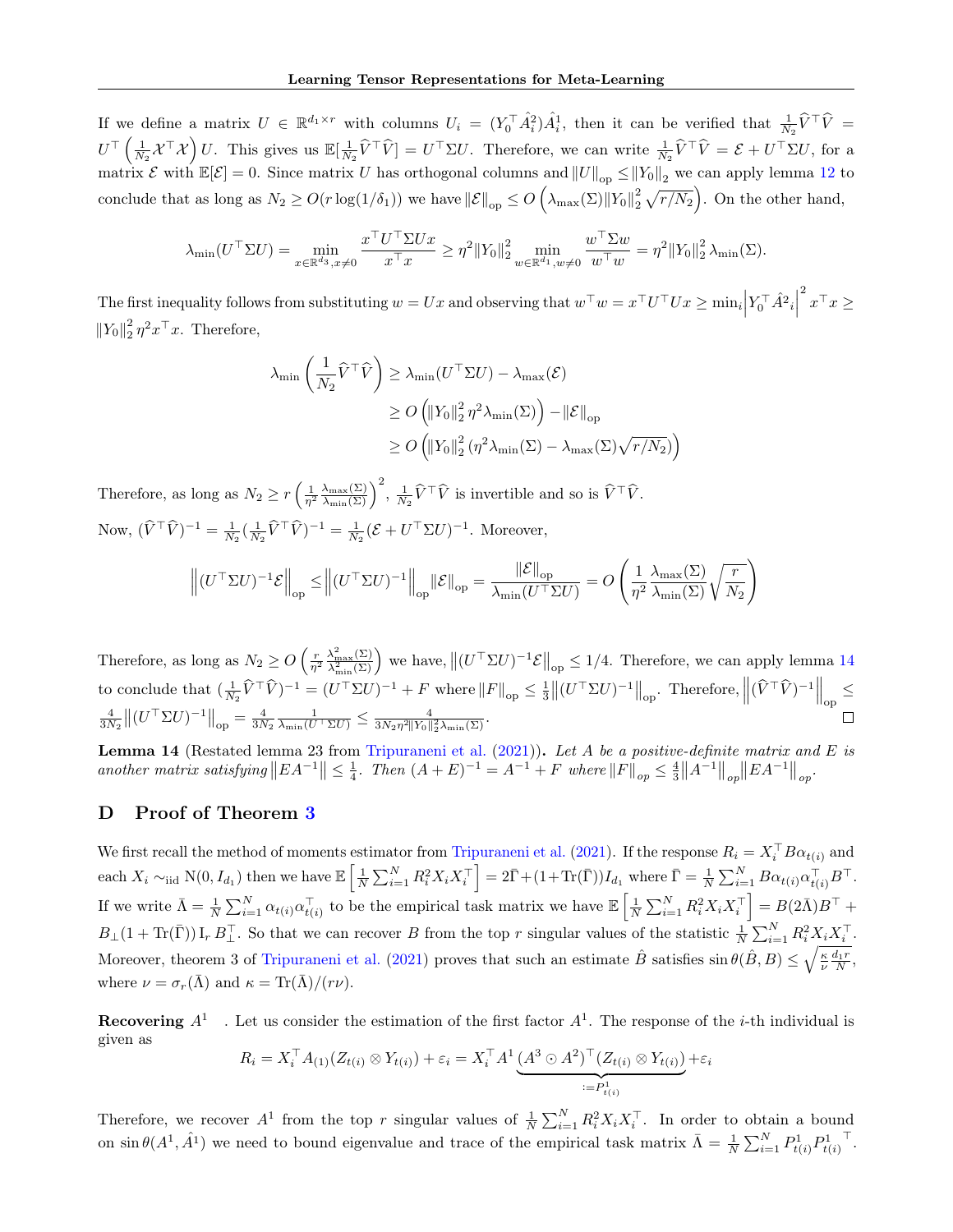If we define a matrix $U \in \mathbb{R}^{d_1 \times r}$ with columns $U_i = (Y_0^\top \hat{A}_i^2)\hat{A}_i^1$, then it can be verified that $\frac{1}{N_2}\widehat{V}^\top \widehat{V} = U^\top \left(\frac{1}{N_2}\mathcal{X}^\top \mathcal{X}\right) U$. This gives us $\mathbb{E}[\frac{1}{N_2}\widehat{V}^\top \widehat{V}] = U^\top \Sigma U$. Therefore, we can write $\frac{1}{N_2}\widehat{V}^\top \widehat{V} = \mathcal{E} + U^\top \Sigma U$, for a matrix $\mathcal{E}$ with $\mathbb{E}[\mathcal{E}] = 0$. Since matrix $U$ has orthogonal columns and $\left\|U\right\|_{\text{op}} \le \left\|Y_0\right\|_2$ we can apply lemma 12 to conclude that as long as $N_2 \ge O(r\log(1/\delta_1))$ we have $\left\|\mathcal{E}\right\|_{\text{op}} \le O\left(\lambda_{\max}(\Sigma)\left\|Y_0\right\|_2^2 \sqrt{r/N_2}\right)$. On the other hand,

$$\lambda_{\min}(U^\top \Sigma U) = \min_{x \in \mathbb{R}^{d_3}, x\neq 0} \frac{x^\top U^\top \Sigma U x}{x^\top x} \ge \eta^2 \left\|Y_0\right\|_2^2 \min_{w \in \mathbb{R}^{d_1}, w \neq 0} \frac{w^\top \Sigma w}{w^\top w} = \eta^2 \left\|Y_0\right\|_2^2 \lambda_{\min}(\Sigma).$$

The first inequality follows from substituting $w = Ux$ and observing that $w^\top w = x^\top U^\top U x \ge \min_i \left|Y_0^\top \hat{A}^2{}_i\right|^2 x^\top x \ge \left\|Y_0\right\|_2^2 \eta^2 x^\top x$. Therefore,

$$\begin{aligned}
\lambda_{\min}\left(\frac{1}{N_2}\widehat{V}^\top \widehat{V}\right) &\ge \lambda_{\min}(U^\top \Sigma U) - \lambda_{\max}(\mathcal{E}) \\
&\ge O\left(\left\|Y_0\right\|_2^2 \eta^2 \lambda_{\min}(\Sigma)\right) - \left\|\mathcal{E}\right\|_{\text{op}} \\
&\ge O\left(\left\|Y_0\right\|_2^2 (\eta^2 \lambda_{\min}(\Sigma) - \lambda_{\max}(\Sigma)\sqrt{r/N_2})\right)
\end{aligned}$$

Therefore, as long as $N_2 \ge r\left(\frac{1}{\eta^2}\frac{\lambda_{\max}(\Sigma)}{\lambda_{\min}(\Sigma)}\right)^2$, $\frac{1}{N_2}\widehat{V}^\top \widehat{V}$ is invertible and so is $\widehat{V}^\top \widehat{V}$.

Now, $(\widehat{V}^\top \widehat{V})^{-1} = \frac{1}{N_2}(\frac{1}{N_2}\widehat{V}^\top \widehat{V})^{-1} = \frac{1}{N_2}(\mathcal{E} + U^\top \Sigma U)^{-1}$. Moreover,

$$\left\|(U^\top \Sigma U)^{-1}\mathcal{E}\right\|_{\text{op}} \le \left\|(U^\top \Sigma U)^{-1}\right\|_{\text{op}} \left\|\mathcal{E}\right\|_{\text{op}} = \frac{\left\|\mathcal{E}\right\|_{\text{op}}}{\lambda_{\min}(U^\top \Sigma U)} = O\left(\frac{1}{\eta^2}\frac{\lambda_{\max}(\Sigma)}{\lambda_{\min}(\Sigma)}\sqrt{\frac{r}{N_2}}\right)$$

Therefore, as long as $N_2 \ge O\left(\frac{r}{\eta^2}\frac{\lambda^2_{\max}(\Sigma)}{\lambda^2_{\min}(\Sigma)}\right)$ we have, $\left\|(U^\top \Sigma U)^{-1}\mathcal{E}\right\|_{\text{op}} \le 1/4$. Therefore, we can apply lemma 14 to conclude that $(\frac{1}{N_2}\widehat{V}^\top \widehat{V})^{-1} = (U^\top \Sigma U)^{-1} + F$ where $\left\|F\right\|_{\text{op}} \le \frac{1}{3}\left\|(U^\top \Sigma U)^{-1}\right\|_{\text{op}}$. Therefore, $\left\|(\widehat{V}^\top \widehat{V})^{-1}\right\|_{\text{op}} \le \frac{4}{3N_2}\left\|(U^\top \Sigma U)^{-1}\right\|_{\text{op}} = \frac{4}{3N_2}\frac{1}{\lambda_{\min}(U^\top \Sigma U)} \le \frac{4}{3N_2\eta^2\left\|Y_0\right\|_2^2 \lambda_{\min}(\Sigma)}$. □

**Lemma 14** (Restated lemma 23 from Tripuraneni et al. (2021))**.** *Let $A$ be a positive-definite matrix and $E$ is another matrix satisfying $\left\|EA^{-1}\right\| \le \frac{1}{4}$. Then $(A+E)^{-1} = A^{-1} + F$ where $\left\|F\right\|_{op} \le \frac{4}{3}\left\|A^{-1}\right\|_{op}\left\|EA^{-1}\right\|_{op}$.*

## D Proof of Theorem 3

We first recall the method of moments estimator from Tripuraneni et al. (2021). If the response $R_i = X_i^\top B \alpha_{t(i)}$ and each $X_i \sim_{\text{iid}} \mathrm{N}(0, I_{d_1})$ then we have $\mathbb{E}\left[\frac{1}{N}\sum_{i=1}^N R_i^2 X_i X_i^\top\right] = 2\bar{\Gamma} + (1 + \mathrm{Tr}(\bar{\Gamma}))I_{d_1}$ where $\bar{\Gamma} = \frac{1}{N}\sum_{i=1}^N B\alpha_{t(i)}\alpha_{t(i)}^\top B^\top$. If we write $\bar{\Lambda} = \frac{1}{N}\sum_{i=1}^N \alpha_{t(i)}\alpha_{t(i)}^\top$ to be the empirical task matrix we have $\mathbb{E}\left[\frac{1}{N}\sum_{i=1}^N R_i^2 X_i X_i^\top\right] = B(2\bar{\Lambda})B^\top + B_\perp(1 + \mathrm{Tr}(\bar{\Gamma}))\,\mathrm{I}_r\, B_\perp^\top$. So that we can recover $B$ from the top $r$ singular values of the statistic $\frac{1}{N}\sum_{i=1}^N R_i^2 X_i X_i^\top$. Moreover, theorem 3 of Tripuraneni et al. (2021) proves that such an estimate $\hat{B}$ satisfies $\sin\theta(\hat{B}, B) \le \sqrt{\frac{\kappa}{\nu}\frac{d_1 r}{N}}$, where $\nu = \sigma_r(\bar{\Lambda})$ and $\kappa = \mathrm{Tr}(\bar{\Lambda})/(r\nu)$.

**Recovering $A^1$** . Let us consider the estimation of the first factor $A^1$. The response of the $i$-th individual is given as

$$R_i = X_i^\top A_{(1)}(Z_{t(i)} \otimes Y_{t(i)}) + \varepsilon_i = X_i^\top A^1 \underbrace{(A^3 \odot A^2)^\top (Z_{t(i)} \otimes Y_{t(i)})}_{:= P^1_{t(i)}} + \varepsilon_i$$

Therefore, we recover $A^1$ from the top $r$ singular values of $\frac{1}{N}\sum_{i=1}^N R_i^2 X_i X_i^\top$. In order to obtain a bound on $\sin\theta(A^1, \hat{A}^1)$ we need to bound eigenvalue and trace of the empirical task matrix $\bar{\Lambda} = \frac{1}{N}\sum_{i=1}^N P^1_{t(i)} {P^1_{t(i)}}^\top$.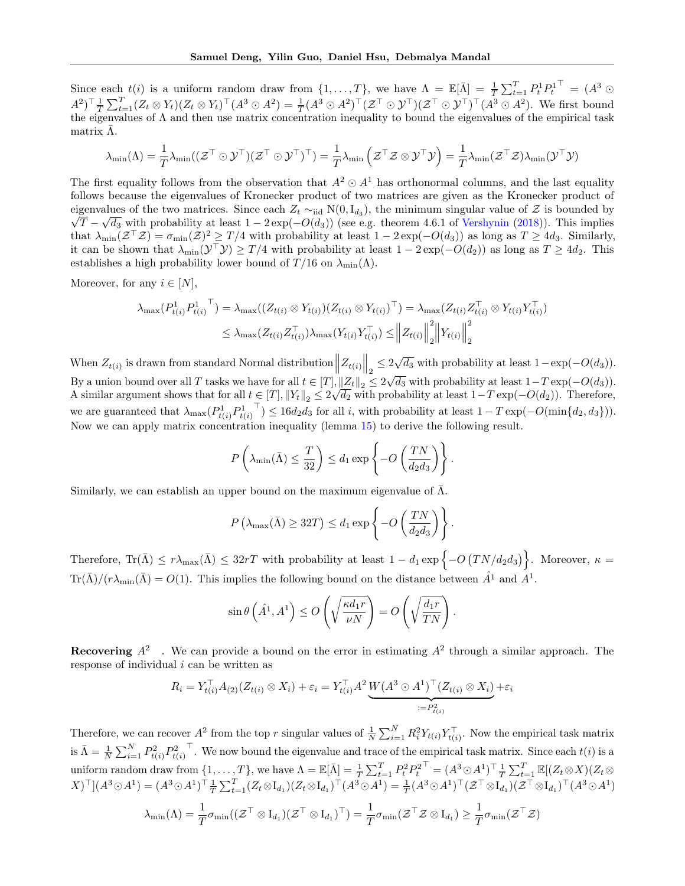Since each $t(i)$ is a uniform random draw from $\{1,\ldots,T\}$, we have $\Lambda = \mathbb{E}[\bar{\Lambda}] = \frac{1}{T}\sum_{t=1}^T P_t^1 {P_t^1}^\top = (A^3 \odot A^2)^\top \frac{1}{T}\sum_{t=1}^T (Z_t \otimes Y_t)(Z_t \otimes Y_t)^\top (A^3 \odot A^2) = \frac{1}{T}(A^3 \odot A^2)^\top (\mathcal{Z}^\top \odot \mathcal{Y}^\top)(\mathcal{Z}^\top \odot \mathcal{Y}^\top)^\top (A^3 \odot A^2)$. We first bound the eigenvalues of $\Lambda$ and then use matrix concentration inequality to bound the eigenvalues of the empirical task matrix $\bar{\Lambda}$.

$$\lambda_{\min}(\Lambda) = \frac{1}{T}\lambda_{\min}((\mathcal{Z}^\top \odot \mathcal{Y}^\top)(\mathcal{Z}^\top \odot \mathcal{Y}^\top)^\top) = \frac{1}{T}\lambda_{\min}\left(\mathcal{Z}^\top \mathcal{Z} \otimes \mathcal{Y}^\top \mathcal{Y}\right) = \frac{1}{T}\lambda_{\min}(\mathcal{Z}^\top \mathcal{Z})\lambda_{\min}(\mathcal{Y}^\top \mathcal{Y})$$

The first equality follows from the observation that $A^2 \odot A^1$ has orthonormal columns, and the last equality follows because the eigenvalues of Kronecker product of two matrices are given as the Kronecker product of eigenvalues of the two matrices. Since each $Z_t \sim_{\text{iid}} \mathrm{N}(0, \mathrm{I}_{d_3})$, the minimum singular value of $\mathcal{Z}$ is bounded by $\sqrt{T} - \sqrt{d_3}$ with probability at least $1 - 2\exp(-O(d_3))$ (see e.g. theorem 4.6.1 of Vershynin (2018)). This implies that $\lambda_{\min}(\mathcal{Z}^\top \mathcal{Z}) = \sigma_{\min}(\mathcal{Z})^2 \geq T/4$ with probability at least $1 - 2\exp(-O(d_3))$ as long as $T \geq 4d_3$. Similarly, it can be shown that $\lambda_{\min}(\mathcal{Y}^\top \mathcal{Y}) \geq T/4$ with probability at least $1 - 2\exp(-O(d_2))$ as long as $T \geq 4d_2$. This establishes a high probability lower bound of $T/16$ on $\lambda_{\min}(\Lambda)$.

Moreover, for any $i \in [N]$,

$$\begin{aligned}
\lambda_{\max}(P_{t(i)}^1 {P_{t(i)}^1}^\top) &= \lambda_{\max}((Z_{t(i)} \otimes Y_{t(i)})(Z_{t(i)} \otimes Y_{t(i)})^\top) = \lambda_{\max}(Z_{t(i)} Z_{t(i)}^\top \otimes Y_{t(i)} Y_{t(i)}^\top) \\
&\leq \lambda_{\max}(Z_{t(i)} Z_{t(i)}^\top)\lambda_{\max}(Y_{t(i)} Y_{t(i)}^\top) \leq \left\| Z_{t(i)} \right\|_2^2 \left\| Y_{t(i)} \right\|_2^2
\end{aligned}$$

When $Z_{t(i)}$ is drawn from standard Normal distribution $\left\| Z_{t(i)} \right\|_2 \leq 2\sqrt{d_3}$ with probability at least $1 - \exp(-O(d_3))$. By a union bound over all $T$ tasks we have for all $t \in [T]$, $\|Z_t\|_2 \leq 2\sqrt{d_3}$ with probability at least $1 - T\exp(-O(d_3))$. A similar argument shows that for all $t \in [T]$, $\|Y_t\|_2 \leq 2\sqrt{d_2}$ with probability at least $1 - T\exp(-O(d_2))$. Therefore, we are guaranteed that $\lambda_{\max}(P_{t(i)}^1 {P_{t(i)}^1}^\top) \leq 16 d_2 d_3$ for all $i$, with probability at least $1 - T\exp(-O(\min\{d_2, d_3\}))$. Now we can apply matrix concentration inequality (lemma 15) to derive the following result.

$$P\left(\lambda_{\min}(\bar{\Lambda}) \leq \frac{T}{32}\right) \leq d_1 \exp\left\{-O\left(\frac{TN}{d_2 d_3}\right)\right\}.$$

Similarly, we can establish an upper bound on the maximum eigenvalue of $\bar{\Lambda}$.

$$P\left(\lambda_{\max}(\bar{\Lambda}) \geq 32T\right) \leq d_1 \exp\left\{-O\left(\frac{TN}{d_2 d_3}\right)\right\}.$$

Therefore, $\mathrm{Tr}(\bar{\Lambda}) \leq r\lambda_{\max}(\bar{\Lambda}) \leq 32rT$ with probability at least $1 - d_1 \exp\left\{-O\left(TN/d_2 d_3\right)\right\}$. Moreover, $\kappa = \mathrm{Tr}(\bar{\Lambda})/(r\lambda_{\min}(\bar{\Lambda}) = O(1)$. This implies the following bound on the distance between $\hat{A}^1$ and $A^1$.

$$\sin\theta\left(\hat{A}^1, A^1\right) \leq O\left(\sqrt{\frac{\kappa d_1 r}{\nu N}}\right) = O\left(\sqrt{\frac{d_1 r}{TN}}\right).$$

**Recovering $A^2$**. We can provide a bound on the error in estimating $A^2$ through a similar approach. The response of individual $i$ can be written as

$$R_i = Y_{t(i)}^\top A_{(2)}(Z_{t(i)} \otimes X_i) + \varepsilon_i = Y_{t(i)}^\top A^2 \underbrace{W(A^3 \odot A^1)^\top (Z_{t(i)} \otimes X_i)}_{:= P_{t(i)}^2} + \varepsilon_i$$

Therefore, we can recover $A^2$ from the top $r$ singular values of $\frac{1}{N}\sum_{i=1}^N R_i^2 Y_{t(i)} Y_{t(i)}^\top$. Now the empirical task matrix is $\bar{\Lambda} = \frac{1}{N}\sum_{i=1}^N P_{t(i)}^2 {P_{t(i)}^2}^\top$. We now bound the eigenvalue and trace of the empirical task matrix. Since each $t(i)$ is a uniform random draw from $\{1,\ldots,T\}$, we have $\Lambda = \mathbb{E}[\bar{\Lambda}] = \frac{1}{T}\sum_{t=1}^T P_t^2 {P_t^2}^\top = (A^3 \odot A^1)^\top \frac{1}{T}\sum_{t=1}^T \mathbb{E}[(Z_t \otimes X)(Z_t \otimes X)^\top](A^3 \odot A^1) = (A^3 \odot A^1)^\top \frac{1}{T}\sum_{t=1}^T (Z_t \otimes \mathrm{I}_{d_1})(Z_t \otimes \mathrm{I}_{d_1})^\top (A^3 \odot A^1) = \frac{1}{T}(A^3 \odot A^1)^\top (\mathcal{Z}^\top \otimes \mathrm{I}_{d_1})(\mathcal{Z}^\top \otimes \mathrm{I}_{d_1})^\top (A^3 \odot A^1)$

$$\lambda_{\min}(\Lambda) = \frac{1}{T}\sigma_{\min}((\mathcal{Z}^\top \otimes \mathrm{I}_{d_1})(\mathcal{Z}^\top \otimes \mathrm{I}_{d_1})^\top) = \frac{1}{T}\sigma_{\min}(\mathcal{Z}^\top \mathcal{Z} \otimes \mathrm{I}_{d_1}) \geq \frac{1}{T}\sigma_{\min}(\mathcal{Z}^\top \mathcal{Z})$$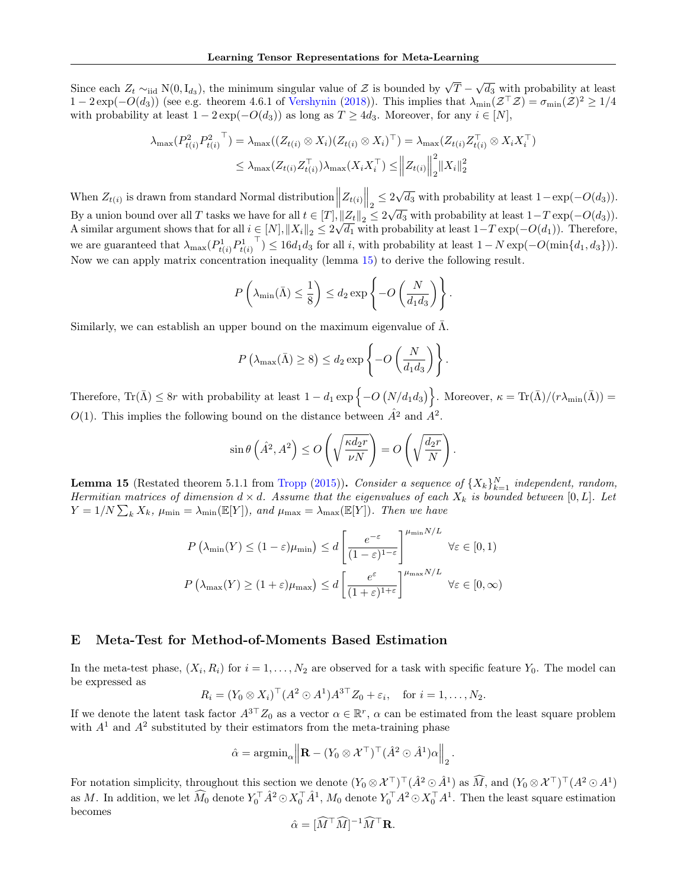Since each $Z_t \sim_{\text{iid}} \mathrm{N}(0, \mathrm{I}_{d_3})$, the minimum singular value of $\mathcal{Z}$ is bounded by $\sqrt{T} - \sqrt{d_3}$ with probability at least $1 - 2\exp(-O(d_3))$ (see e.g. theorem 4.6.1 of Vershynin (2018)). This implies that $\lambda_{\min}(\mathcal{Z}^\top \mathcal{Z}) = \sigma_{\min}(\mathcal{Z})^2 \geq 1/4$ with probability at least $1 - 2\exp(-O(d_3))$ as long as $T \geq 4d_3$. Moreover, for any $i \in [N]$,

$$
\begin{aligned}
\lambda_{\max}(P^2_{t(i)} {P^2_{t(i)}}^\top) &= \lambda_{\max}((Z_{t(i)} \otimes X_i)(Z_{t(i)} \otimes X_i)^\top) = \lambda_{\max}(Z_{t(i)} Z_{t(i)}^\top \otimes X_i X_i^\top) \\
&\leq \lambda_{\max}(Z_{t(i)} Z_{t(i)}^\top) \lambda_{\max}(X_i X_i^\top) \leq \left\| Z_{t(i)} \right\|_2^2 \|X_i\|_2^2
\end{aligned}
$$

When $Z_{t(i)}$ is drawn from standard Normal distribution $\left\| Z_{t(i)} \right\|_2 \leq 2\sqrt{d_3}$ with probability at least $1 - \exp(-O(d_3))$. By a union bound over all $T$ tasks we have for all $t \in [T], \|Z_t\|_2 \leq 2\sqrt{d_3}$ with probability at least $1 - T\exp(-O(d_3))$. A similar argument shows that for all $i \in [N], \|X_i\|_2 \leq 2\sqrt{d_1}$ with probability at least $1 - T\exp(-O(d_1))$. Therefore, we are guaranteed that $\lambda_{\max}(P^1_{t(i)} {P^1_{t(i)}}^\top) \leq 16 d_1 d_3$ for all $i$, with probability at least $1 - N\exp(-O(\min\{d_1, d_3\}))$. Now we can apply matrix concentration inequality (lemma 15) to derive the following result.

$$
P\left(\lambda_{\min}(\bar{\Lambda}) \leq \frac{1}{8}\right) \leq d_2 \exp\left\{-O\left(\frac{N}{d_1 d_3}\right)\right\}.
$$

Similarly, we can establish an upper bound on the maximum eigenvalue of $\bar{\Lambda}$.

$$
P\left(\lambda_{\max}(\bar{\Lambda}) \geq 8\right) \leq d_2 \exp\left\{-O\left(\frac{N}{d_1 d_3}\right)\right\}.
$$

Therefore, $\mathrm{Tr}(\bar{\Lambda}) \leq 8r$ with probability at least $1 - d_1 \exp\left\{-O\left(N/d_1 d_3\right)\right\}$. Moreover, $\kappa = \mathrm{Tr}(\bar{\Lambda})/(r\lambda_{\min}(\bar{\Lambda})) = O(1)$. This implies the following bound on the distance between $\hat{A}^2$ and $A^2$.

$$
\sin\theta\left(\hat{A}^2, A^2\right) \leq O\left(\sqrt{\frac{\kappa d_2 r}{\nu N}}\right) = O\left(\sqrt{\frac{d_2 r}{N}}\right).
$$

**Lemma 15** (Restated theorem 5.1.1 from Tropp (2015))**.** *Consider a sequence of $\{X_k\}_{k=1}^N$ independent, random, Hermitian matrices of dimension $d \times d$. Assume that the eigenvalues of each $X_k$ is bounded between $[0, L]$. Let $Y = 1/N \sum_k X_k$, $\mu_{\min} = \lambda_{\min}(\mathbb{E}[Y])$, and $\mu_{\max} = \lambda_{\max}(\mathbb{E}[Y])$. Then we have*

$$
P\left(\lambda_{\min}(Y) \leq (1-\varepsilon)\mu_{\min}\right) \leq d\left[\frac{e^{-\varepsilon}}{(1-\varepsilon)^{1-\varepsilon}}\right]^{\mu_{\min} N/L} \quad \forall \varepsilon \in [0, 1)
$$

$$
P\left(\lambda_{\max}(Y) \geq (1+\varepsilon)\mu_{\max}\right) \leq d\left[\frac{e^{\varepsilon}}{(1+\varepsilon)^{1+\varepsilon}}\right]^{\mu_{\max} N/L} \quad \forall \varepsilon \in [0, \infty)
$$

## E Meta-Test for Method-of-Moments Based Estimation

In the meta-test phase, $(X_i, R_i)$ for $i = 1, \ldots, N_2$ are observed for a task with specific feature $Y_0$. The model can be expressed as

$$
R_i = (Y_0 \otimes X_i)^\top (A^2 \odot A^1) {A^3}^\top Z_0 + \varepsilon_i, \quad \text{for } i = 1, \ldots, N_2.
$$

If we denote the latent task factor ${A^3}^\top Z_0$ as a vector $\alpha \in \mathbb{R}^r$, $\alpha$ can be estimated from the least square problem with $A^1$ and $A^2$ substituted by their estimators from the meta-training phase

$$
\hat{\alpha} = \mathrm{argmin}_\alpha \left\| \mathbf{R} - (Y_0 \otimes \mathcal{X}^\top)^\top (\hat{A}^2 \odot \hat{A}^1)\alpha \right\|_2.
$$

For notation simplicity, throughout this section we denote $(Y_0 \otimes \mathcal{X}^\top)^\top (\hat{A}^2 \odot \hat{A}^1)$ as $\widehat{M}$, and $(Y_0 \otimes \mathcal{X}^\top)^\top (A^2 \odot A^1)$ as $M$. In addition, we let $\widehat{M}_0$ denote $Y_0^\top \hat{A}^2 \odot X_0^\top \hat{A}^1$, $M_0$ denote $Y_0^\top A^2 \odot X_0^\top A^1$. Then the least square estimation becomes

$$
\hat{\alpha} = [\widehat{M}^\top \widehat{M}]^{-1} \widehat{M}^\top \mathbf{R}.
$$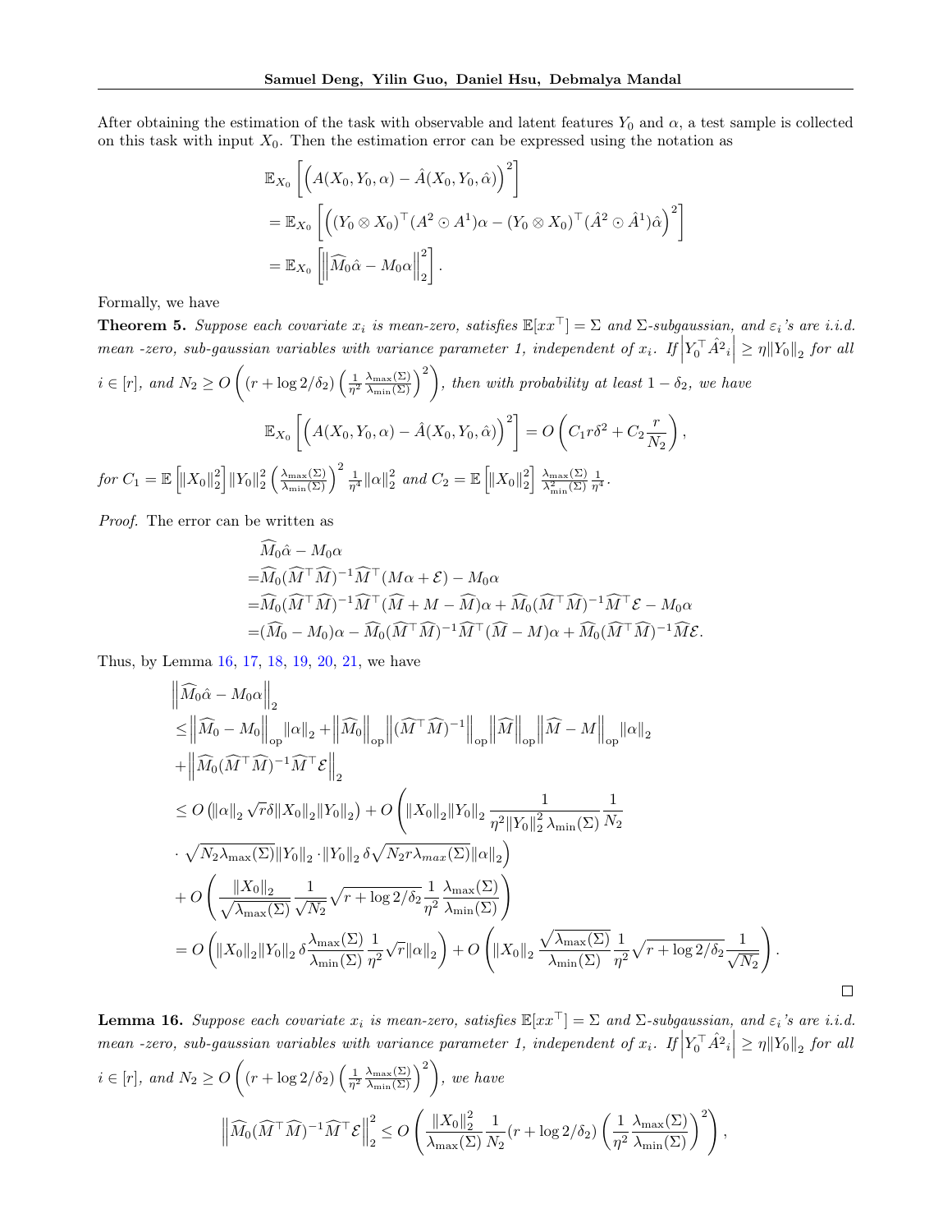After obtaining the estimation of the task with observable and latent features $Y_0$ and $\alpha$, a test sample is collected on this task with input $X_0$. Then the estimation error can be expressed using the notation as

$$
\begin{aligned}
&\mathbb{E}_{X_0}\left[\left(A(X_0,Y_0,\alpha)-\hat{A}(X_0,Y_0,\hat{\alpha})\right)^2\right] \\
&=\mathbb{E}_{X_0}\left[\left((Y_0\otimes X_0)^\top(A^2\odot A^1)\alpha-(Y_0\otimes X_0)^\top(\hat{A}^2\odot \hat{A}^1)\hat{\alpha}\right)^2\right] \\
&=\mathbb{E}_{X_0}\left[\left\|\widehat{M}_0\hat{\alpha}-M_0\alpha\right\|_2^2\right].
\end{aligned}
$$

Formally, we have

**Theorem 5.** *Suppose each covariate $x_i$ is mean-zero, satisfies $\mathbb{E}[xx^\top]=\Sigma$ and $\Sigma$-subgaussian, and $\varepsilon_i$'s are i.i.d. mean -zero, sub-gaussian variables with variance parameter 1, independent of $x_i$. If $\left|Y_0^\top \hat{A}^2{}_i\right|\geq \eta\|Y_0\|_2$ for all $i\in[r]$, and $N_2\geq O\left((r+\log 2/\delta_2)\left(\frac{1}{\eta^2}\frac{\lambda_{\max}(\Sigma)}{\lambda_{\min}(\Sigma)}\right)^2\right)$, then with probability at least $1-\delta_2$, we have*

$$
\mathbb{E}_{X_0}\left[\left(A(X_0,Y_0,\alpha)-\hat{A}(X_0,Y_0,\hat{\alpha})\right)^2\right]=O\left(C_1 r\delta^2+C_2\frac{r}{N_2}\right),
$$

*for $C_1=\mathbb{E}\left[\|X_0\|_2^2\right]\|Y_0\|_2^2\left(\frac{\lambda_{\max}(\Sigma)}{\lambda_{\min}(\Sigma)}\right)^2\frac{1}{\eta^4}\|\alpha\|_2^2$ and $C_2=\mathbb{E}\left[\|X_0\|_2^2\right]\frac{\lambda_{\max}(\Sigma)}{\lambda^2_{\min}(\Sigma)}\frac{1}{\eta^4}$.*

*Proof.* The error can be written as

$$
\begin{aligned}
&\widehat{M}_0\hat{\alpha}-M_0\alpha\\
=&\widehat{M}_0(\widehat{M}^\top\widehat{M})^{-1}\widehat{M}^\top(M\alpha+\mathcal{E})-M_0\alpha\\
=&\widehat{M}_0(\widehat{M}^\top\widehat{M})^{-1}\widehat{M}^\top(\widehat{M}+M-\widehat{M})\alpha+\widehat{M}_0(\widehat{M}^\top\widehat{M})^{-1}\widehat{M}^\top\mathcal{E}-M_0\alpha\\
=&(\widehat{M}_0-M_0)\alpha-\widehat{M}_0(\widehat{M}^\top\widehat{M})^{-1}\widehat{M}^\top(\widehat{M}-M)\alpha+\widehat{M}_0(\widehat{M}^\top\widehat{M})^{-1}\widehat{M}\mathcal{E}.
\end{aligned}
$$

Thus, by Lemma 16, 17, 18, 19, 20, 21, we have

$$
\begin{aligned}
&\left\|\widehat{M}_0\hat{\alpha}-M_0\alpha\right\|_2\\
\leq&\left\|\widehat{M}_0-M_0\right\|_{\mathrm{op}}\|\alpha\|_2+\left\|\widehat{M}_0\right\|_{\mathrm{op}}\left\|(\widehat{M}^\top\widehat{M})^{-1}\right\|_{\mathrm{op}}\left\|\widehat{M}\right\|_{\mathrm{op}}\left\|\widehat{M}-M\right\|_{\mathrm{op}}\|\alpha\|_2\\
&+\left\|\widehat{M}_0(\widehat{M}^\top\widehat{M})^{-1}\widehat{M}^\top\mathcal{E}\right\|_2\\
\leq&\, O\left(\|\alpha\|_2\sqrt{r}\delta\|X_0\|_2\|Y_0\|_2\right)+O\left(\|X_0\|_2\|Y_0\|_2\frac{1}{\eta^2\|Y_0\|_2^2\lambda_{\min}(\Sigma)}\frac{1}{N_2}\right.\\
&\left.\cdot\sqrt{N_2\lambda_{\max}(\Sigma)}\|Y_0\|_2\cdot\|Y_0\|_2\,\delta\sqrt{N_2 r\lambda_{max}(\Sigma)}\|\alpha\|_2\right)\\
&+O\left(\frac{\|X_0\|_2}{\sqrt{\lambda_{\max}(\Sigma)}}\frac{1}{\sqrt{N_2}}\sqrt{r+\log 2/\delta_2}\frac{1}{\eta^2}\frac{\lambda_{\max}(\Sigma)}{\lambda_{\min}(\Sigma)}\right)\\
=&\, O\left(\|X_0\|_2\|Y_0\|_2\,\delta\frac{\lambda_{\max}(\Sigma)}{\lambda_{\min}(\Sigma)}\frac{1}{\eta^2}\sqrt{r}\|\alpha\|_2\right)+O\left(\|X_0\|_2\frac{\sqrt{\lambda_{\max}(\Sigma)}}{\lambda_{\min}(\Sigma)}\frac{1}{\eta^2}\sqrt{r+\log 2/\delta_2}\frac{1}{\sqrt{N_2}}\right).
\end{aligned}
$$

$\square$

**Lemma 16.** *Suppose each covariate $x_i$ is mean-zero, satisfies $\mathbb{E}[xx^\top]=\Sigma$ and $\Sigma$-subgaussian, and $\varepsilon_i$'s are i.i.d. mean -zero, sub-gaussian variables with variance parameter 1, independent of $x_i$. If $\left|Y_0^\top \hat{A}^2{}_i\right|\geq \eta\|Y_0\|_2$ for all $i\in[r]$, and $N_2\geq O\left((r+\log 2/\delta_2)\left(\frac{1}{\eta^2}\frac{\lambda_{\max}(\Sigma)}{\lambda_{\min}(\Sigma)}\right)^2\right)$, we have*

$$
\left\|\widehat{M}_0(\widehat{M}^\top\widehat{M})^{-1}\widehat{M}^\top\mathcal{E}\right\|_2^2\leq O\left(\frac{\|X_0\|_2^2}{\lambda_{\max}(\Sigma)}\frac{1}{N_2}(r+\log 2/\delta_2)\left(\frac{1}{\eta^2}\frac{\lambda_{\max}(\Sigma)}{\lambda_{\min}(\Sigma)}\right)^2\right),
$$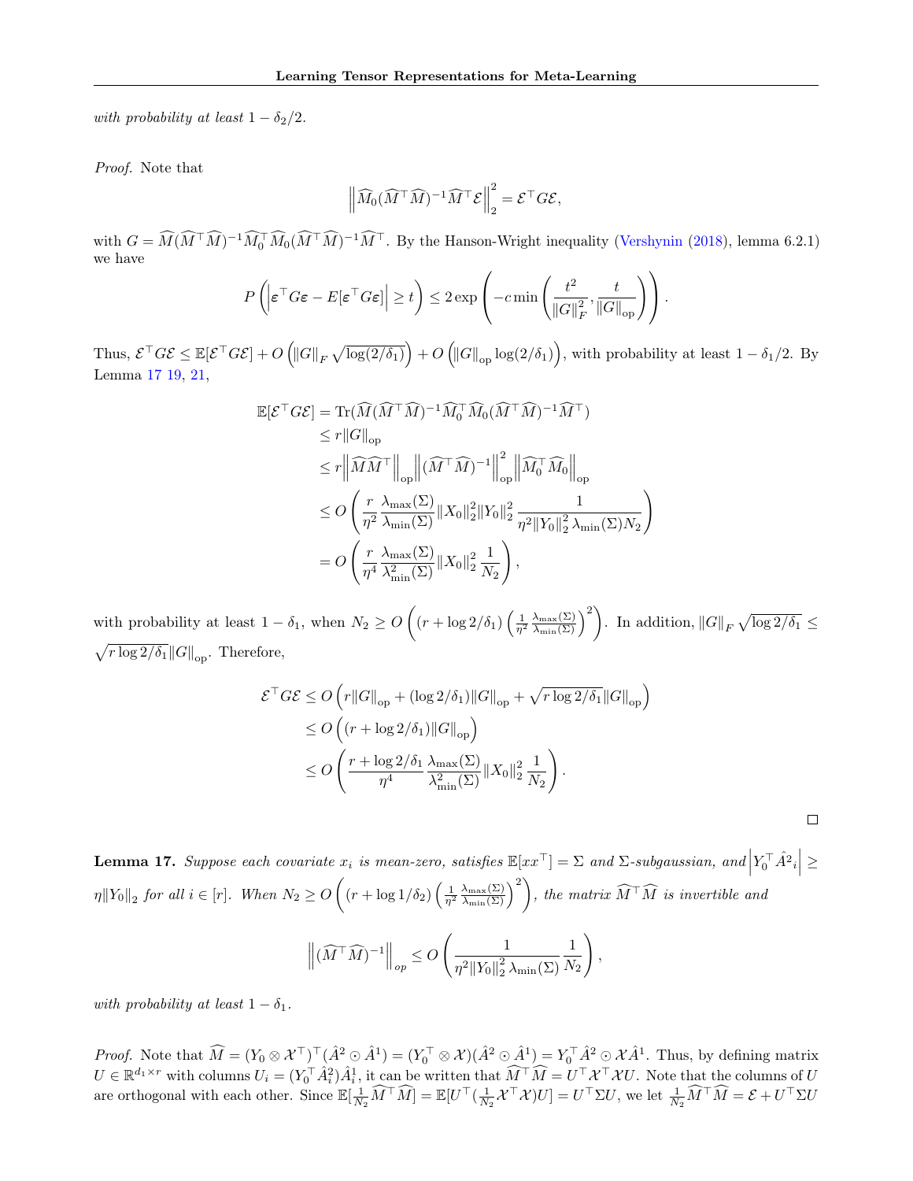*with probability at least $1 - \delta_2/2$.*

*Proof.* Note that

$$\left\| \widehat{M}_0 (\widehat{M}^\top \widehat{M})^{-1} \widehat{M}^\top \mathcal{E} \right\|_2^2 = \mathcal{E}^\top G \mathcal{E},$$

with $G = \widehat{M}(\widehat{M}^\top \widehat{M})^{-1} \widehat{M}_0^\top \widehat{M}_0 (\widehat{M}^\top \widehat{M})^{-1} \widehat{M}^\top$. By the Hanson-Wright inequality (Vershynin (2018), lemma 6.2.1) we have

$$P\left( \left| \boldsymbol{\varepsilon}^\top G \boldsymbol{\varepsilon} - E[\boldsymbol{\varepsilon}^\top G \boldsymbol{\varepsilon}] \right| \geq t \right) \leq 2 \exp\left( -c \min\left( \frac{t^2}{\|G\|_F^2}, \frac{t}{\|G\|_{\text{op}}} \right) \right).$$

Thus, $\mathcal{E}^\top G \mathcal{E} \leq \mathbb{E}[\mathcal{E}^\top G \mathcal{E}] + O\left( \|G\|_F \sqrt{\log(2/\delta_1)} \right) + O\left( \|G\|_{\text{op}} \log(2/\delta_1) \right)$, with probability at least $1 - \delta_1/2$. By Lemma 17 19, 21,

$$\begin{aligned}
\mathbb{E}[\mathcal{E}^\top G \mathcal{E}] &= \operatorname{Tr}(\widehat{M}(\widehat{M}^\top \widehat{M})^{-1} \widehat{M}_0^\top \widehat{M}_0 (\widehat{M}^\top \widehat{M})^{-1} \widehat{M}^\top) \\
&\leq r \|G\|_{\text{op}} \\
&\leq r \left\| \widehat{M} \widehat{M}^\top \right\|_{\text{op}} \left\| (\widehat{M}^\top \widehat{M})^{-1} \right\|_{\text{op}}^2 \left\| \widehat{M}_0^\top \widehat{M}_0 \right\|_{\text{op}} \\
&\leq O\left( \frac{r}{\eta^2} \frac{\lambda_{\max}(\Sigma)}{\lambda_{\min}(\Sigma)} \|X_0\|_2^2 \|Y_0\|_2^2 \frac{1}{\eta^2 \|Y_0\|_2^2 \lambda_{\min}(\Sigma) N_2} \right) \\
&= O\left( \frac{r}{\eta^4} \frac{\lambda_{\max}(\Sigma)}{\lambda_{\min}^2(\Sigma)} \|X_0\|_2^2 \frac{1}{N_2} \right),
\end{aligned}$$

with probability at least $1 - \delta_1$, when $N_2 \geq O\left( (r + \log 2/\delta_1) \left( \frac{1}{\eta^2} \frac{\lambda_{\max}(\Sigma)}{\lambda_{\min}(\Sigma)} \right)^2 \right)$. In addition, $\|G\|_F \sqrt{\log 2/\delta_1} \leq \sqrt{r \log 2/\delta_1} \|G\|_{\text{op}}$. Therefore,

$$\begin{aligned}
\mathcal{E}^\top G \mathcal{E} &\leq O\left( r \|G\|_{\text{op}} + (\log 2/\delta_1) \|G\|_{\text{op}} + \sqrt{r \log 2/\delta_1} \|G\|_{\text{op}} \right) \\
&\leq O\left( (r + \log 2/\delta_1) \|G\|_{\text{op}} \right) \\
&\leq O\left( \frac{r + \log 2/\delta_1}{\eta^4} \frac{\lambda_{\max}(\Sigma)}{\lambda_{\min}^2(\Sigma)} \|X_0\|_2^2 \frac{1}{N_2} \right).
\end{aligned}$$

□

**Lemma 17.** *Suppose each covariate $x_i$ is mean-zero, satisfies $\mathbb{E}[xx^\top] = \Sigma$ and $\Sigma$-subgaussian, and $\left| Y_0^\top \hat{A}^2{}_i \right| \geq \eta \|Y_0\|_2$ for all $i \in [r]$. When $N_2 \geq O\left( (r + \log 1/\delta_2) \left( \frac{1}{\eta^2} \frac{\lambda_{\max}(\Sigma)}{\lambda_{\min}(\Sigma)} \right)^2 \right)$, the matrix $\widehat{M}^\top \widehat{M}$ is invertible and*

$$\left\| (\widehat{M}^\top \widehat{M})^{-1} \right\|_{op} \leq O\left( \frac{1}{\eta^2 \|Y_0\|_2^2 \lambda_{\min}(\Sigma)} \frac{1}{N_2} \right),$$

*with probability at least $1 - \delta_1$.*

*Proof.* Note that $\widehat{M} = (Y_0 \otimes \mathcal{X}^\top)^\top (\hat{A}^2 \odot \hat{A}^1) = (Y_0^\top \otimes \mathcal{X})(\hat{A}^2 \odot \hat{A}^1) = Y_0^\top \hat{A}^2 \odot \mathcal{X} \hat{A}^1$. Thus, by defining matrix $U \in \mathbb{R}^{d_1 \times r}$ with columns $U_i = (Y_0^\top \hat{A}_i^2) \hat{A}_i^1$, it can be written that $\widehat{M}^\top \widehat{M} = U^\top \mathcal{X}^\top \mathcal{X} U$. Note that the columns of $U$ are orthogonal with each other. Since $\mathbb{E}[\frac{1}{N_2} \widehat{M}^\top \widehat{M}] = \mathbb{E}[U^\top (\frac{1}{N_2} \mathcal{X}^\top \mathcal{X}) U] = U^\top \Sigma U$, we let $\frac{1}{N_2} \widehat{M}^\top \widehat{M} = \mathcal{E} + U^\top \Sigma U$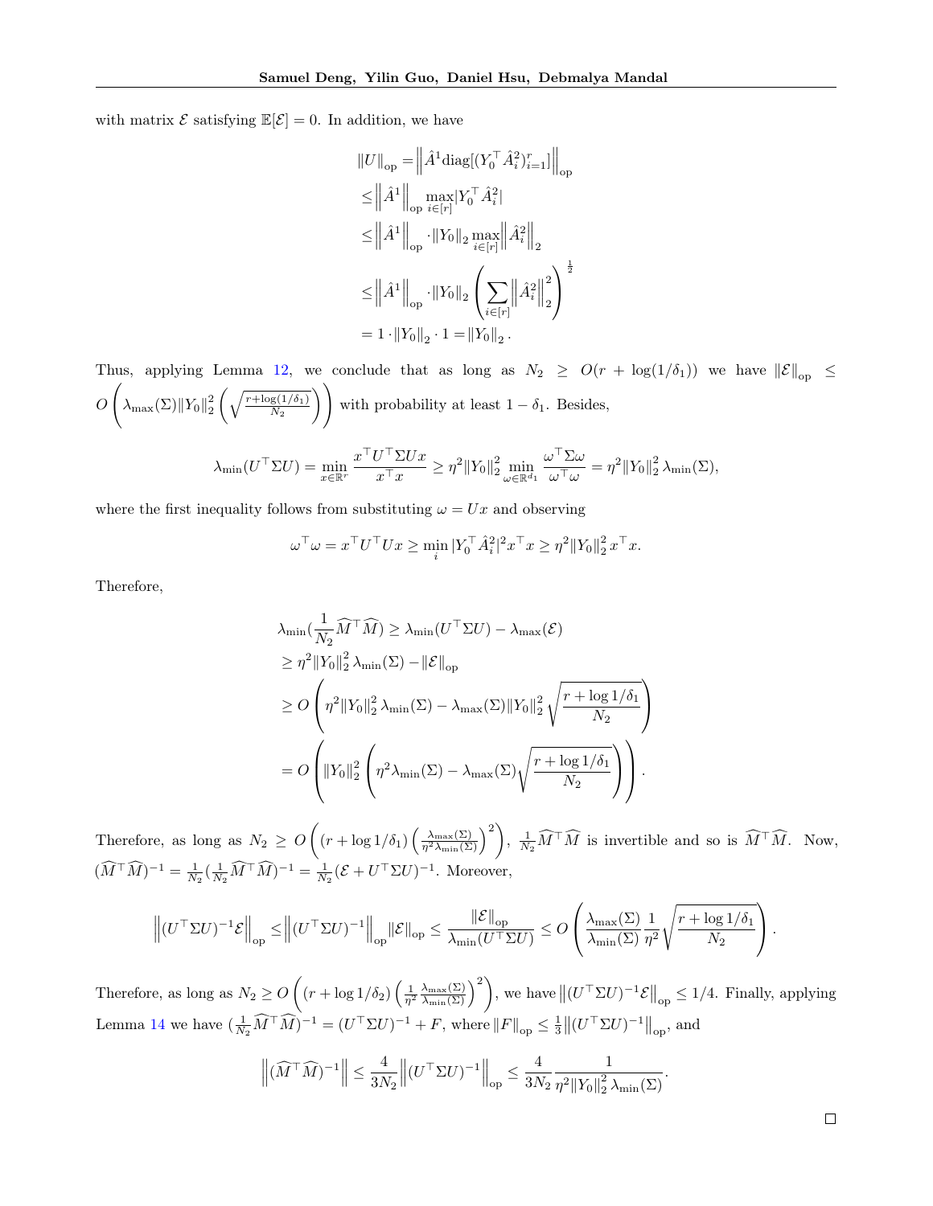with matrix $\mathcal{E}$ satisfying $\mathbb{E}[\mathcal{E}] = 0$. In addition, we have

$$
\begin{aligned}
\|U\|_{\mathrm{op}} &= \left\| \hat{A}^1 \mathrm{diag}[(Y_0^\top \hat{A}_i^2)_{i=1}^r] \right\|_{\mathrm{op}} \\
&\leq \left\| \hat{A}^1 \right\|_{\mathrm{op}} \max_{i \in [r]} |Y_0^\top \hat{A}_i^2| \\
&\leq \left\| \hat{A}^1 \right\|_{\mathrm{op}} \cdot \|Y_0\|_2 \max_{i \in [r]} \left\| \hat{A}_i^2 \right\|_2 \\
&\leq \left\| \hat{A}^1 \right\|_{\mathrm{op}} \cdot \|Y_0\|_2 \left( \sum_{i \in [r]} \left\| \hat{A}_i^2 \right\|_2^2 \right)^{\frac{1}{2}} \\
&= 1 \cdot \|Y_0\|_2 \cdot 1 = \|Y_0\|_2 .
\end{aligned}
$$

Thus, applying Lemma 12, we conclude that as long as $N_2 \geq O(r + \log(1/\delta_1))$ we have $\|\mathcal{E}\|_{\mathrm{op}} \leq O\left( \lambda_{\max}(\Sigma) \|Y_0\|_2^2 \left( \sqrt{\frac{r + \log(1/\delta_1)}{N_2}} \right) \right)$ with probability at least $1 - \delta_1$. Besides,

$$
\lambda_{\min}(U^\top \Sigma U) = \min_{x \in \mathbb{R}^r} \frac{x^\top U^\top \Sigma U x}{x^\top x} \geq \eta^2 \|Y_0\|_2^2 \min_{\omega \in \mathbb{R}^{d_1}} \frac{\omega^\top \Sigma \omega}{\omega^\top \omega} = \eta^2 \|Y_0\|_2^2 \lambda_{\min}(\Sigma),
$$

where the first inequality follows from substituting $\omega = Ux$ and observing

$$
\omega^\top \omega = x^\top U^\top U x \geq \min_i |Y_0^\top \hat{A}_i^2|^2 x^\top x \geq \eta^2 \|Y_0\|_2^2 x^\top x.
$$

Therefore,

$$
\begin{aligned}
\lambda_{\min}\left(\frac{1}{N_2} \widehat{M}^\top \widehat{M}\right) &\geq \lambda_{\min}(U^\top \Sigma U) - \lambda_{\max}(\mathcal{E}) \\
&\geq \eta^2 \|Y_0\|_2^2 \lambda_{\min}(\Sigma) - \|\mathcal{E}\|_{\mathrm{op}} \\
&\geq O\left( \eta^2 \|Y_0\|_2^2 \lambda_{\min}(\Sigma) - \lambda_{\max}(\Sigma) \|Y_0\|_2^2 \sqrt{\frac{r + \log 1/\delta_1}{N_2}} \right) \\
&= O\left( \|Y_0\|_2^2 \left( \eta^2 \lambda_{\min}(\Sigma) - \lambda_{\max}(\Sigma) \sqrt{\frac{r + \log 1/\delta_1}{N_2}} \right) \right).
\end{aligned}
$$

Therefore, as long as $N_2 \geq O\left( (r + \log 1/\delta_1) \left( \frac{\lambda_{\max}(\Sigma)}{\eta^2 \lambda_{\min}(\Sigma)} \right)^2 \right)$, $\frac{1}{N_2} \widehat{M}^\top \widehat{M}$ is invertible and so is $\widehat{M}^\top \widehat{M}$. Now, $(\widehat{M}^\top \widehat{M})^{-1} = \frac{1}{N_2} (\frac{1}{N_2} \widehat{M}^\top \widehat{M})^{-1} = \frac{1}{N_2} (\mathcal{E} + U^\top \Sigma U)^{-1}$. Moreover,

$$
\left\| (U^\top \Sigma U)^{-1} \mathcal{E} \right\|_{\mathrm{op}} \leq \left\| (U^\top \Sigma U)^{-1} \right\|_{\mathrm{op}} \|\mathcal{E}\|_{\mathrm{op}} \leq \frac{\|\mathcal{E}\|_{\mathrm{op}}}{\lambda_{\min}(U^\top \Sigma U)} \leq O\left( \frac{\lambda_{\max}(\Sigma)}{\lambda_{\min}(\Sigma)} \frac{1}{\eta^2} \sqrt{\frac{r + \log 1/\delta_1}{N_2}} \right).
$$

Therefore, as long as $N_2 \geq O\left( (r + \log 1/\delta_2) \left( \frac{1}{\eta^2} \frac{\lambda_{\max}(\Sigma)}{\lambda_{\min}(\Sigma)} \right)^2 \right)$, we have $\left\| (U^\top \Sigma U)^{-1} \mathcal{E} \right\|_{\mathrm{op}} \leq 1/4$. Finally, applying Lemma 14 we have $(\frac{1}{N_2} \widehat{M}^\top \widehat{M})^{-1} = (U^\top \Sigma U)^{-1} + F$, where $\|F\|_{\mathrm{op}} \leq \frac{1}{3} \left\| (U^\top \Sigma U)^{-1} \right\|_{\mathrm{op}}$, and

$$
\left\| (\widehat{M}^\top \widehat{M})^{-1} \right\| \leq \frac{4}{3N_2} \left\| (U^\top \Sigma U)^{-1} \right\|_{\mathrm{op}} \leq \frac{4}{3N_2} \frac{1}{\eta^2 \|Y_0\|_2^2 \lambda_{\min}(\Sigma)}.
$$

□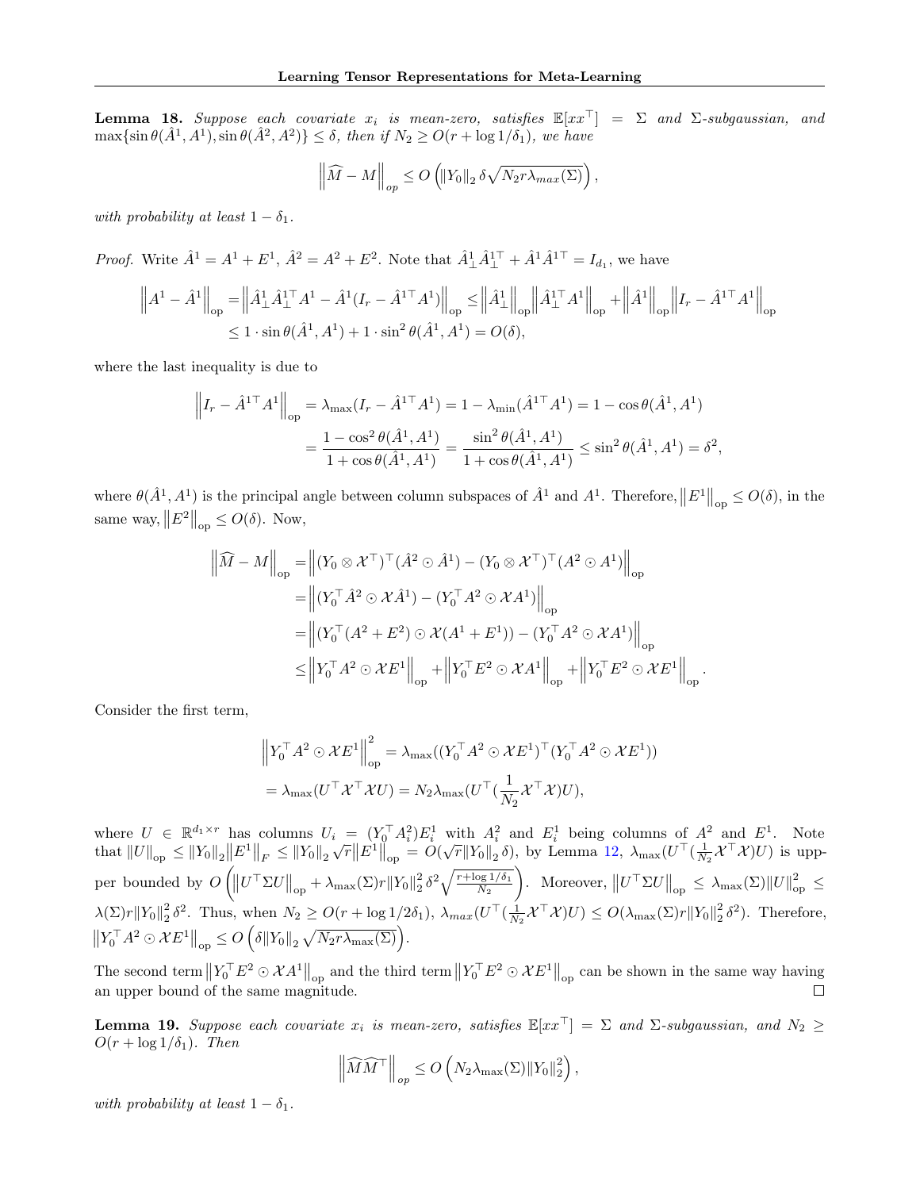**Lemma 18.** *Suppose each covariate $x_i$ is mean-zero, satisfies $\mathbb{E}[xx^\top] = \Sigma$ and $\Sigma$-subgaussian, and $\max\{\sin\theta(\hat{A}^1, A^1), \sin\theta(\hat{A}^2, A^2)\} \le \delta$, then if $N_2 \ge O(r + \log 1/\delta_1)$, we have*

$$\left\|\widehat{M} - M\right\|_{op} \le O\left(\|Y_0\|_2 \, \delta \sqrt{N_2 r \lambda_{max}(\Sigma)}\right),$$

*with probability at least $1 - \delta_1$.*

*Proof.* Write $\hat{A}^1 = A^1 + E^1$, $\hat{A}^2 = A^2 + E^2$. Note that $\hat{A}^1_\perp \hat{A}^{1\top}_\perp + \hat{A}^1\hat{A}^{1\top} = I_{d_1}$, we have

$$\begin{aligned}
\left\|A^1 - \hat{A}^1\right\|_{\text{op}} &= \left\|\hat{A}^1_\perp \hat{A}^{1\top}_\perp A^1 - \hat{A}^1(I_r - \hat{A}^{1\top}A^1)\right\|_{\text{op}} \le \left\|\hat{A}^1_\perp\right\|_{\text{op}}\left\|\hat{A}^{1\top}_\perp A^1\right\|_{\text{op}} + \left\|\hat{A}^1\right\|_{\text{op}}\left\|I_r - \hat{A}^{1\top}A^1\right\|_{\text{op}} \\
&\le 1 \cdot \sin\theta(\hat{A}^1, A^1) + 1 \cdot \sin^2\theta(\hat{A}^1, A^1) = O(\delta),
\end{aligned}$$

where the last inequality is due to

$$\begin{aligned}
\left\|I_r - \hat{A}^{1\top}A^1\right\|_{\text{op}} &= \lambda_{\max}(I_r - \hat{A}^{1\top}A^1) = 1 - \lambda_{\min}(\hat{A}^{1\top}A^1) = 1 - \cos\theta(\hat{A}^1, A^1) \\
&= \frac{1 - \cos^2\theta(\hat{A}^1, A^1)}{1 + \cos\theta(\hat{A}^1, A^1)} = \frac{\sin^2\theta(\hat{A}^1, A^1)}{1 + \cos\theta(\hat{A}^1, A^1)} \le \sin^2\theta(\hat{A}^1, A^1) = \delta^2,
\end{aligned}$$

where $\theta(\hat{A}^1, A^1)$ is the principal angle between column subspaces of $\hat{A}^1$ and $A^1$. Therefore, $\left\|E^1\right\|_{\text{op}} \le O(\delta)$, in the same way, $\left\|E^2\right\|_{\text{op}} \le O(\delta)$. Now,

$$\begin{aligned}
\left\|\widehat{M} - M\right\|_{\text{op}} &= \left\|(Y_0 \otimes \mathcal{X}^\top)^\top(\hat{A}^2 \odot \hat{A}^1) - (Y_0 \otimes \mathcal{X}^\top)^\top(A^2 \odot A^1)\right\|_{\text{op}} \\
&= \left\|(Y_0^\top \hat{A}^2 \odot \mathcal{X}\hat{A}^1) - (Y_0^\top A^2 \odot \mathcal{X}A^1)\right\|_{\text{op}} \\
&= \left\|(Y_0^\top(A^2 + E^2) \odot \mathcal{X}(A^1 + E^1)) - (Y_0^\top A^2 \odot \mathcal{X}A^1)\right\|_{\text{op}} \\
&\le \left\|Y_0^\top A^2 \odot \mathcal{X}E^1\right\|_{\text{op}} + \left\|Y_0^\top E^2 \odot \mathcal{X}A^1\right\|_{\text{op}} + \left\|Y_0^\top E^2 \odot \mathcal{X}E^1\right\|_{\text{op}}.
\end{aligned}$$

Consider the first term,

$$\begin{aligned}
&\left\|Y_0^\top A^2 \odot \mathcal{X}E^1\right\|_{\text{op}}^2 = \lambda_{\max}((Y_0^\top A^2 \odot \mathcal{X}E^1)^\top(Y_0^\top A^2 \odot \mathcal{X}E^1)) \\
&= \lambda_{\max}(U^\top \mathcal{X}^\top \mathcal{X}U) = N_2 \lambda_{\max}(U^\top(\frac{1}{N_2}\mathcal{X}^\top\mathcal{X})U),
\end{aligned}$$

where $U \in \mathbb{R}^{d_1 \times r}$ has columns $U_i = (Y_0^\top A_i^2)E_i^1$ with $A_i^2$ and $E_i^1$ being columns of $A^2$ and $E^1$. Note that $\|U\|_{\text{op}} \le \|Y_0\|_2\|E^1\|_F \le \|Y_0\|_2\sqrt{r}\|E^1\|_{\text{op}} = O(\sqrt{r}\|Y_0\|_2\,\delta)$, by Lemma 12, $\lambda_{\max}(U^\top(\frac{1}{N_2}\mathcal{X}^\top\mathcal{X})U)$ is upper bounded by $O\left(\left\|U^\top\Sigma U\right\|_{\text{op}} + \lambda_{\max}(\Sigma)r\|Y_0\|_2^2\,\delta^2\sqrt{\frac{r+\log 1/\delta_1}{N_2}}\right)$. Moreover, $\left\|U^\top\Sigma U\right\|_{\text{op}} \le \lambda_{\max}(\Sigma)\|U\|_{\text{op}}^2 \le \lambda(\Sigma)r\|Y_0\|_2^2\,\delta^2$. Thus, when $N_2 \ge O(r + \log 1/2\delta_1)$, $\lambda_{max}(U^\top(\frac{1}{N_2}\mathcal{X}^\top\mathcal{X})U) \le O(\lambda_{\max}(\Sigma)r\|Y_0\|_2^2\,\delta^2)$. Therefore, $\left\|Y_0^\top A^2 \odot \mathcal{X}E^1\right\|_{\text{op}} \le O\left(\delta\|Y_0\|_2\sqrt{N_2 r\lambda_{\max}(\Sigma)}\right)$.

The second term $\left\|Y_0^\top E^2 \odot \mathcal{X}A^1\right\|_{\text{op}}$ and the third term $\left\|Y_0^\top E^2 \odot \mathcal{X}E^1\right\|_{\text{op}}$ can be shown in the same way having an upper bound of the same magnitude. ◻

**Lemma 19.** *Suppose each covariate $x_i$ is mean-zero, satisfies $\mathbb{E}[xx^\top] = \Sigma$ and $\Sigma$-subgaussian, and $N_2 \ge O(r + \log 1/\delta_1)$. Then*

$$\left\|\widehat{M}\widehat{M}^\top\right\|_{op} \le O\left(N_2\lambda_{\max}(\Sigma)\|Y_0\|_2^2\right),$$

*with probability at least $1 - \delta_1$.*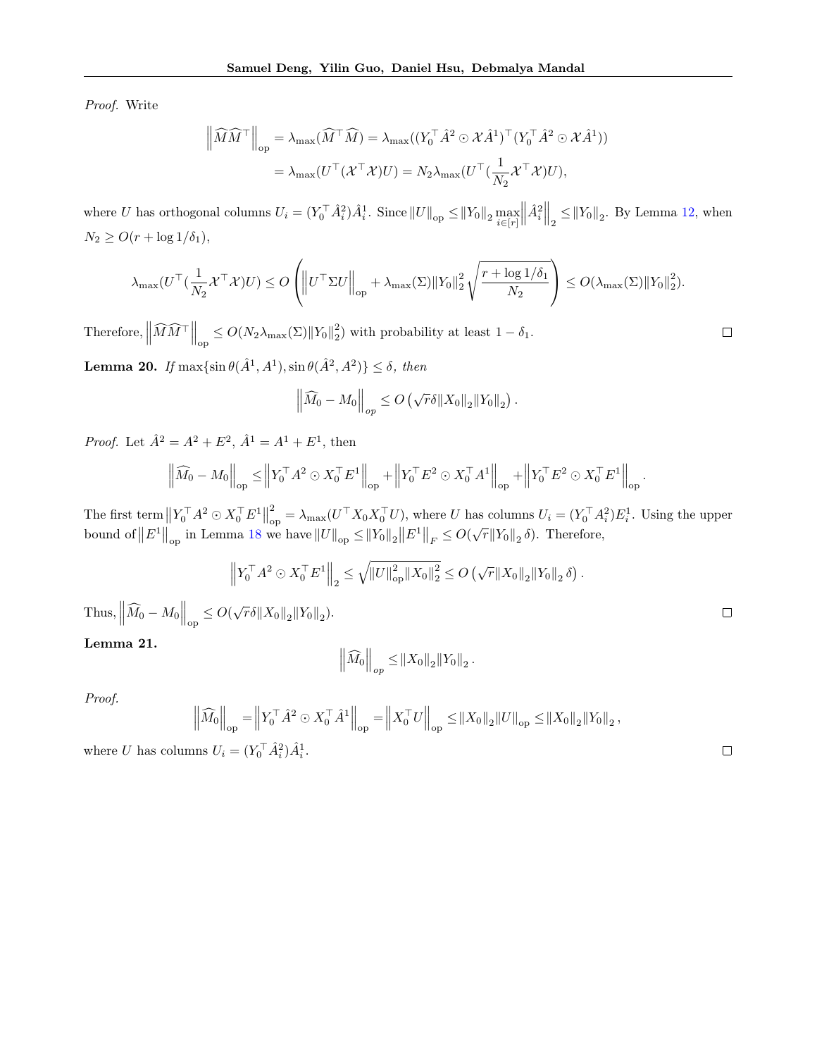*Proof.* Write

$$\left\|\widehat{M}\widehat{M}^\top\right\|_{\text{op}} = \lambda_{\max}(\widehat{M}^\top\widehat{M}) = \lambda_{\max}((Y_0^\top \hat{A}^2 \odot \mathcal{X}\hat{A}^1)^\top (Y_0^\top \hat{A}^2 \odot \mathcal{X}\hat{A}^1))$$
$$= \lambda_{\max}(U^\top(\mathcal{X}^\top\mathcal{X})U) = N_2\lambda_{\max}(U^\top(\frac{1}{N_2}\mathcal{X}^\top\mathcal{X})U),$$

where $U$ has orthogonal columns $U_i = (Y_0^\top \hat{A}_i^2)\hat{A}_i^1$. Since $\|U\|_{\text{op}} \le \|Y_0\|_2 \max_{i\in[r]}\left\|\hat{A}_i^2\right\|_2 \le \|Y_0\|_2$. By Lemma 12, when $N_2 \ge O(r + \log 1/\delta_1)$,

$$\lambda_{\max}(U^\top(\frac{1}{N_2}\mathcal{X}^\top\mathcal{X})U) \le O\left(\left\|U^\top\Sigma U\right\|_{\text{op}} + \lambda_{\max}(\Sigma)\|Y_0\|_2^2\sqrt{\frac{r+\log 1/\delta_1}{N_2}}\right) \le O(\lambda_{\max}(\Sigma)\|Y_0\|_2^2).$$

Therefore, $\left\|\widehat{M}\widehat{M}^\top\right\|_{\text{op}} \le O(N_2\lambda_{\max}(\Sigma)\|Y_0\|_2^2)$ with probability at least $1-\delta_1$. ∎

**Lemma 20.** *If* $\max\{\sin\theta(\hat{A}^1, A^1), \sin\theta(\hat{A}^2, A^2)\} \le \delta$, *then*

$$\left\|\widehat{M}_0 - M_0\right\|_{op} \le O\left(\sqrt{r}\delta\|X_0\|_2\|Y_0\|_2\right).$$

*Proof.* Let $\hat{A}^2 = A^2 + E^2$, $\hat{A}^1 = A^1 + E^1$, then

$$\left\|\widehat{M}_0 - M_0\right\|_{\text{op}} \le \left\|Y_0^\top A^2 \odot X_0^\top E^1\right\|_{\text{op}} + \left\|Y_0^\top E^2 \odot X_0^\top A^1\right\|_{\text{op}} + \left\|Y_0^\top E^2 \odot X_0^\top E^1\right\|_{\text{op}}.$$

The first term $\left\|Y_0^\top A^2 \odot X_0^\top E^1\right\|_{\text{op}}^2 = \lambda_{\max}(U^\top X_0 X_0^\top U)$, where $U$ has columns $U_i = (Y_0^\top A_i^2)E_i^1$. Using the upper bound of $\left\|E^1\right\|_{\text{op}}$ in Lemma 18 we have $\|U\|_{\text{op}} \le \|Y_0\|_2\left\|E^1\right\|_F \le O(\sqrt{r}\|Y_0\|_2\,\delta)$. Therefore,

$$\left\|Y_0^\top A^2 \odot X_0^\top E^1\right\|_2 \le \sqrt{\|U\|_{\text{op}}^2\|X_0\|_2^2} \le O\left(\sqrt{r}\|X_0\|_2\|Y_0\|_2\,\delta\right).$$

Thus, $\left\|\widehat{M}_0 - M_0\right\|_{\text{op}} \le O(\sqrt{r}\delta\|X_0\|_2\|Y_0\|_2)$. ∎

**Lemma 21.**

$$\left\|\widehat{M}_0\right\|_{op} \le \|X_0\|_2\|Y_0\|_2.$$

*Proof.*

$$\left\|\widehat{M}_0\right\|_{\text{op}} = \left\|Y_0^\top \hat{A}^2 \odot X_0^\top \hat{A}^1\right\|_{\text{op}} = \left\|X_0^\top U\right\|_{\text{op}} \le \|X_0\|_2\|U\|_{\text{op}} \le \|X_0\|_2\|Y_0\|_2,$$

where $U$ has columns $U_i = (Y_0^\top \hat{A}_i^2)\hat{A}_i^1$. ∎